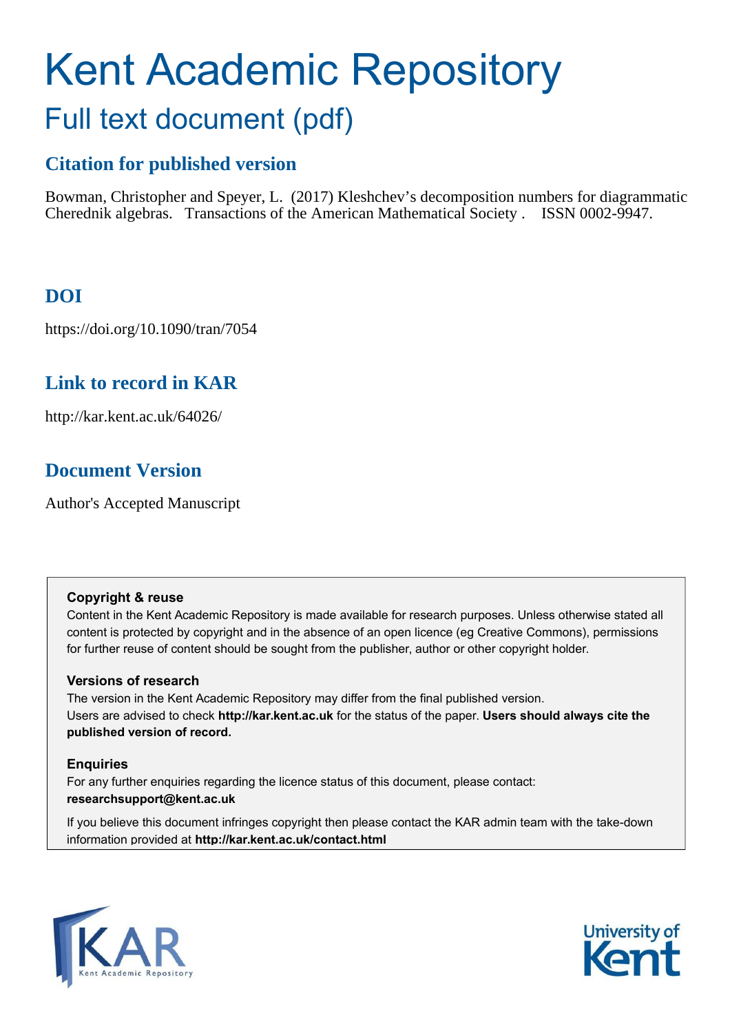# Kent Academic Repository

## Full text document (pdf)

### Citation for published version

Bowman, Christopher and Speyer, L. (2017) Kleshchev's decomposition numbers for diagrammatic Cherednik algebras. Transactions of the American Mathematical Society . ISSN 0002-9947.

### DOI

https://doi.org/10.1090/tran/7054

### Link to record in KAR

http://kar.kent.ac.uk/64026/

### Document Version

Author's Accepted Manuscript

**Copyright & reuse**

Content in the Kent Academic Repository is made available for research purposes. Unless otherwise stated all content is protected by copyright and in the absence of an open licence (eg Creative Commons), permissions for further reuse of content should be sought from the publisher, author or other copyright holder.

**Versions of research**

The version in the Kent Academic Repository may differ from the final published version.
Users are advised to check **http://kar.kent.ac.uk** for the status of the paper. **Users should always cite the published version of record.**

**Enquiries**

For any further enquiries regarding the licence status of this document, please contact:
**researchsupport@kent.ac.uk**

If you believe this document infringes copyright then please contact the KAR admin team with the take-down information provided at **http://kar.kent.ac.uk/contact.html**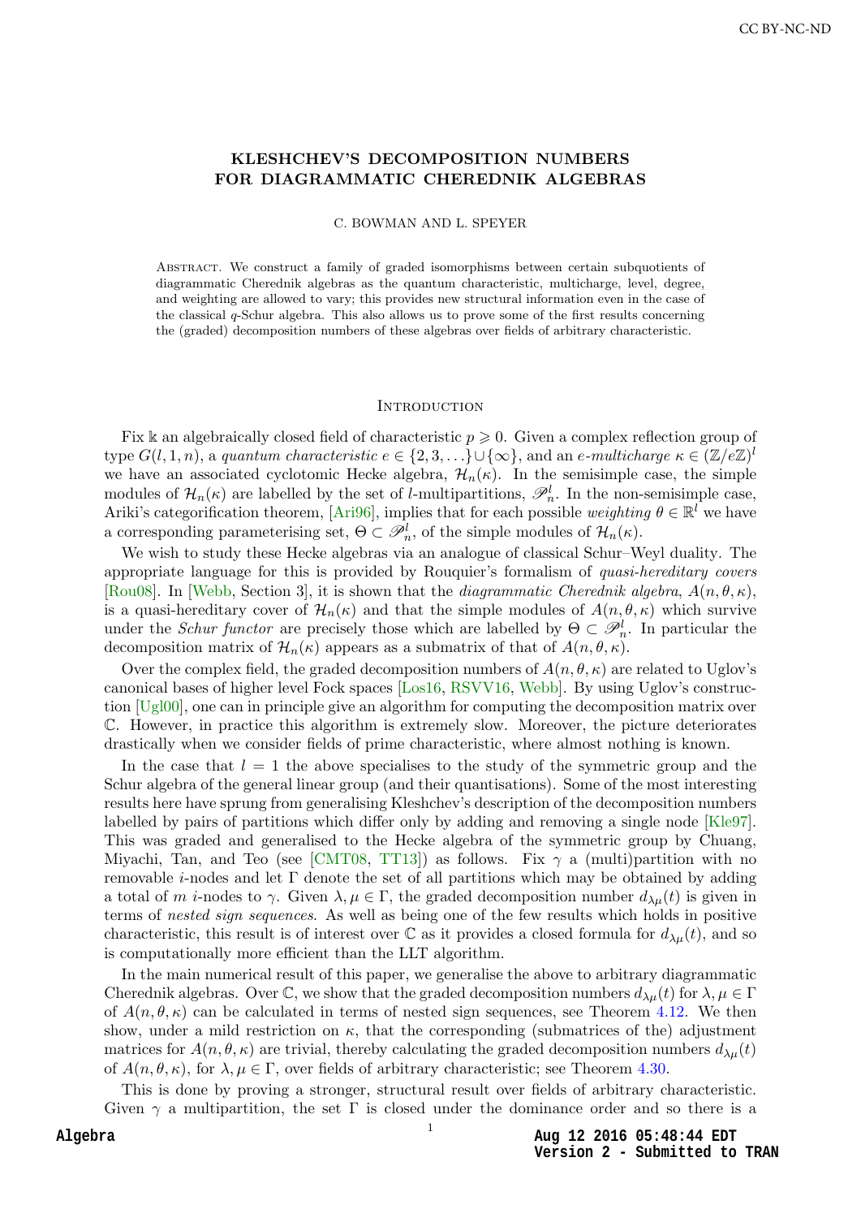# KLESHCHEV'S DECOMPOSITION NUMBERS FOR DIAGRAMMATIC CHEREDNIK ALGEBRAS

C. BOWMAN AND L. SPEYER

Abstract. We construct a family of graded isomorphisms between certain subquotients of diagrammatic Cherednik algebras as the quantum characteristic, multicharge, level, degree, and weighting are allowed to vary; this provides new structural information even in the case of the classical $q$-Schur algebra. This also allows us to prove some of the first results concerning the (graded) decomposition numbers of these algebras over fields of arbitrary characteristic.

## Introduction

Fix $\Bbbk$ an algebraically closed field of characteristic $p \geqslant 0$. Given a complex reflection group of type $G(l, 1, n)$, a *quantum characteristic* $e \in \{2, 3, \ldots\} \cup \{\infty\}$, and an *e-multicharge* $\kappa \in (\mathbb{Z}/e\mathbb{Z})^l$ we have an associated cyclotomic Hecke algebra, $\mathcal{H}_n(\kappa)$. In the semisimple case, the simple modules of $\mathcal{H}_n(\kappa)$ are labelled by the set of $l$-multipartitions, $\mathscr{P}_n^l$. In the non-semisimple case, Ariki's categorification theorem, [Ari96], implies that for each possible *weighting* $\theta \in \mathbb{R}^l$ we have a corresponding parameterising set, $\Theta \subset \mathscr{P}_n^l$, of the simple modules of $\mathcal{H}_n(\kappa)$.

We wish to study these Hecke algebras via an analogue of classical Schur–Weyl duality. The appropriate language for this is provided by Rouquier's formalism of *quasi-hereditary covers* [Rou08]. In [Webb, Section 3], it is shown that the *diagrammatic Cherednik algebra*, $A(n, \theta, \kappa)$, is a quasi-hereditary cover of $\mathcal{H}_n(\kappa)$ and that the simple modules of $A(n, \theta, \kappa)$ which survive under the *Schur functor* are precisely those which are labelled by $\Theta \subset \mathscr{P}_n^l$. In particular the decomposition matrix of $\mathcal{H}_n(\kappa)$ appears as a submatrix of that of $A(n, \theta, \kappa)$.

Over the complex field, the graded decomposition numbers of $A(n, \theta, \kappa)$ are related to Uglov's canonical bases of higher level Fock spaces [Los16, RSVV16, Webb]. By using Uglov's construction [Ugl00], one can in principle give an algorithm for computing the decomposition matrix over $\mathbb{C}$. However, in practice this algorithm is extremely slow. Moreover, the picture deteriorates drastically when we consider fields of prime characteristic, where almost nothing is known.

In the case that $l = 1$ the above specialises to the study of the symmetric group and the Schur algebra of the general linear group (and their quantisations). Some of the most interesting results here have sprung from generalising Kleshchev's description of the decomposition numbers labelled by pairs of partitions which differ only by adding and removing a single node [Kle97]. This was graded and generalised to the Hecke algebra of the symmetric group by Chuang, Miyachi, Tan, and Teo (see [CMT08, TT13]) as follows. Fix $\gamma$ a (multi)partition with no removable $i$-nodes and let $\Gamma$ denote the set of all partitions which may be obtained by adding a total of $m$ $i$-nodes to $\gamma$. Given $\lambda, \mu \in \Gamma$, the graded decomposition number $d_{\lambda\mu}(t)$ is given in terms of *nested sign sequences*. As well as being one of the few results which holds in positive characteristic, this result is of interest over $\mathbb{C}$ as it provides a closed formula for $d_{\lambda\mu}(t)$, and so is computationally more efficient than the LLT algorithm.

In the main numerical result of this paper, we generalise the above to arbitrary diagrammatic Cherednik algebras. Over $\mathbb{C}$, we show that the graded decomposition numbers $d_{\lambda\mu}(t)$ for $\lambda, \mu \in \Gamma$ of $A(n, \theta, \kappa)$ can be calculated in terms of nested sign sequences, see Theorem 4.12. We then show, under a mild restriction on $\kappa$, that the corresponding (submatrices of the) adjustment matrices for $A(n, \theta, \kappa)$ are trivial, thereby calculating the graded decomposition numbers $d_{\lambda\mu}(t)$ of $A(n, \theta, \kappa)$, for $\lambda, \mu \in \Gamma$, over fields of arbitrary characteristic; see Theorem 4.30.

This is done by proving a stronger, structural result over fields of arbitrary characteristic. Given $\gamma$ a multipartition, the set $\Gamma$ is closed under the dominance order and so there is a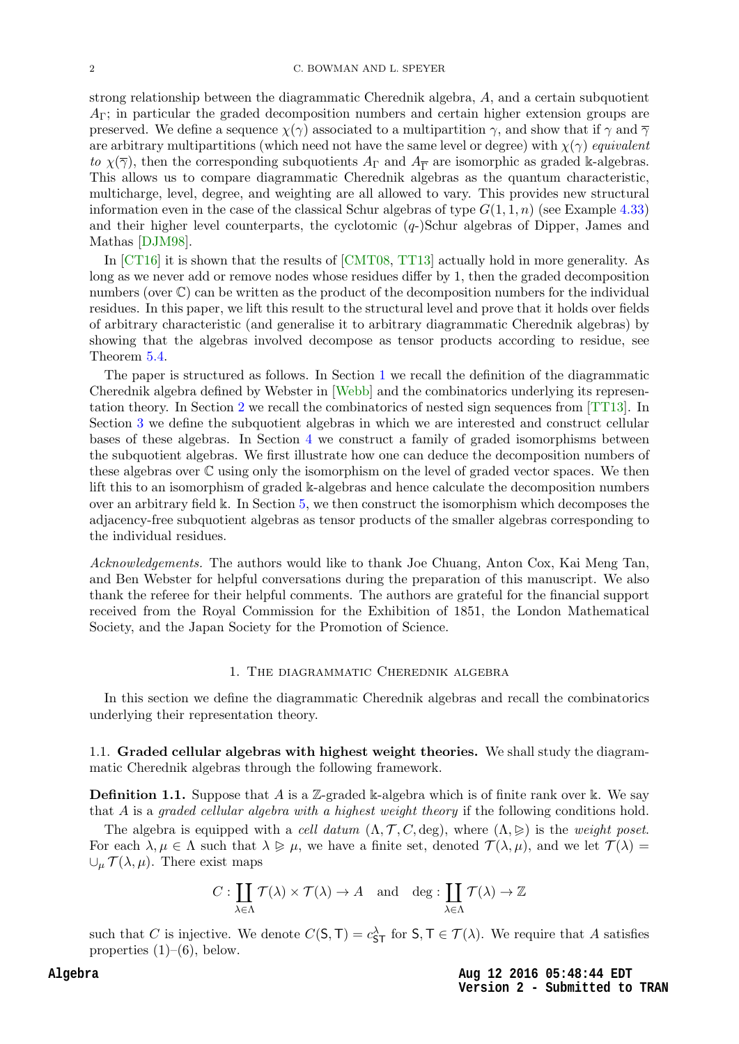strong relationship between the diagrammatic Cherednik algebra, $A$, and a certain subquotient $A_\Gamma$; in particular the graded decomposition numbers and certain higher extension groups are preserved. We define a sequence $\chi(\gamma)$ associated to a multipartition $\gamma$, and show that if $\gamma$ and $\overline{\gamma}$ are arbitrary multipartitions (which need not have the same level or degree) with $\chi(\gamma)$ *equivalent to* $\chi(\overline{\gamma})$, then the corresponding subquotients $A_\Gamma$ and $A_{\overline{\Gamma}}$ are isomorphic as graded $\Bbbk$-algebras. This allows us to compare diagrammatic Cherednik algebras as the quantum characteristic, multicharge, level, degree, and weighting are all allowed to vary. This provides new structural information even in the case of the classical Schur algebras of type $G(1,1,n)$ (see Example 4.33) and their higher level counterparts, the cyclotomic ($q$-)Schur algebras of Dipper, James and Mathas [DJM98].

In [CT16] it is shown that the results of [CMT08, TT13] actually hold in more generality. As long as we never add or remove nodes whose residues differ by 1, then the graded decomposition numbers (over $\mathbb{C}$) can be written as the product of the decomposition numbers for the individual residues. In this paper, we lift this result to the structural level and prove that it holds over fields of arbitrary characteristic (and generalise it to arbitrary diagrammatic Cherednik algebras) by showing that the algebras involved decompose as tensor products according to residue, see Theorem 5.4.

The paper is structured as follows. In Section 1 we recall the definition of the diagrammatic Cherednik algebra defined by Webster in [Webb] and the combinatorics underlying its representation theory. In Section 2 we recall the combinatorics of nested sign sequences from [TT13]. In Section 3 we define the subquotient algebras in which we are interested and construct cellular bases of these algebras. In Section 4 we construct a family of graded isomorphisms between the subquotient algebras. We first illustrate how one can deduce the decomposition numbers of these algebras over $\mathbb{C}$ using only the isomorphism on the level of graded vector spaces. We then lift this to an isomorphism of graded $\Bbbk$-algebras and hence calculate the decomposition numbers over an arbitrary field $\Bbbk$. In Section 5, we then construct the isomorphism which decomposes the adjacency-free subquotient algebras as tensor products of the smaller algebras corresponding to the individual residues.

*Acknowledgements.* The authors would like to thank Joe Chuang, Anton Cox, Kai Meng Tan, and Ben Webster for helpful conversations during the preparation of this manuscript. We also thank the referee for their helpful comments. The authors are grateful for the financial support received from the Royal Commission for the Exhibition of 1851, the London Mathematical Society, and the Japan Society for the Promotion of Science.

## 1. The diagrammatic Cherednik algebra

In this section we define the diagrammatic Cherednik algebras and recall the combinatorics underlying their representation theory.

### 1.1. Graded cellular algebras with highest weight theories.

We shall study the diagrammatic Cherednik algebras through the following framework.

**Definition 1.1.** Suppose that $A$ is a $\mathbb{Z}$-graded $\Bbbk$-algebra which is of finite rank over $\Bbbk$. We say that $A$ is a *graded cellular algebra with a highest weight theory* if the following conditions hold.

The algebra is equipped with a *cell datum* $(\Lambda, \mathcal{T}, C, \deg)$, where $(\Lambda, \trianglerighteq)$ is the *weight poset*. For each $\lambda, \mu \in \Lambda$ such that $\lambda \trianglerighteq \mu$, we have a finite set, denoted $\mathcal{T}(\lambda, \mu)$, and we let $\mathcal{T}(\lambda) = \cup_\mu \mathcal{T}(\lambda, \mu)$. There exist maps

$$C : \coprod_{\lambda \in \Lambda} \mathcal{T}(\lambda) \times \mathcal{T}(\lambda) \to A \quad \text{and} \quad \deg : \coprod_{\lambda \in \Lambda} \mathcal{T}(\lambda) \to \mathbb{Z}$$

such that $C$ is injective. We denote $C(\mathsf{S}, \mathsf{T}) = c^\lambda_{\mathsf{ST}}$ for $\mathsf{S}, \mathsf{T} \in \mathcal{T}(\lambda)$. We require that $A$ satisfies properties (1)–(6), below.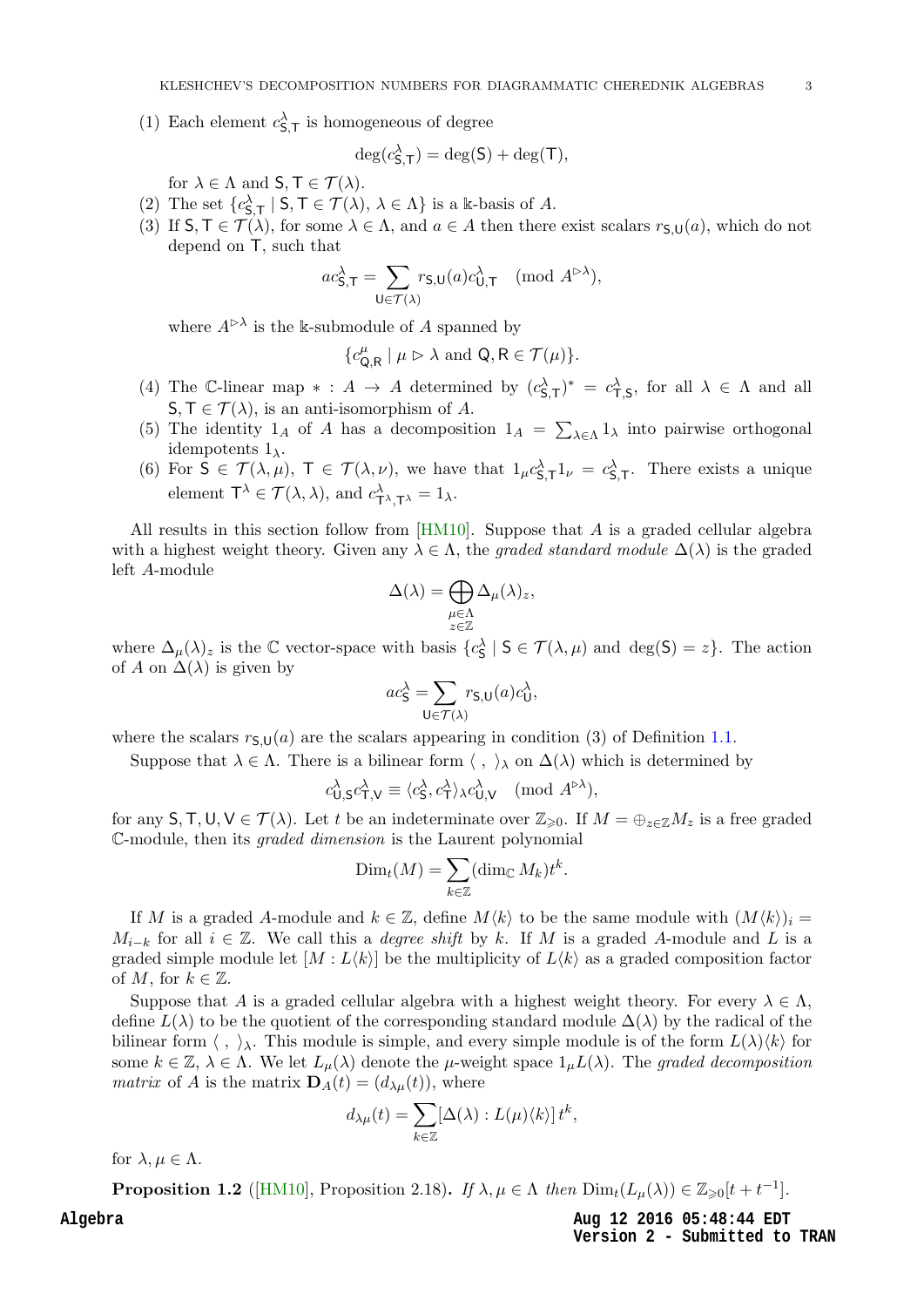(1) Each element $c^{\lambda}_{\mathsf{S},\mathsf{T}}$ is homogeneous of degree

$$\deg(c^{\lambda}_{\mathsf{S},\mathsf{T}}) = \deg(\mathsf{S}) + \deg(\mathsf{T}),$$

for $\lambda \in \Lambda$ and $\mathsf{S}, \mathsf{T} \in \mathcal{T}(\lambda)$.

(2) The set $\{c^{\lambda}_{\mathsf{S},\mathsf{T}} \mid \mathsf{S}, \mathsf{T} \in \mathcal{T}(\lambda),\ \lambda \in \Lambda\}$ is a $\Bbbk$-basis of $A$.

(3) If $\mathsf{S}, \mathsf{T} \in \mathcal{T}(\lambda)$, for some $\lambda \in \Lambda$, and $a \in A$ then there exist scalars $r_{\mathsf{S},\mathsf{U}}(a)$, which do not depend on $\mathsf{T}$, such that

$$ac^{\lambda}_{\mathsf{S},\mathsf{T}} = \sum_{\mathsf{U} \in \mathcal{T}(\lambda)} r_{\mathsf{S},\mathsf{U}}(a) c^{\lambda}_{\mathsf{U},\mathsf{T}} \pmod{A^{\rhd \lambda}},$$

where $A^{\rhd\lambda}$ is the $\Bbbk$-submodule of $A$ spanned by

$$\{c^{\mu}_{\mathsf{Q},\mathsf{R}} \mid \mu \rhd \lambda \text{ and } \mathsf{Q}, \mathsf{R} \in \mathcal{T}(\mu)\}.$$

(4) The $\mathbb{C}$-linear map $* : A \to A$ determined by $(c^{\lambda}_{\mathsf{S},\mathsf{T}})^* = c^{\lambda}_{\mathsf{T},\mathsf{S}}$, for all $\lambda \in \Lambda$ and all $\mathsf{S}, \mathsf{T} \in \mathcal{T}(\lambda)$, is an anti-isomorphism of $A$.

(5) The identity $1_A$ of $A$ has a decomposition $1_A = \sum_{\lambda \in \Lambda} 1_\lambda$ into pairwise orthogonal idempotents $1_\lambda$.

(6) For $\mathsf{S} \in \mathcal{T}(\lambda, \mu)$, $\mathsf{T} \in \mathcal{T}(\lambda, \nu)$, we have that $1_\mu c^{\lambda}_{\mathsf{S},\mathsf{T}} 1_\nu = c^{\lambda}_{\mathsf{S},\mathsf{T}}$. There exists a unique element $\mathsf{T}^\lambda \in \mathcal{T}(\lambda, \lambda)$, and $c^{\lambda}_{\mathsf{T}^\lambda,\mathsf{T}^\lambda} = 1_\lambda$.

All results in this section follow from [HM10]. Suppose that $A$ is a graded cellular algebra with a highest weight theory. Given any $\lambda \in \Lambda$, the *graded standard module* $\Delta(\lambda)$ is the graded left $A$-module

$$\Delta(\lambda) = \bigoplus_{\substack{\mu \in \Lambda \\ z \in \mathbb{Z}}} \Delta_\mu(\lambda)_z,$$

where $\Delta_\mu(\lambda)_z$ is the $\mathbb{C}$ vector-space with basis $\{c^{\lambda}_{\mathsf{S}} \mid \mathsf{S} \in \mathcal{T}(\lambda, \mu) \text{ and } \deg(\mathsf{S}) = z\}$. The action of $A$ on $\Delta(\lambda)$ is given by

$$ac^{\lambda}_{\mathsf{S}} = \sum_{\mathsf{U} \in \mathcal{T}(\lambda)} r_{\mathsf{S},\mathsf{U}}(a) c^{\lambda}_{\mathsf{U}},$$

where the scalars $r_{\mathsf{S},\mathsf{U}}(a)$ are the scalars appearing in condition (3) of Definition 1.1.

Suppose that $\lambda \in \Lambda$. There is a bilinear form $\langle\ ,\ \rangle_\lambda$ on $\Delta(\lambda)$ which is determined by

$$c^{\lambda}_{\mathsf{U},\mathsf{S}} c^{\lambda}_{\mathsf{T},\mathsf{V}} \equiv \langle c^{\lambda}_{\mathsf{S}}, c^{\lambda}_{\mathsf{T}} \rangle_\lambda c^{\lambda}_{\mathsf{U},\mathsf{V}} \pmod{A^{\rhd\lambda}},$$

for any $\mathsf{S}, \mathsf{T}, \mathsf{U}, \mathsf{V} \in \mathcal{T}(\lambda)$. Let $t$ be an indeterminate over $\mathbb{Z}_{\geqslant 0}$. If $M = \oplus_{z \in \mathbb{Z}} M_z$ is a free graded $\mathbb{C}$-module, then its *graded dimension* is the Laurent polynomial

$$\mathrm{Dim}_t(M) = \sum_{k \in \mathbb{Z}} (\dim_{\mathbb{C}} M_k) t^k.$$

If $M$ is a graded $A$-module and $k \in \mathbb{Z}$, define $M\langle k\rangle$ to be the same module with $(M\langle k\rangle)_i = M_{i-k}$ for all $i \in \mathbb{Z}$. We call this a *degree shift* by $k$. If $M$ is a graded $A$-module and $L$ is a graded simple module let $[M : L\langle k\rangle]$ be the multiplicity of $L\langle k\rangle$ as a graded composition factor of $M$, for $k \in \mathbb{Z}$.

Suppose that $A$ is a graded cellular algebra with a highest weight theory. For every $\lambda \in \Lambda$, define $L(\lambda)$ to be the quotient of the corresponding standard module $\Delta(\lambda)$ by the radical of the bilinear form $\langle\ ,\ \rangle_\lambda$. This module is simple, and every simple module is of the form $L(\lambda)\langle k\rangle$ for some $k \in \mathbb{Z}$, $\lambda \in \Lambda$. We let $L_\mu(\lambda)$ denote the $\mu$-weight space $1_\mu L(\lambda)$. The *graded decomposition matrix* of $A$ is the matrix $\mathbf{D}_A(t) = (d_{\lambda\mu}(t))$, where

$$d_{\lambda\mu}(t) = \sum_{k \in \mathbb{Z}} [\Delta(\lambda) : L(\mu)\langle k\rangle]\, t^k,$$

for $\lambda, \mu \in \Lambda$.

**Proposition 1.2** ([HM10], Proposition 2.18)**.** *If $\lambda, \mu \in \Lambda$ then $\mathrm{Dim}_t(L_\mu(\lambda)) \in \mathbb{Z}_{\geqslant 0}[t + t^{-1}]$.*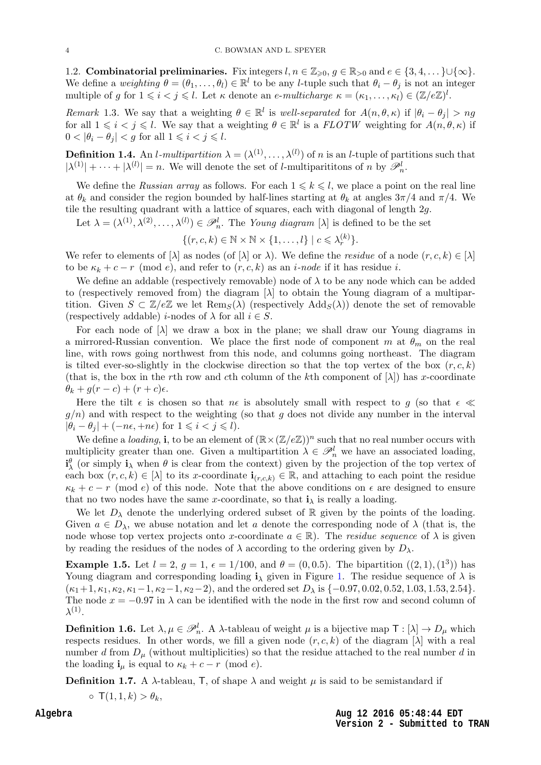1.2. **Combinatorial preliminaries.** Fix integers $l, n \in \mathbb{Z}_{\geqslant 0}$, $g \in \mathbb{R}_{>0}$ and $e \in \{3, 4, \dots\} \cup \{\infty\}$. We define a *weighting* $\theta = (\theta_1, \dots, \theta_l) \in \mathbb{R}^l$ to be any $l$-tuple such that $\theta_i - \theta_j$ is not an integer multiple of $g$ for $1 \leqslant i < j \leqslant l$. Let $\kappa$ denote an *e-multicharge* $\kappa = (\kappa_1, \dots, \kappa_l) \in (\mathbb{Z}/e\mathbb{Z})^l$.

*Remark* 1.3. We say that a weighting $\theta \in \mathbb{R}^l$ is *well-separated* for $A(n, \theta, \kappa)$ if $|\theta_i - \theta_j| > ng$ for all $1 \leqslant i < j \leqslant l$. We say that a weighting $\theta \in \mathbb{R}^l$ is a *FLOTW* weighting for $A(n, \theta, \kappa)$ if $0 < |\theta_i - \theta_j| < g$ for all $1 \leqslant i < j \leqslant l$.

**Definition 1.4.** An *l-multipartition* $\lambda = (\lambda^{(1)}, \dots, \lambda^{(l)})$ of $n$ is an $l$-tuple of partitions such that $|\lambda^{(1)}| + \dots + |\lambda^{(l)}| = n$. We will denote the set of $l$-multiparititons of $n$ by $\mathscr{P}^l_n$.

We define the *Russian array* as follows. For each $1 \leqslant k \leqslant l$, we place a point on the real line at $\theta_k$ and consider the region bounded by half-lines starting at $\theta_k$ at angles $3\pi/4$ and $\pi/4$. We tile the resulting quadrant with a lattice of squares, each with diagonal of length $2g$.

Let $\lambda = (\lambda^{(1)}, \lambda^{(2)}, \dots, \lambda^{(l)}) \in \mathscr{P}^l_n$. The *Young diagram* $[\lambda]$ is defined to be the set

$$\{(r, c, k) \in \mathbb{N} \times \mathbb{N} \times \{1, \dots, l\} \mid c \leqslant \lambda^{(k)}_r\}.$$

We refer to elements of $[\lambda]$ as nodes (of $[\lambda]$ or $\lambda$). We define the *residue* of a node $(r, c, k) \in [\lambda]$ to be $\kappa_k + c - r \pmod e$, and refer to $(r, c, k)$ as an *i-node* if it has residue $i$.

We define an addable (respectively removable) node of $\lambda$ to be any node which can be added to (respectively removed from) the diagram $[\lambda]$ to obtain the Young diagram of a multipartition. Given $S \subset \mathbb{Z}/e\mathbb{Z}$ we let $\mathrm{Rem}_S(\lambda)$ (respectively $\mathrm{Add}_S(\lambda)$) denote the set of removable (respectively addable) $i$-nodes of $\lambda$ for all $i \in S$.

For each node of $[\lambda]$ we draw a box in the plane; we shall draw our Young diagrams in a mirrored-Russian convention. We place the first node of component $m$ at $\theta_m$ on the real line, with rows going northwest from this node, and columns going northeast. The diagram is tilted ever-so-slightly in the clockwise direction so that the top vertex of the box $(r, c, k)$ (that is, the box in the $r$th row and $c$th column of the $k$th component of $[\lambda]$) has $x$-coordinate $\theta_k + g(r - c) + (r + c)\epsilon$.

Here the tilt $\epsilon$ is chosen so that $n\epsilon$ is absolutely small with respect to $g$ (so that $\epsilon \ll g/n$) and with respect to the weighting (so that $g$ does not divide any number in the interval $|\theta_i - \theta_j| + (-n\epsilon, +n\epsilon)$ for $1 \leqslant i < j \leqslant l$).

We define a *loading*, $\mathbf{i}$, to be an element of $(\mathbb{R} \times (\mathbb{Z}/e\mathbb{Z}))^n$ such that no real number occurs with multiplicity greater than one. Given a multipartition $\lambda \in \mathscr{P}^l_n$ we have an associated loading, $\mathbf{i}^\theta_\lambda$ (or simply $\mathbf{i}_\lambda$ when $\theta$ is clear from the context) given by the projection of the top vertex of each box $(r, c, k) \in [\lambda]$ to its $x$-coordinate $\mathbf{i}_{(r,c,k)} \in \mathbb{R}$, and attaching to each point the residue $\kappa_k + c - r \pmod e$ of this node. Note that the above conditions on $\epsilon$ are designed to ensure that no two nodes have the same $x$-coordinate, so that $\mathbf{i}_\lambda$ is really a loading.

We let $D_\lambda$ denote the underlying ordered subset of $\mathbb{R}$ given by the points of the loading. Given $a \in D_\lambda$, we abuse notation and let $a$ denote the corresponding node of $\lambda$ (that is, the node whose top vertex projects onto $x$-coordinate $a \in \mathbb{R}$). The *residue sequence* of $\lambda$ is given by reading the residues of the nodes of $\lambda$ according to the ordering given by $D_\lambda$.

**Example 1.5.** Let $l = 2$, $g = 1$, $\epsilon = 1/100$, and $\theta = (0, 0.5)$. The bipartition $((2, 1), (1^3))$ has Young diagram and corresponding loading $\mathbf{i}_\lambda$ given in Figure 1. The residue sequence of $\lambda$ is $(\kappa_1{+}1, \kappa_1, \kappa_2, \kappa_1{-}1, \kappa_2{-}1, \kappa_2{-}2)$, and the ordered set $D_\lambda$ is $\{-0.97, 0.02, 0.52, 1.03, 1.53, 2.54\}$. The node $x = -0.97$ in $\lambda$ can be identified with the node in the first row and second column of $\lambda^{(1)}$.

**Definition 1.6.** Let $\lambda, \mu \in \mathscr{P}^l_n$. A $\lambda$-tableau of weight $\mu$ is a bijective map $\mathsf{T} : [\lambda] \to D_\mu$ which respects residues. In other words, we fill a given node $(r, c, k)$ of the diagram $[\lambda]$ with a real number $d$ from $D_\mu$ (without multiplicities) so that the residue attached to the real number $d$ in the loading $\mathbf{i}_\mu$ is equal to $\kappa_k + c - r \pmod e$.

**Definition 1.7.** A $\lambda$-tableau, $\mathsf{T}$, of shape $\lambda$ and weight $\mu$ is said to be semistandard if

- $\mathsf{T}(1, 1, k) > \theta_k$,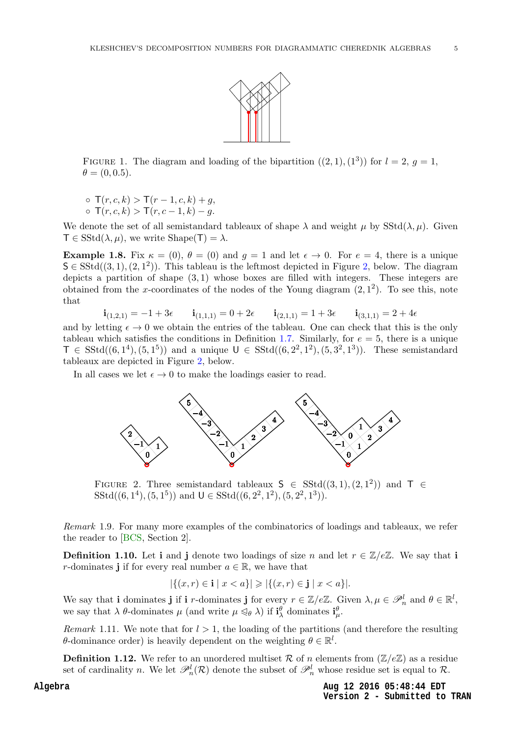FIGURE 1. The diagram and loading of the bipartition $((2,1),(1^3))$ for $l=2$, $g=1$, $\theta=(0,0.5)$.

- $\mathsf{T}(r,c,k) > \mathsf{T}(r-1,c,k)+g$,
- $\mathsf{T}(r,c,k) > \mathsf{T}(r,c-1,k)-g$.

We denote the set of all semistandard tableaux of shape $\lambda$ and weight $\mu$ by $\mathrm{SStd}(\lambda,\mu)$. Given $\mathsf{T}\in\mathrm{SStd}(\lambda,\mu)$, we write $\mathrm{Shape}(\mathsf{T})=\lambda$.

**Example 1.8.** Fix $\kappa=(0)$, $\theta=(0)$ and $g=1$ and let $\epsilon\to 0$. For $e=4$, there is a unique $\mathsf{S}\in\mathrm{SStd}((3,1),(2,1^2))$. This tableau is the leftmost depicted in Figure 2, below. The diagram depicts a partition of shape $(3,1)$ whose boxes are filled with integers. These integers are obtained from the $x$-coordinates of the nodes of the Young diagram $(2,1^2)$. To see this, note that

$$\mathbf{i}_{(1,2,1)}=-1+3\epsilon \qquad \mathbf{i}_{(1,1,1)}=0+2\epsilon \qquad \mathbf{i}_{(2,1,1)}=1+3\epsilon \qquad \mathbf{i}_{(3,1,1)}=2+4\epsilon$$

and by letting $\epsilon\to 0$ we obtain the entries of the tableau. One can check that this is the only tableau which satisfies the conditions in Definition 1.7. Similarly, for $e=5$, there is a unique $\mathsf{T}\in\mathrm{SStd}((6,1^4),(5,1^5))$ and a unique $\mathsf{U}\in\mathrm{SStd}((6,2^2,1^2),(5,3^2,1^3))$. These semistandard tableaux are depicted in Figure 2, below.

In all cases we let $\epsilon\to 0$ to make the loadings easier to read.

FIGURE 2. Three semistandard tableaux $\mathsf{S}\in\mathrm{SStd}((3,1),(2,1^2))$ and $\mathsf{T}\in\mathrm{SStd}((6,1^4),(5,1^5))$ and $\mathsf{U}\in\mathrm{SStd}((6,2^2,1^2),(5,2^2,1^3))$.

*Remark* 1.9. For many more examples of the combinatorics of loadings and tableaux, we refer the reader to [BCS, Section 2].

**Definition 1.10.** Let $\mathbf{i}$ and $\mathbf{j}$ denote two loadings of size $n$ and let $r\in\mathbb{Z}/e\mathbb{Z}$. We say that $\mathbf{i}$ $r$-dominates $\mathbf{j}$ if for every real number $a\in\mathbb{R}$, we have that

$$|\{(x,r)\in\mathbf{i}\mid x<a\}|\geqslant|\{(x,r)\in\mathbf{j}\mid x<a\}|.$$

We say that $\mathbf{i}$ dominates $\mathbf{j}$ if $\mathbf{i}$ $r$-dominates $\mathbf{j}$ for every $r\in\mathbb{Z}/e\mathbb{Z}$. Given $\lambda,\mu\in\mathscr{P}^l_n$ and $\theta\in\mathbb{R}^l$, we say that $\lambda$ $\theta$-dominates $\mu$ (and write $\mu\trianglelefteq_\theta\lambda$) if $\mathbf{i}^\theta_\lambda$ dominates $\mathbf{i}^\theta_\mu$.

*Remark* 1.11. We note that for $l>1$, the loading of the partitions (and therefore the resulting $\theta$-dominance order) is heavily dependent on the weighting $\theta\in\mathbb{R}^l$.

**Definition 1.12.** We refer to an unordered multiset $\mathcal{R}$ of $n$ elements from $(\mathbb{Z}/e\mathbb{Z})$ as a residue set of cardinality $n$. We let $\mathscr{P}^l_n(\mathcal{R})$ denote the subset of $\mathscr{P}^l_n$ whose residue set is equal to $\mathcal{R}$.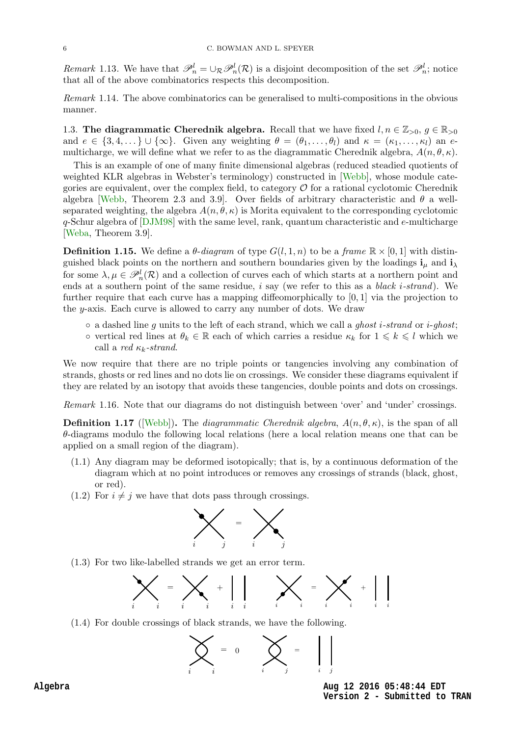*Remark* 1.13. We have that $\mathscr{P}_n^l = \cup_{\mathcal{R}} \mathscr{P}_n^l(\mathcal{R})$ is a disjoint decomposition of the set $\mathscr{P}_n^l$; notice that all of the above combinatorics respects this decomposition.

*Remark* 1.14. The above combinatorics can be generalised to multi-compositions in the obvious manner.

1.3. **The diagrammatic Cherednik algebra.** Recall that we have fixed $l, n \in \mathbb{Z}_{>0}$, $g \in \mathbb{R}_{>0}$ and $e \in \{3, 4, \dots\} \cup \{\infty\}$. Given any weighting $\theta = (\theta_1, \dots, \theta_l)$ and $\kappa = (\kappa_1, \dots, \kappa_l)$ an $e$-multicharge, we will define what we refer to as the diagrammatic Cherednik algebra, $A(n, \theta, \kappa)$.

This is an example of one of many finite dimensional algebras (reduced steadied quotients of weighted KLR algebras in Webster's terminology) constructed in [Webb], whose module categories are equivalent, over the complex field, to category $\mathcal{O}$ for a rational cyclotomic Cherednik algebra [Webb, Theorem 2.3 and 3.9]. Over fields of arbitrary characteristic and $\theta$ a well-separated weighting, the algebra $A(n, \theta, \kappa)$ is Morita equivalent to the corresponding cyclotomic $q$-Schur algebra of [DJM98] with the same level, rank, quantum characteristic and $e$-multicharge [Weba, Theorem 3.9].

**Definition 1.15.** We define a *$\theta$-diagram* of type $G(l, 1, n)$ to be a *frame* $\mathbb{R} \times [0, 1]$ with distinguished black points on the northern and southern boundaries given by the loadings $\mathbf{i}_\mu$ and $\mathbf{i}_\lambda$ for some $\lambda, \mu \in \mathscr{P}_n^l(\mathcal{R})$ and a collection of curves each of which starts at a northern point and ends at a southern point of the same residue, $i$ say (we refer to this as a *black $i$-strand*). We further require that each curve has a mapping diffeomorphically to $[0, 1]$ via the projection to the $y$-axis. Each curve is allowed to carry any number of dots. We draw

- a dashed line $g$ units to the left of each strand, which we call a *ghost $i$-strand* or *$i$-ghost*;
- vertical red lines at $\theta_k \in \mathbb{R}$ each of which carries a residue $\kappa_k$ for $1 \leqslant k \leqslant l$ which we call a *red $\kappa_k$-strand*.

We now require that there are no triple points or tangencies involving any combination of strands, ghosts or red lines and no dots lie on crossings. We consider these diagrams equivalent if they are related by an isotopy that avoids these tangencies, double points and dots on crossings.

*Remark* 1.16. Note that our diagrams do not distinguish between 'over' and 'under' crossings.

**Definition 1.17** ([Webb])**.** The *diagrammatic Cherednik algebra*, $A(n, \theta, \kappa)$, is the span of all $\theta$-diagrams modulo the following local relations (here a local relation means one that can be applied on a small region of the diagram).

(1.1) Any diagram may be deformed isotopically; that is, by a continuous deformation of the diagram which at no point introduces or removes any crossings of strands (black, ghost, or red).

(1.2) For $i \neq j$ we have that dots pass through crossings.

(1.3) For two like-labelled strands we get an error term.

(1.4) For double crossings of black strands, we have the following.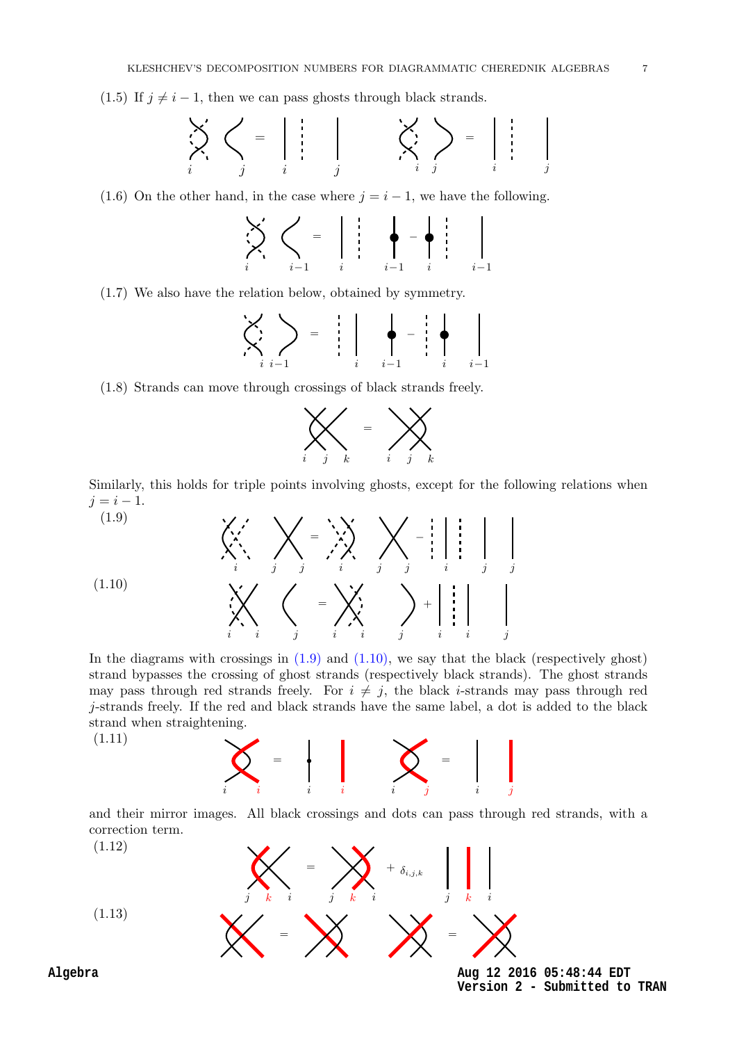(1.5) If $j \neq i-1$, then we can pass ghosts through black strands.

(1.6) On the other hand, in the case where $j = i-1$, we have the following.

(1.7) We also have the relation below, obtained by symmetry.

(1.8) Strands can move through crossings of black strands freely.

Similarly, this holds for triple points involving ghosts, except for the following relations when $j = i - 1$.

(1.9)

(1.10)

In the diagrams with crossings in (1.9) and (1.10), we say that the black (respectively ghost) strand bypasses the crossing of ghost strands (respectively black strands). The ghost strands may pass through red strands freely. For $i \neq j$, the black $i$-strands may pass through red $j$-strands freely. If the red and black strands have the same label, a dot is added to the black strand when straightening.

(1.11)

and their mirror images. All black crossings and dots can pass through red strands, with a correction term.

(1.12)

(1.13)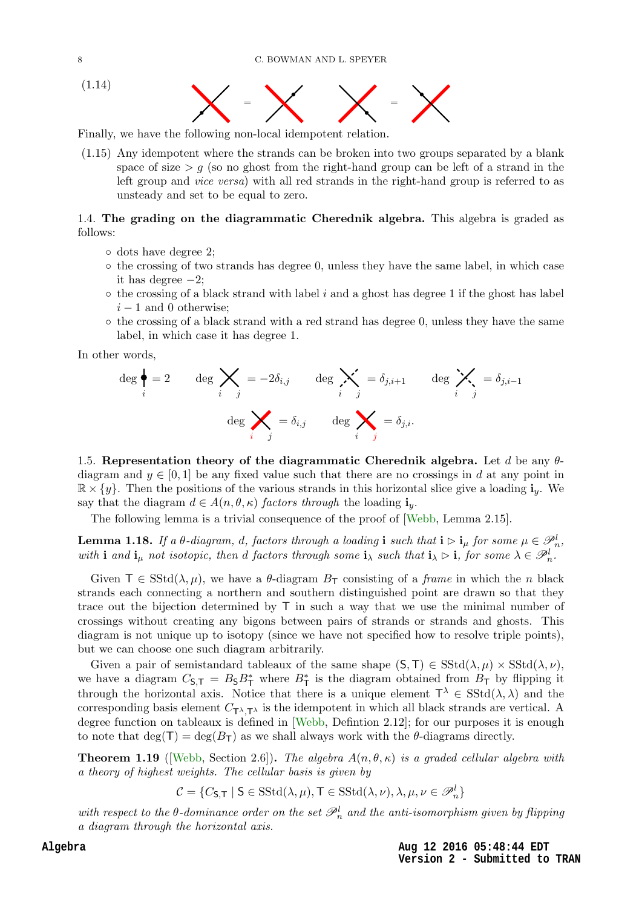(1.14) [diagram] = [diagram] [diagram] = [diagram]

Finally, we have the following non-local idempotent relation.

(1.15) Any idempotent where the strands can be broken into two groups separated by a blank space of size $> g$ (so no ghost from the right-hand group can be left of a strand in the left group and *vice versa*) with all red strands in the right-hand group is referred to as unsteady and set to be equal to zero.

1.4. **The grading on the diagrammatic Cherednik algebra.** This algebra is graded as follows:

- dots have degree 2;
- the crossing of two strands has degree 0, unless they have the same label, in which case it has degree $-2$;
- the crossing of a black strand with label $i$ and a ghost has degree 1 if the ghost has label $i-1$ and 0 otherwise;
- the crossing of a black strand with a red strand has degree 0, unless they have the same label, in which case it has degree 1.

In other words,

$$\deg \ [\text{dot on strand } i] = 2 \qquad \deg \ [\text{crossing } i, j] = -2\delta_{i,j} \qquad \deg \ [\text{crossing } i, \text{ghost } j] = \delta_{j,i+1} \qquad \deg \ [\text{ghost } i, \text{crossing } j] = \delta_{j,i-1}$$

$$\deg \ [\text{red } i, \text{black } j] = \delta_{i,j} \qquad \deg \ [\text{black } i, \text{red } j] = \delta_{j,i}.$$

1.5. **Representation theory of the diagrammatic Cherednik algebra.** Let $d$ be any $\theta$-diagram and $y \in [0,1]$ be any fixed value such that there are no crossings in $d$ at any point in $\mathbb{R} \times \{y\}$. Then the positions of the various strands in this horizontal slice give a loading $\mathbf{i}_y$. We say that the diagram $d \in A(n,\theta,\kappa)$ *factors through* the loading $\mathbf{i}_y$.

The following lemma is a trivial consequence of the proof of [Webb, Lemma 2.15].

**Lemma 1.18.** *If a $\theta$-diagram, $d$, factors through a loading $\mathbf{i}$ such that $\mathbf{i} \rhd \mathbf{i}_\mu$ for some $\mu \in \mathscr{P}_n^l$, with $\mathbf{i}$ and $\mathbf{i}_\mu$ not isotopic, then $d$ factors through some $\mathbf{i}_\lambda$ such that $\mathbf{i}_\lambda \rhd \mathbf{i}$, for some $\lambda \in \mathscr{P}_n^l$.*

Given $\mathsf{T} \in \mathrm{SStd}(\lambda,\mu)$, we have a $\theta$-diagram $B_\mathsf{T}$ consisting of a *frame* in which the $n$ black strands each connecting a northern and southern distinguished point are drawn so that they trace out the bijection determined by $\mathsf{T}$ in such a way that we use the minimal number of crossings without creating any bigons between pairs of strands or strands and ghosts. This diagram is not unique up to isotopy (since we have not specified how to resolve triple points), but we can choose one such diagram arbitrarily.

Given a pair of semistandard tableaux of the same shape $(\mathsf{S},\mathsf{T}) \in \mathrm{SStd}(\lambda,\mu) \times \mathrm{SStd}(\lambda,\nu)$, we have a diagram $C_{\mathsf{S},\mathsf{T}} = B_\mathsf{S} B_\mathsf{T}^*$ where $B_\mathsf{T}^*$ is the diagram obtained from $B_\mathsf{T}$ by flipping it through the horizontal axis. Notice that there is a unique element $\mathsf{T}^\lambda \in \mathrm{SStd}(\lambda,\lambda)$ and the corresponding basis element $C_{\mathsf{T}^\lambda,\mathsf{T}^\lambda}$ is the idempotent in which all black strands are vertical. A degree function on tableaux is defined in [Webb, Defintion 2.12]; for our purposes it is enough to note that $\deg(\mathsf{T}) = \deg(B_\mathsf{T})$ as we shall always work with the $\theta$-diagrams directly.

**Theorem 1.19** ([Webb, Section 2.6])**.** *The algebra $A(n,\theta,\kappa)$ is a graded cellular algebra with a theory of highest weights. The cellular basis is given by*

$$\mathcal{C} = \{C_{\mathsf{S},\mathsf{T}} \mid \mathsf{S} \in \mathrm{SStd}(\lambda,\mu), \mathsf{T} \in \mathrm{SStd}(\lambda,\nu), \lambda,\mu,\nu \in \mathscr{P}_n^l\}$$

*with respect to the $\theta$-dominance order on the set $\mathscr{P}_n^l$ and the anti-isomorphism given by flipping a diagram through the horizontal axis.*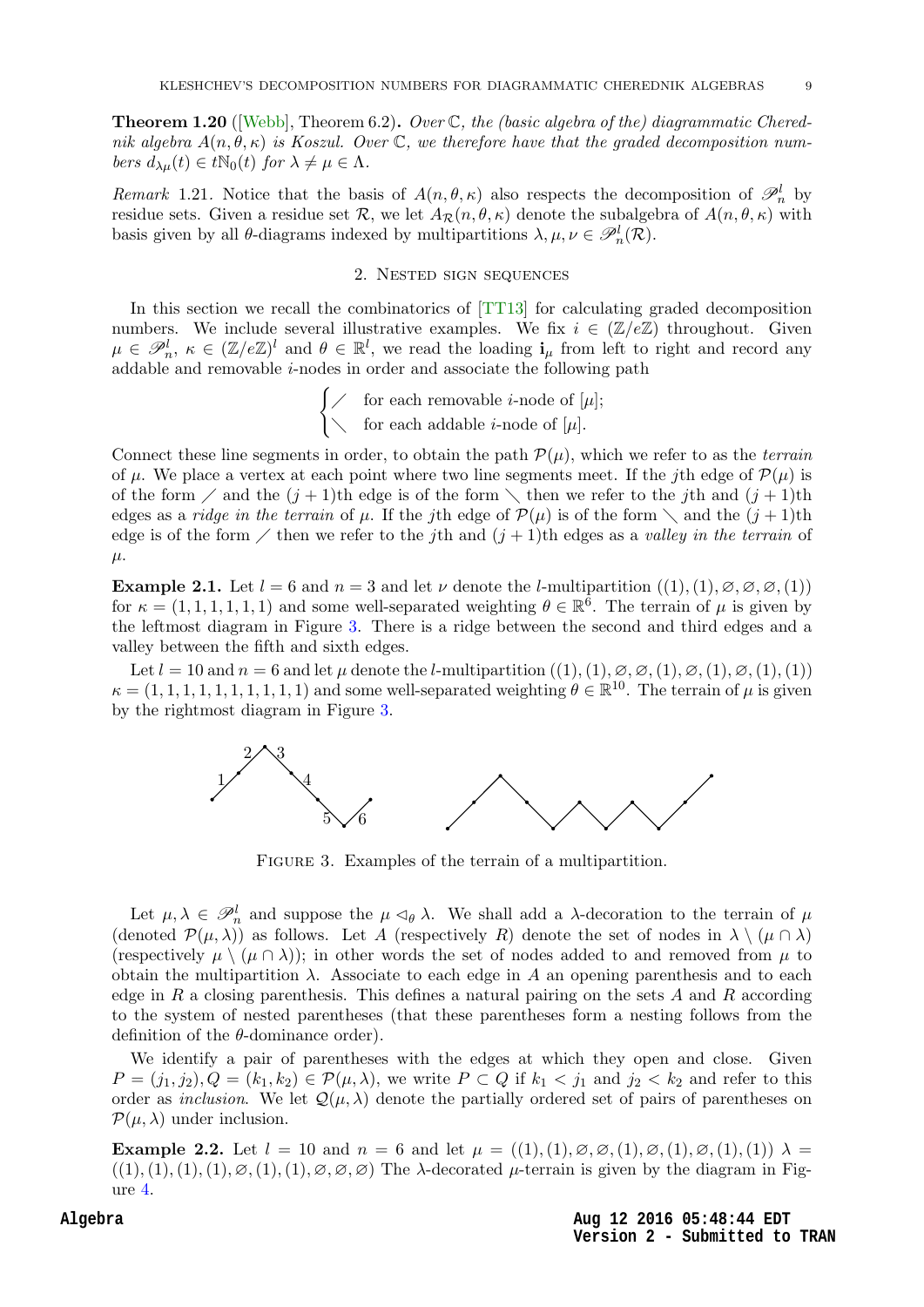**Theorem 1.20** ([Webb], Theorem 6.2)**.** *Over $\mathbb{C}$, the (basic algebra of the) diagrammatic Cherednik algebra $A(n, \theta, \kappa)$ is Koszul. Over $\mathbb{C}$, we therefore have that the graded decomposition numbers $d_{\lambda\mu}(t) \in t\mathbb{N}_0(t)$ for $\lambda \neq \mu \in \Lambda$.*

*Remark* 1.21. Notice that the basis of $A(n, \theta, \kappa)$ also respects the decomposition of $\mathscr{P}_n^l$ by residue sets. Given a residue set $\mathcal{R}$, we let $A_{\mathcal{R}}(n, \theta, \kappa)$ denote the subalgebra of $A(n, \theta, \kappa)$ with basis given by all $\theta$-diagrams indexed by multipartitions $\lambda, \mu, \nu \in \mathscr{P}_n^l(\mathcal{R})$.

## 2. Nested sign sequences

In this section we recall the combinatorics of [TT13] for calculating graded decomposition numbers. We include several illustrative examples. We fix $i \in (\mathbb{Z}/e\mathbb{Z})$ throughout. Given $\mu \in \mathscr{P}_n^l$, $\kappa \in (\mathbb{Z}/e\mathbb{Z})^l$ and $\theta \in \mathbb{R}^l$, we read the loading $\mathbf{i}_\mu$ from left to right and record any addable and removable $i$-nodes in order and associate the following path

$$\begin{cases} \diagup & \text{for each removable } i\text{-node of } [\mu]; \\ \diagdown & \text{for each addable } i\text{-node of } [\mu]. \end{cases}$$

Connect these line segments in order, to obtain the path $\mathcal{P}(\mu)$, which we refer to as the *terrain* of $\mu$. We place a vertex at each point where two line segments meet. If the $j$th edge of $\mathcal{P}(\mu)$ is of the form $\diagup$ and the $(j+1)$th edge is of the form $\diagdown$ then we refer to the $j$th and $(j+1)$th edges as a *ridge in the terrain* of $\mu$. If the $j$th edge of $\mathcal{P}(\mu)$ is of the form $\diagdown$ and the $(j+1)$th edge is of the form $\diagup$ then we refer to the $j$th and $(j+1)$th edges as a *valley in the terrain* of $\mu$.

**Example 2.1.** Let $l = 6$ and $n = 3$ and let $\nu$ denote the $l$-multipartition $((1), (1), \varnothing, \varnothing, \varnothing, (1))$ for $\kappa = (1, 1, 1, 1, 1, 1)$ and some well-separated weighting $\theta \in \mathbb{R}^6$. The terrain of $\mu$ is given by the leftmost diagram in Figure 3. There is a ridge between the second and third edges and a valley between the fifth and sixth edges.

Let $l = 10$ and $n = 6$ and let $\mu$ denote the $l$-multipartition $((1), (1), \varnothing, \varnothing, (1), \varnothing, (1), \varnothing, (1), (1))$ $\kappa = (1, 1, 1, 1, 1, 1, 1, 1, 1, 1)$ and some well-separated weighting $\theta \in \mathbb{R}^{10}$. The terrain of $\mu$ is given by the rightmost diagram in Figure 3.

Figure 3. Examples of the terrain of a multipartition.

Let $\mu, \lambda \in \mathscr{P}_n^l$ and suppose the $\mu \lhd_\theta \lambda$. We shall add a $\lambda$-decoration to the terrain of $\mu$ (denoted $\mathcal{P}(\mu, \lambda)$) as follows. Let $A$ (respectively $R$) denote the set of nodes in $\lambda \setminus (\mu \cap \lambda)$ (respectively $\mu \setminus (\mu \cap \lambda)$); in other words the set of nodes added to and removed from $\mu$ to obtain the multipartition $\lambda$. Associate to each edge in $A$ an opening parenthesis and to each edge in $R$ a closing parenthesis. This defines a natural pairing on the sets $A$ and $R$ according to the system of nested parentheses (that these parentheses form a nesting follows from the definition of the $\theta$-dominance order).

We identify a pair of parentheses with the edges at which they open and close. Given $P = (j_1, j_2), Q = (k_1, k_2) \in \mathcal{P}(\mu, \lambda)$, we write $P \subset Q$ if $k_1 < j_1$ and $j_2 < k_2$ and refer to this order as *inclusion*. We let $\mathcal{Q}(\mu, \lambda)$ denote the partially ordered set of pairs of parentheses on $\mathcal{P}(\mu, \lambda)$ under inclusion.

**Example 2.2.** Let $l = 10$ and $n = 6$ and let $\mu = ((1), (1), \varnothing, \varnothing, (1), \varnothing, (1), \varnothing, (1), (1))$ $\lambda = ((1), (1), (1), (1), \varnothing, (1), (1), \varnothing, \varnothing, \varnothing)$ The $\lambda$-decorated $\mu$-terrain is given by the diagram in Figure 4.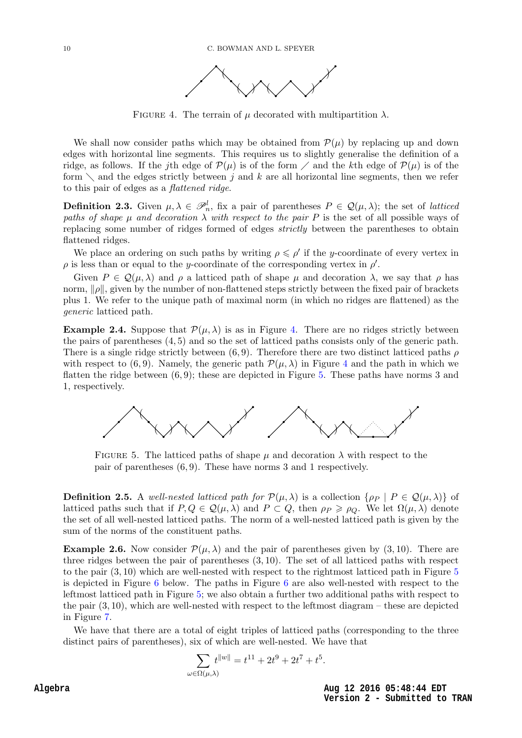FIGURE 4. The terrain of $\mu$ decorated with multipartition $\lambda$.

We shall now consider paths which may be obtained from $\mathcal{P}(\mu)$ by replacing up and down edges with horizontal line segments. This requires us to slightly generalise the definition of a ridge, as follows. If the $j$th edge of $\mathcal{P}(\mu)$ is of the form $\diagup$ and the $k$th edge of $\mathcal{P}(\mu)$ is of the form $\diagdown$ and the edges strictly between $j$ and $k$ are all horizontal line segments, then we refer to this pair of edges as a *flattened ridge*.

**Definition 2.3.** Given $\mu, \lambda \in \mathscr{P}^l_n$, fix a pair of parentheses $P \in \mathcal{Q}(\mu, \lambda)$; the set of *latticed paths of shape $\mu$ and decoration $\lambda$ with respect to the pair $P$* is the set of all possible ways of replacing some number of ridges formed of edges *strictly* between the parentheses to obtain flattened ridges.

We place an ordering on such paths by writing $\rho \leqslant \rho'$ if the $y$-coordinate of every vertex in $\rho$ is less than or equal to the $y$-coordinate of the corresponding vertex in $\rho'$.

Given $P \in \mathcal{Q}(\mu, \lambda)$ and $\rho$ a latticed path of shape $\mu$ and decoration $\lambda$, we say that $\rho$ has norm, $\|\rho\|$, given by the number of non-flattened steps strictly between the fixed pair of brackets plus 1. We refer to the unique path of maximal norm (in which no ridges are flattened) as the *generic* latticed path.

**Example 2.4.** Suppose that $\mathcal{P}(\mu, \lambda)$ is as in Figure 4. There are no ridges strictly between the pairs of parentheses $(4, 5)$ and so the set of latticed paths consists only of the generic path. There is a single ridge strictly between $(6, 9)$. Therefore there are two distinct latticed paths $\rho$ with respect to $(6, 9)$. Namely, the generic path $\mathcal{P}(\mu, \lambda)$ in Figure 4 and the path in which we flatten the ridge between $(6, 9)$; these are depicted in Figure 5. These paths have norms 3 and 1, respectively.

FIGURE 5. The latticed paths of shape $\mu$ and decoration $\lambda$ with respect to the pair of parentheses $(6, 9)$. These have norms 3 and 1 respectively.

**Definition 2.5.** A *well-nested latticed path for $\mathcal{P}(\mu, \lambda)$* is a collection $\{\rho_P \mid P \in \mathcal{Q}(\mu, \lambda)\}$ of latticed paths such that if $P, Q \in \mathcal{Q}(\mu, \lambda)$ and $P \subset Q$, then $\rho_P \geqslant \rho_Q$. We let $\Omega(\mu, \lambda)$ denote the set of all well-nested latticed paths. The norm of a well-nested latticed path is given by the sum of the norms of the constituent paths.

**Example 2.6.** Now consider $\mathcal{P}(\mu, \lambda)$ and the pair of parentheses given by $(3, 10)$. There are three ridges between the pair of parentheses $(3, 10)$. The set of all latticed paths with respect to the pair $(3, 10)$ which are well-nested with respect to the rightmost latticed path in Figure 5 is depicted in Figure 6 below. The paths in Figure 6 are also well-nested with respect to the leftmost latticed path in Figure 5; we also obtain a further two additional paths with respect to the pair $(3, 10)$, which are well-nested with respect to the leftmost diagram – these are depicted in Figure 7.

We have that there are a total of eight triples of latticed paths (corresponding to the three distinct pairs of parentheses), six of which are well-nested. We have that

$$\sum_{\omega \in \Omega(\mu, \lambda)} t^{\|w\|} = t^{11} + 2t^9 + 2t^7 + t^5.$$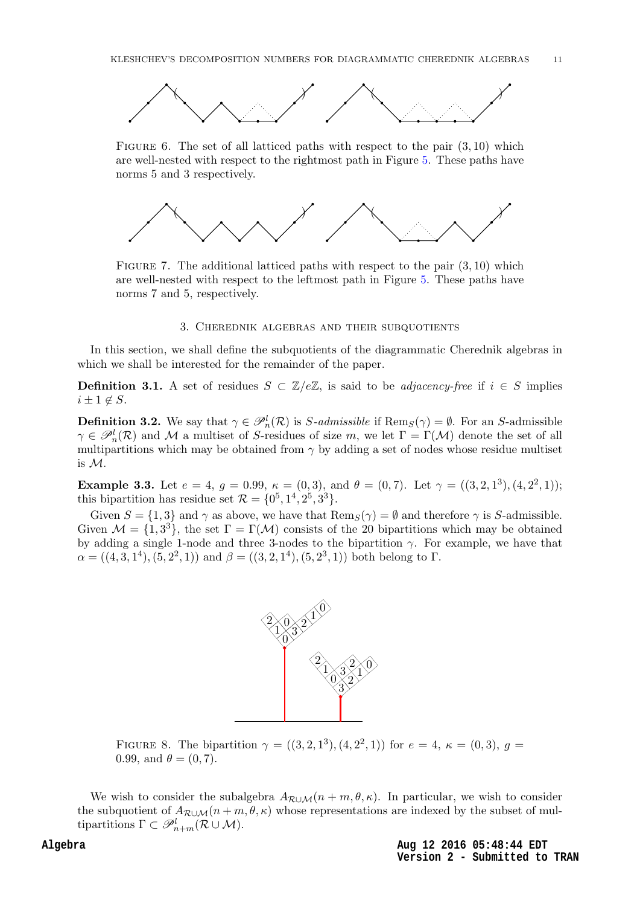FIGURE 6. The set of all latticed paths with respect to the pair $(3, 10)$ which are well-nested with respect to the rightmost path in Figure 5. These paths have norms 5 and 3 respectively.

FIGURE 7. The additional latticed paths with respect to the pair $(3, 10)$ which are well-nested with respect to the leftmost path in Figure 5. These paths have norms 7 and 5, respectively.

## 3. Cherednik algebras and their subquotients

In this section, we shall define the subquotients of the diagrammatic Cherednik algebras in which we shall be interested for the remainder of the paper.

**Definition 3.1.** A set of residues $S \subset \mathbb{Z}/e\mathbb{Z}$, is said to be *adjacency-free* if $i \in S$ implies $i \pm 1 \notin S$.

**Definition 3.2.** We say that $\gamma \in \mathscr{P}^l_n(\mathcal{R})$ is *S-admissible* if $\mathrm{Rem}_S(\gamma) = \emptyset$. For an $S$-admissible $\gamma \in \mathscr{P}^l_n(\mathcal{R})$ and $\mathcal{M}$ a multiset of $S$-residues of size $m$, we let $\Gamma = \Gamma(\mathcal{M})$ denote the set of all multipartitions which may be obtained from $\gamma$ by adding a set of nodes whose residue multiset is $\mathcal{M}$.

**Example 3.3.** Let $e = 4$, $g = 0.99$, $\kappa = (0, 3)$, and $\theta = (0, 7)$. Let $\gamma = ((3, 2, 1^3), (4, 2^2, 1))$; this bipartition has residue set $\mathcal{R} = \{0^5, 1^4, 2^5, 3^3\}$.

Given $S = \{1, 3\}$ and $\gamma$ as above, we have that $\mathrm{Rem}_S(\gamma) = \emptyset$ and therefore $\gamma$ is $S$-admissible. Given $\mathcal{M} = \{1, 3^3\}$, the set $\Gamma = \Gamma(\mathcal{M})$ consists of the 20 bipartitions which may be obtained by adding a single 1-node and three 3-nodes to the bipartition $\gamma$. For example, we have that $\alpha = ((4, 3, 1^4), (5, 2^2, 1))$ and $\beta = ((3, 2, 1^4), (5, 2^3, 1))$ both belong to $\Gamma$.

FIGURE 8. The bipartition $\gamma = ((3, 2, 1^3), (4, 2^2, 1))$ for $e = 4$, $\kappa = (0, 3)$, $g = 0.99$, and $\theta = (0, 7)$.

We wish to consider the subalgebra $A_{\mathcal{R}\cup\mathcal{M}}(n + m, \theta, \kappa)$. In particular, we wish to consider the subquotient of $A_{\mathcal{R}\cup\mathcal{M}}(n + m, \theta, \kappa)$ whose representations are indexed by the subset of multipartitions $\Gamma \subset \mathscr{P}^l_{n+m}(\mathcal{R} \cup \mathcal{M})$.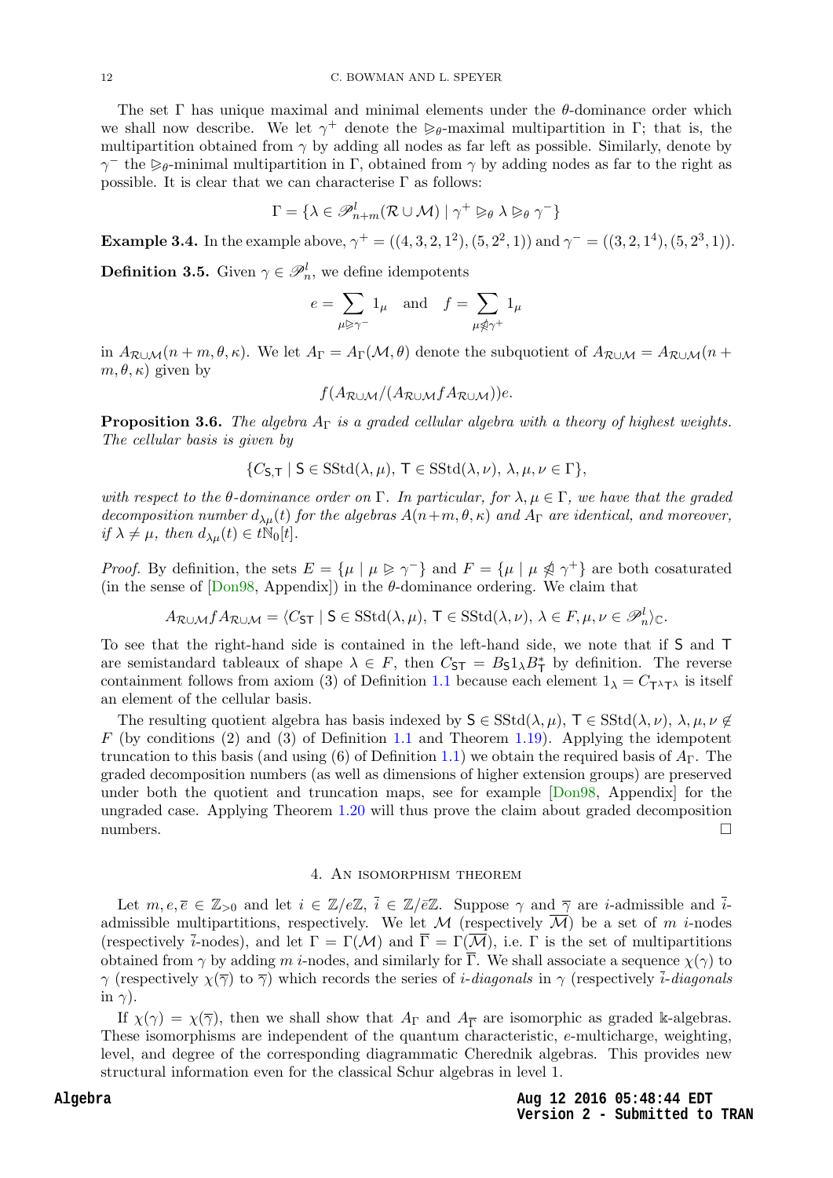The set $\Gamma$ has unique maximal and minimal elements under the $\theta$-dominance order which we shall now describe. We let $\gamma^+$ denote the $\trianglerighteq_\theta$-maximal multipartition in $\Gamma$; that is, the multipartition obtained from $\gamma$ by adding all nodes as far left as possible. Similarly, denote by $\gamma^-$ the $\trianglerighteq_\theta$-minimal multipartition in $\Gamma$, obtained from $\gamma$ by adding nodes as far to the right as possible. It is clear that we can characterise $\Gamma$ as follows:

$$\Gamma = \{\lambda \in \mathscr{P}^l_{n+m}(\mathcal{R} \cup \mathcal{M}) \mid \gamma^+ \trianglerighteq_\theta \lambda \trianglerighteq_\theta \gamma^-\}$$

**Example 3.4.** In the example above, $\gamma^+ = ((4,3,2,1^2),(5,2^2,1))$ and $\gamma^- = ((3,2,1^4),(5,2^3,1))$.

**Definition 3.5.** Given $\gamma \in \mathscr{P}^l_n$, we define idempotents

$$e = \sum_{\mu \trianglerighteq \gamma^-} 1_\mu \quad \text{and} \quad f = \sum_{\mu \ntrianglelefteq \gamma^+} 1_\mu$$

in $A_{\mathcal{R}\cup\mathcal{M}}(n+m,\theta,\kappa)$. We let $A_\Gamma = A_\Gamma(\mathcal{M},\theta)$ denote the subquotient of $A_{\mathcal{R}\cup\mathcal{M}} = A_{\mathcal{R}\cup\mathcal{M}}(n+m,\theta,\kappa)$ given by

$$f(A_{\mathcal{R}\cup\mathcal{M}}/(A_{\mathcal{R}\cup\mathcal{M}} f A_{\mathcal{R}\cup\mathcal{M}}))e.$$

**Proposition 3.6.** *The algebra $A_\Gamma$ is a graded cellular algebra with a theory of highest weights. The cellular basis is given by*

$$\{C_{\mathsf{S},\mathsf{T}} \mid \mathsf{S} \in \mathrm{SStd}(\lambda,\mu),\, \mathsf{T} \in \mathrm{SStd}(\lambda,\nu),\, \lambda,\mu,\nu \in \Gamma\},$$

*with respect to the $\theta$-dominance order on $\Gamma$. In particular, for $\lambda,\mu \in \Gamma$, we have that the graded decomposition number $d_{\lambda\mu}(t)$ for the algebras $A(n+m,\theta,\kappa)$ and $A_\Gamma$ are identical, and moreover, if $\lambda \neq \mu$, then $d_{\lambda\mu}(t) \in t\mathbb{N}_0[t]$.*

*Proof.* By definition, the sets $E = \{\mu \mid \mu \trianglerighteq \gamma^-\}$ and $F = \{\mu \mid \mu \ntrianglelefteq \gamma^+\}$ are both cosaturated (in the sense of [Don98, Appendix]) in the $\theta$-dominance ordering. We claim that

$$A_{\mathcal{R}\cup\mathcal{M}} f A_{\mathcal{R}\cup\mathcal{M}} = \langle C_{\mathsf{ST}} \mid \mathsf{S} \in \mathrm{SStd}(\lambda,\mu),\, \mathsf{T} \in \mathrm{SStd}(\lambda,\nu),\, \lambda \in F, \mu,\nu \in \mathscr{P}^l_n\rangle_{\mathbb{C}}.$$

To see that the right-hand side is contained in the left-hand side, we note that if $\mathsf{S}$ and $\mathsf{T}$ are semistandard tableaux of shape $\lambda \in F$, then $C_{\mathsf{ST}} = B_{\mathsf{S}} 1_\lambda B^*_{\mathsf{T}}$ by definition. The reverse containment follows from axiom (3) of Definition 1.1 because each element $1_\lambda = C_{\mathsf{T}^\lambda\mathsf{T}^\lambda}$ is itself an element of the cellular basis.

The resulting quotient algebra has basis indexed by $\mathsf{S} \in \mathrm{SStd}(\lambda,\mu)$, $\mathsf{T} \in \mathrm{SStd}(\lambda,\nu)$, $\lambda,\mu,\nu \notin F$ (by conditions (2) and (3) of Definition 1.1 and Theorem 1.19). Applying the idempotent truncation to this basis (and using (6) of Definition 1.1) we obtain the required basis of $A_\Gamma$. The graded decomposition numbers (as well as dimensions of higher extension groups) are preserved under both the quotient and truncation maps, see for example [Don98, Appendix] for the ungraded case. Applying Theorem 1.20 will thus prove the claim about graded decomposition numbers. $\square$

## 4. An isomorphism theorem

Let $m, e, \overline{e} \in \mathbb{Z}_{>0}$ and let $i \in \mathbb{Z}/e\mathbb{Z}$, $\overline{i} \in \mathbb{Z}/\overline{e}\mathbb{Z}$. Suppose $\gamma$ and $\overline{\gamma}$ are $i$-admissible and $\overline{i}$-admissible multipartitions, respectively. We let $\mathcal{M}$ (respectively $\overline{\mathcal{M}}$) be a set of $m$ $i$-nodes (respectively $\overline{i}$-nodes), and let $\Gamma = \Gamma(\mathcal{M})$ and $\overline{\Gamma} = \Gamma(\overline{\mathcal{M}})$, i.e. $\Gamma$ is the set of multipartitions obtained from $\gamma$ by adding $m$ $i$-nodes, and similarly for $\overline{\Gamma}$. We shall associate a sequence $\chi(\gamma)$ to $\gamma$ (respectively $\chi(\overline{\gamma})$ to $\overline{\gamma}$) which records the series of *$i$-diagonals* in $\gamma$ (respectively *$\overline{i}$-diagonals* in $\gamma$).

If $\chi(\gamma) = \chi(\overline{\gamma})$, then we shall show that $A_\Gamma$ and $A_{\overline{\Gamma}}$ are isomorphic as graded $\Bbbk$-algebras. These isomorphisms are independent of the quantum characteristic, $e$-multicharge, weighting, level, and degree of the corresponding diagrammatic Cherednik algebras. This provides new structural information even for the classical Schur algebras in level 1.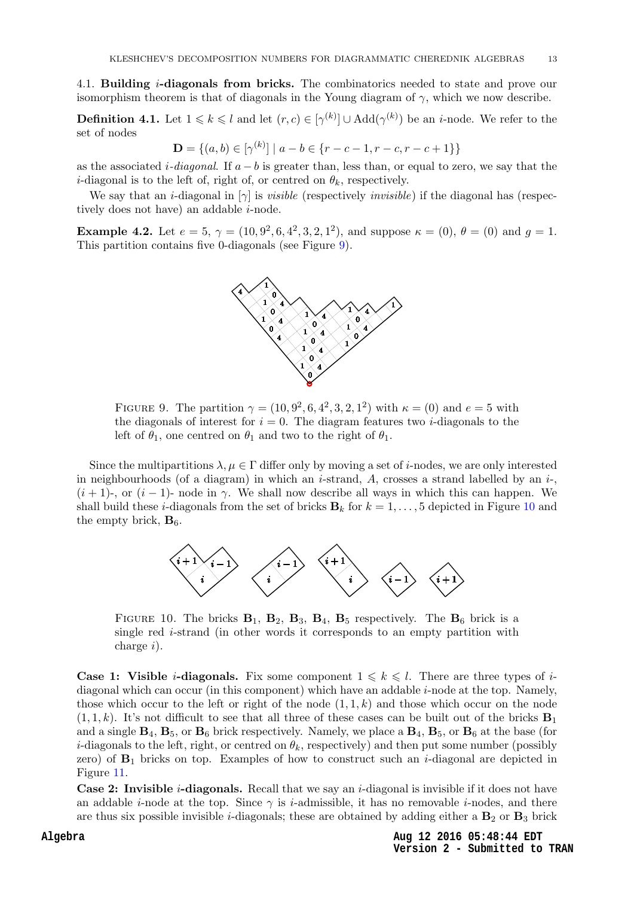4.1. **Building $i$-diagonals from bricks.** The combinatorics needed to state and prove our isomorphism theorem is that of diagonals in the Young diagram of $\gamma$, which we now describe.

**Definition 4.1.** Let $1 \leqslant k \leqslant l$ and let $(r, c) \in [\gamma^{(k)}] \cup \mathrm{Add}(\gamma^{(k)})$ be an $i$-node. We refer to the set of nodes

$$\mathbf{D} = \{(a, b) \in [\gamma^{(k)}] \mid a - b \in \{r - c - 1, r - c, r - c + 1\}\}$$

as the associated $i$-*diagonal*. If $a - b$ is greater than, less than, or equal to zero, we say that the $i$-diagonal is to the left of, right of, or centred on $\theta_k$, respectively.

We say that an $i$-diagonal in $[\gamma]$ is *visible* (respectively *invisible*) if the diagonal has (respectively does not have) an addable $i$-node.

**Example 4.2.** Let $e = 5$, $\gamma = (10, 9^2, 6, 4^2, 3, 2, 1^2)$, and suppose $\kappa = (0)$, $\theta = (0)$ and $g = 1$. This partition contains five 0-diagonals (see Figure 9).

FIGURE 9. The partition $\gamma = (10, 9^2, 6, 4^2, 3, 2, 1^2)$ with $\kappa = (0)$ and $e = 5$ with the diagonals of interest for $i = 0$. The diagram features two $i$-diagonals to the left of $\theta_1$, one centred on $\theta_1$ and two to the right of $\theta_1$.

Since the multipartitions $\lambda, \mu \in \Gamma$ differ only by moving a set of $i$-nodes, we are only interested in neighbourhoods (of a diagram) in which an $i$-strand, $A$, crosses a strand labelled by an $i$-, $(i + 1)$-, or $(i - 1)$- node in $\gamma$. We shall now describe all ways in which this can happen. We shall build these $i$-diagonals from the set of bricks $\mathbf{B}_k$ for $k = 1, \ldots, 5$ depicted in Figure 10 and the empty brick, $\mathbf{B}_6$.

FIGURE 10. The bricks $\mathbf{B}_1$, $\mathbf{B}_2$, $\mathbf{B}_3$, $\mathbf{B}_4$, $\mathbf{B}_5$ respectively. The $\mathbf{B}_6$ brick is a single red $i$-strand (in other words it corresponds to an empty partition with charge $i$).

**Case 1: Visible $i$-diagonals.** Fix some component $1 \leqslant k \leqslant l$. There are three types of $i$-diagonal which can occur (in this component) which have an addable $i$-node at the top. Namely, those which occur to the left or right of the node $(1, 1, k)$ and those which occur on the node $(1, 1, k)$. It's not difficult to see that all three of these cases can be built out of the bricks $\mathbf{B}_1$ and a single $\mathbf{B}_4$, $\mathbf{B}_5$, or $\mathbf{B}_6$ brick respectively. Namely, we place a $\mathbf{B}_4$, $\mathbf{B}_5$, or $\mathbf{B}_6$ at the base (for $i$-diagonals to the left, right, or centred on $\theta_k$, respectively) and then put some number (possibly zero) of $\mathbf{B}_1$ bricks on top. Examples of how to construct such an $i$-diagonal are depicted in Figure 11.

**Case 2: Invisible $i$-diagonals.** Recall that we say an $i$-diagonal is invisible if it does not have an addable $i$-node at the top. Since $\gamma$ is $i$-admissible, it has no removable $i$-nodes, and there are thus six possible invisible $i$-diagonals; these are obtained by adding either a $\mathbf{B}_2$ or $\mathbf{B}_3$ brick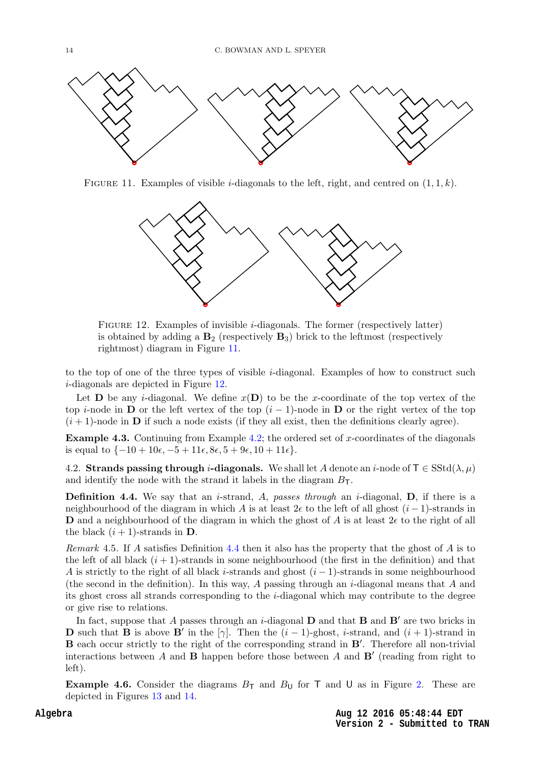FIGURE 11. Examples of visible $i$-diagonals to the left, right, and centred on $(1, 1, k)$.

FIGURE 12. Examples of invisible $i$-diagonals. The former (respectively latter) is obtained by adding a $\mathbf{B}_2$ (respectively $\mathbf{B}_3$) brick to the leftmost (respectively rightmost) diagram in Figure 11.

to the top of one of the three types of visible $i$-diagonal. Examples of how to construct such $i$-diagonals are depicted in Figure 12.

Let $\mathbf{D}$ be any $i$-diagonal. We define $x(\mathbf{D})$ to be the $x$-coordinate of the top vertex of the top $i$-node in $\mathbf{D}$ or the left vertex of the top $(i-1)$-node in $\mathbf{D}$ or the right vertex of the top $(i+1)$-node in $\mathbf{D}$ if such a node exists (if they all exist, then the definitions clearly agree).

**Example 4.3.** Continuing from Example 4.2; the ordered set of $x$-coordinates of the diagonals is equal to $\{-10 + 10\epsilon, -5 + 11\epsilon, 8\epsilon, 5 + 9\epsilon, 10 + 11\epsilon\}$.

4.2. **Strands passing through $i$-diagonals.** We shall let $A$ denote an $i$-node of $\mathsf{T} \in \mathrm{SStd}(\lambda, \mu)$ and identify the node with the strand it labels in the diagram $B_\mathsf{T}$.

**Definition 4.4.** We say that an $i$-strand, $A$, *passes through* an $i$-diagonal, $\mathbf{D}$, if there is a neighbourhood of the diagram in which $A$ is at least $2\epsilon$ to the left of all ghost $(i-1)$-strands in $\mathbf{D}$ and a neighbourhood of the diagram in which the ghost of $A$ is at least $2\epsilon$ to the right of all the black $(i+1)$-strands in $\mathbf{D}$.

*Remark* 4.5. If $A$ satisfies Definition 4.4 then it also has the property that the ghost of $A$ is to the left of all black $(i+1)$-strands in some neighbourhood (the first in the definition) and that $A$ is strictly to the right of all black $i$-strands and ghost $(i-1)$-strands in some neighbourhood (the second in the definition). In this way, $A$ passing through an $i$-diagonal means that $A$ and its ghost cross all strands corresponding to the $i$-diagonal which may contribute to the degree or give rise to relations.

In fact, suppose that $A$ passes through an $i$-diagonal $\mathbf{D}$ and that $\mathbf{B}$ and $\mathbf{B}'$ are two bricks in $\mathbf{D}$ such that $\mathbf{B}$ is above $\mathbf{B}'$ in the $[\gamma]$. Then the $(i-1)$-ghost, $i$-strand, and $(i+1)$-strand in $\mathbf{B}$ each occur strictly to the right of the corresponding strand in $\mathbf{B}'$. Therefore all non-trivial interactions between $A$ and $\mathbf{B}$ happen before those between $A$ and $\mathbf{B}'$ (reading from right to left).

**Example 4.6.** Consider the diagrams $B_\mathsf{T}$ and $B_\mathsf{U}$ for $\mathsf{T}$ and $\mathsf{U}$ as in Figure 2. These are depicted in Figures 13 and 14.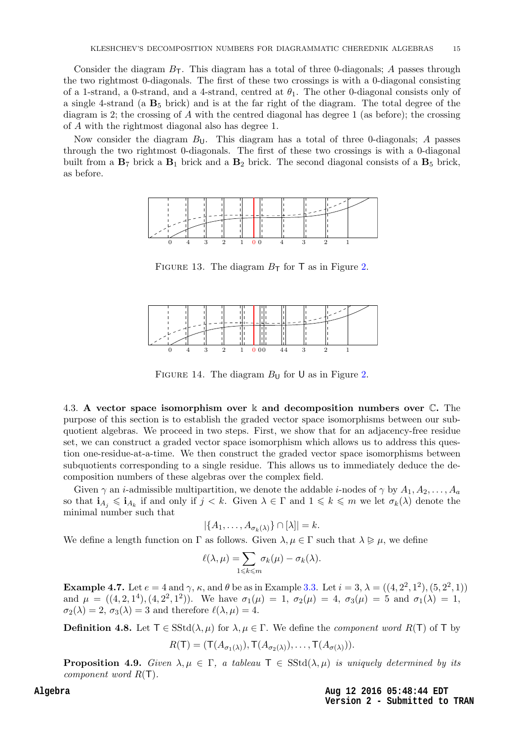Consider the diagram $B_\mathsf{T}$. This diagram has a total of three 0-diagonals; $A$ passes through the two rightmost 0-diagonals. The first of these two crossings is with a 0-diagonal consisting of a 1-strand, a 0-strand, and a 4-strand, centred at $\theta_1$. The other 0-diagonal consists only of a single 4-strand (a $\mathbf{B}_5$ brick) and is at the far right of the diagram. The total degree of the diagram is 2; the crossing of $A$ with the centred diagonal has degree 1 (as before); the crossing of $A$ with the rightmost diagonal also has degree 1.

Now consider the diagram $B_\mathsf{U}$. This diagram has a total of three 0-diagonals; $A$ passes through the two rightmost 0-diagonals. The first of these two crossings is with a 0-diagonal built from a $\mathbf{B}_7$ brick a $\mathbf{B}_1$ brick and a $\mathbf{B}_2$ brick. The second diagonal consists of a $\mathbf{B}_5$ brick, as before.

FIGURE 13. The diagram $B_\mathsf{T}$ for $\mathsf{T}$ as in Figure 2.

FIGURE 14. The diagram $B_\mathsf{U}$ for $\mathsf{U}$ as in Figure 2.

4.3. **A vector space isomorphism over $\Bbbk$ and decomposition numbers over $\mathbb{C}$.** The purpose of this section is to establish the graded vector space isomorphisms between our subquotient algebras. We proceed in two steps. First, we show that for an adjacency-free residue set, we can construct a graded vector space isomorphism which allows us to address this question one-residue-at-a-time. We then construct the graded vector space isomorphisms between subquotients corresponding to a single residue. This allows us to immediately deduce the decomposition numbers of these algebras over the complex field.

Given $\gamma$ an $i$-admissible multipartition, we denote the addable $i$-nodes of $\gamma$ by $A_1, A_2, \dots, A_a$ so that $\mathbf{i}_{A_j} \leqslant \mathbf{i}_{A_k}$ if and only if $j < k$. Given $\lambda \in \Gamma$ and $1 \leqslant k \leqslant m$ we let $\sigma_k(\lambda)$ denote the minimal number such that

$$|\{A_1, \dots, A_{\sigma_k(\lambda)}\} \cap [\lambda]| = k.$$

We define a length function on $\Gamma$ as follows. Given $\lambda, \mu \in \Gamma$ such that $\lambda \trianglerighteq \mu$, we define

$$\ell(\lambda, \mu) = \sum_{1 \leqslant k \leqslant m} \sigma_k(\mu) - \sigma_k(\lambda).$$

**Example 4.7.** Let $e = 4$ and $\gamma$, $\kappa$, and $\theta$ be as in Example 3.3. Let $i = 3$, $\lambda = ((4, 2^2, 1^2), (5, 2^2, 1))$ and $\mu = ((4, 2, 1^4), (4, 2^2, 1^2))$. We have $\sigma_1(\mu) = 1$, $\sigma_2(\mu) = 4$, $\sigma_3(\mu) = 5$ and $\sigma_1(\lambda) = 1$, $\sigma_2(\lambda) = 2$, $\sigma_3(\lambda) = 3$ and therefore $\ell(\lambda, \mu) = 4$.

**Definition 4.8.** Let $\mathsf{T} \in \mathrm{SStd}(\lambda, \mu)$ for $\lambda, \mu \in \Gamma$. We define the *component word* $R(\mathsf{T})$ of $\mathsf{T}$ by

$$R(\mathsf{T}) = (\mathsf{T}(A_{\sigma_1(\lambda)}), \mathsf{T}(A_{\sigma_2(\lambda)}), \dots, \mathsf{T}(A_{\sigma(\lambda)})).$$

**Proposition 4.9.** *Given $\lambda, \mu \in \Gamma$, a tableau $\mathsf{T} \in \mathrm{SStd}(\lambda, \mu)$ is uniquely determined by its component word $R(\mathsf{T})$.*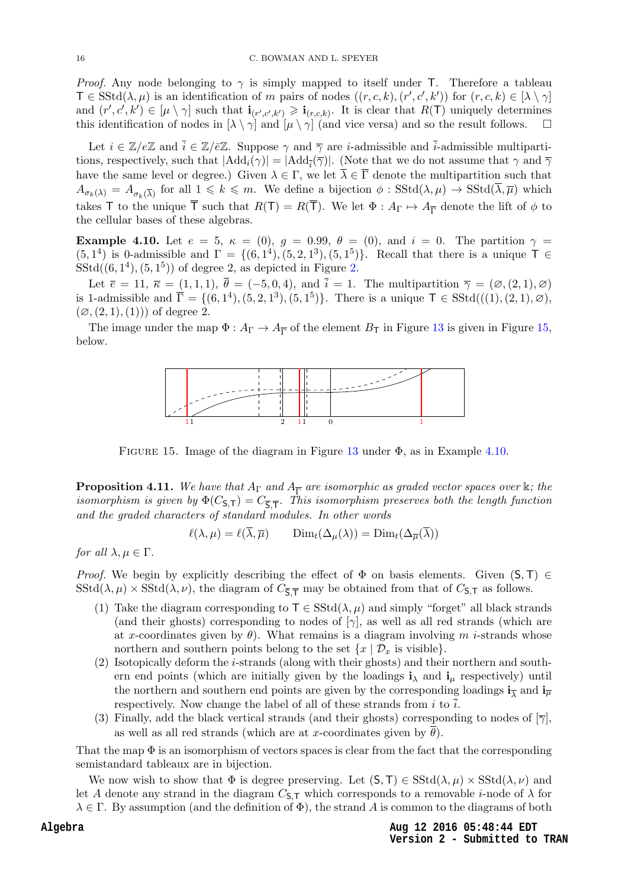*Proof.* Any node belonging to $\gamma$ is simply mapped to itself under $\mathsf{T}$. Therefore a tableau $\mathsf{T} \in \mathrm{SStd}(\lambda, \mu)$ is an identification of $m$ pairs of nodes $((r,c,k),(r',c',k'))$ for $(r,c,k) \in [\lambda \setminus \gamma]$ and $(r',c',k') \in [\mu \setminus \gamma]$ such that $\mathbf{i}_{(r',c',k')} \geqslant \mathbf{i}_{(r,c,k)}$. It is clear that $R(\mathsf{T})$ uniquely determines this identification of nodes in $[\lambda \setminus \gamma]$ and $[\mu \setminus \gamma]$ (and vice versa) and so the result follows. □

Let $i \in \mathbb{Z}/e\mathbb{Z}$ and $\overline{i} \in \mathbb{Z}/\overline{e}\mathbb{Z}$. Suppose $\gamma$ and $\overline{\gamma}$ are $i$-admissible and $\overline{i}$-admissible multipartitions, respectively, such that $|\mathrm{Add}_i(\gamma)| = |\mathrm{Add}_{\overline{i}}(\overline{\gamma})|$. (Note that we do not assume that $\gamma$ and $\overline{\gamma}$ have the same level or degree.) Given $\lambda \in \Gamma$, we let $\overline{\lambda} \in \overline{\Gamma}$ denote the multipartition such that $A_{\sigma_k(\lambda)} = A_{\sigma_k(\overline{\lambda})}$ for all $1 \leqslant k \leqslant m$. We define a bijection $\phi : \mathrm{SStd}(\lambda, \mu) \to \mathrm{SStd}(\overline{\lambda}, \overline{\mu})$ which takes $\mathsf{T}$ to the unique $\overline{\mathsf{T}}$ such that $R(\mathsf{T}) = R(\overline{\mathsf{T}})$. We let $\Phi : A_\Gamma \mapsto A_{\overline{\Gamma}}$ denote the lift of $\phi$ to the cellular bases of these algebras.

**Example 4.10.** Let $e = 5$, $\kappa = (0)$, $g = 0.99$, $\theta = (0)$, and $i = 0$. The partition $\gamma = (5, 1^4)$ is 0-admissible and $\Gamma = \{(6,1^4),(5,2,1^3),(5,1^5)\}$. Recall that there is a unique $\mathsf{T} \in \mathrm{SStd}((6,1^4),(5,1^5))$ of degree 2, as depicted in Figure 2.

Let $\overline{e} = 11$, $\overline{\kappa} = (1,1,1)$, $\overline{\theta} = (-5,0,4)$, and $\overline{i} = 1$. The multipartition $\overline{\gamma} = (\varnothing,(2,1),\varnothing)$ is 1-admissible and $\overline{\Gamma} = \{(6,1^4),(5,2,1^3),(5,1^5)\}$. There is a unique $\mathsf{T} \in \mathrm{SStd}(((1),(2,1),\varnothing),(\varnothing,(2,1),(1)))$ of degree 2.

The image under the map $\Phi : A_\Gamma \to A_{\overline{\Gamma}}$ of the element $B_\mathsf{T}$ in Figure 13 is given in Figure 15, below.

FIGURE 15. Image of the diagram in Figure 13 under $\Phi$, as in Example 4.10.

**Proposition 4.11.** *We have that $A_\Gamma$ and $A_{\overline{\Gamma}}$ are isomorphic as graded vector spaces over $\Bbbk$; the isomorphism is given by $\Phi(C_{\mathsf{S},\mathsf{T}}) = C_{\overline{\mathsf{S}},\overline{\mathsf{T}}}$. This isomorphism preserves both the length function and the graded characters of standard modules. In other words*

$$\ell(\lambda,\mu) = \ell(\overline{\lambda},\overline{\mu}) \qquad \mathrm{Dim}_t(\Delta_\mu(\lambda)) = \mathrm{Dim}_t(\Delta_{\overline{\mu}}(\overline{\lambda}))$$

*for all $\lambda, \mu \in \Gamma$.*

*Proof.* We begin by explicitly describing the effect of $\Phi$ on basis elements. Given $(\mathsf{S},\mathsf{T}) \in \mathrm{SStd}(\lambda,\mu) \times \mathrm{SStd}(\lambda,\nu)$, the diagram of $C_{\overline{\mathsf{S}},\overline{\mathsf{T}}}$ may be obtained from that of $C_{\mathsf{S},\mathsf{T}}$ as follows.

1. Take the diagram corresponding to $\mathsf{T} \in \mathrm{SStd}(\lambda,\mu)$ and simply "forget" all black strands (and their ghosts) corresponding to nodes of $[\gamma]$, as well as all red strands (which are at $x$-coordinates given by $\theta$). What remains is a diagram involving $m$ $i$-strands whose northern and southern points belong to the set $\{x \mid \mathcal{D}_x \text{ is visible}\}$.
2. Isotopically deform the $i$-strands (along with their ghosts) and their northern and southern end points (which are initially given by the loadings $\mathbf{i}_\lambda$ and $\mathbf{i}_\mu$ respectively) until the northern and southern end points are given by the corresponding loadings $\mathbf{i}_{\overline{\lambda}}$ and $\mathbf{i}_{\overline{\mu}}$ respectively. Now change the label of all of these strands from $i$ to $\overline{i}$.
3. Finally, add the black vertical strands (and their ghosts) corresponding to nodes of $[\overline{\gamma}]$, as well as all red strands (which are at $x$-coordinates given by $\overline{\theta}$).

That the map $\Phi$ is an isomorphism of vectors spaces is clear from the fact that the corresponding semistandard tableaux are in bijection.

We now wish to show that $\Phi$ is degree preserving. Let $(\mathsf{S},\mathsf{T}) \in \mathrm{SStd}(\lambda,\mu) \times \mathrm{SStd}(\lambda,\nu)$ and let $A$ denote any strand in the diagram $C_{\mathsf{S},\mathsf{T}}$ which corresponds to a removable $i$-node of $\lambda$ for $\lambda \in \Gamma$. By assumption (and the definition of $\Phi$), the strand $A$ is common to the diagrams of both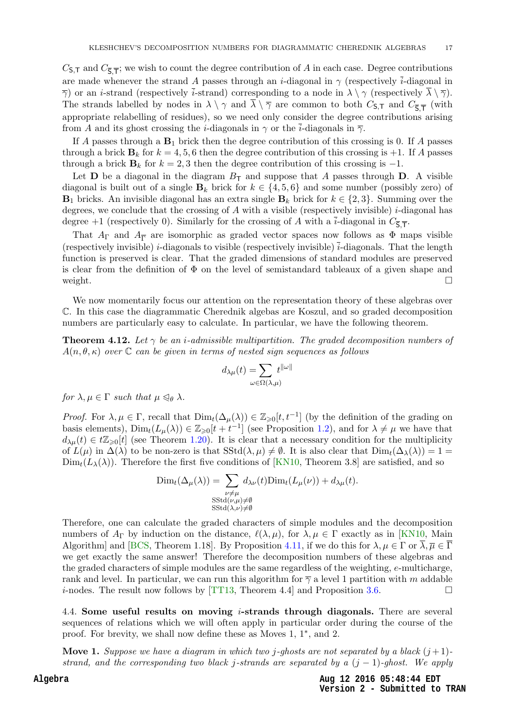$C_{\mathsf{S},\mathsf{T}}$ and $C_{\overline{\mathsf{S}},\overline{\mathsf{T}}}$; we wish to count the degree contribution of $A$ in each case. Degree contributions are made whenever the strand $A$ passes through an $i$-diagonal in $\gamma$ (respectively $\bar{i}$-diagonal in $\overline{\gamma}$) or an $i$-strand (respectively $\bar{i}$-strand) corresponding to a node in $\lambda \setminus \gamma$ (respectively $\overline{\lambda} \setminus \overline{\gamma}$). The strands labelled by nodes in $\lambda \setminus \gamma$ and $\overline{\lambda} \setminus \overline{\gamma}$ are common to both $C_{\mathsf{S},\mathsf{T}}$ and $C_{\overline{\mathsf{S}},\overline{\mathsf{T}}}$ (with appropriate relabelling of residues), so we need only consider the degree contributions arising from $A$ and its ghost crossing the $i$-diagonals in $\gamma$ or the $\bar{i}$-diagonals in $\overline{\gamma}$.

If $A$ passes through a $\mathbf{B}_1$ brick then the degree contribution of this crossing is 0. If $A$ passes through a brick $\mathbf{B}_k$ for $k = 4, 5, 6$ then the degree contribution of this crossing is $+1$. If $A$ passes through a brick $\mathbf{B}_k$ for $k = 2, 3$ then the degree contribution of this crossing is $-1$.

Let $\mathbf{D}$ be a diagonal in the diagram $B_{\mathsf{T}}$ and suppose that $A$ passes through $\mathbf{D}$. A visible diagonal is built out of a single $\mathbf{B}_k$ brick for $k \in \{4, 5, 6\}$ and some number (possibly zero) of $\mathbf{B}_1$ bricks. An invisible diagonal has an extra single $\mathbf{B}_k$ brick for $k \in \{2, 3\}$. Summing over the degrees, we conclude that the crossing of $A$ with a visible (respectively invisible) $i$-diagonal has degree $+1$ (respectively 0). Similarly for the crossing of $A$ with a $\bar{i}$-diagonal in $C_{\overline{\mathsf{S}},\overline{\mathsf{T}}}$.

That $A_\Gamma$ and $A_{\overline{\Gamma}}$ are isomorphic as graded vector spaces now follows as $\Phi$ maps visible (respectively invisible) $i$-diagonals to visible (respectively invisible) $\bar{i}$-diagonals. That the length function is preserved is clear. That the graded dimensions of standard modules are preserved is clear from the definition of $\Phi$ on the level of semistandard tableaux of a given shape and weight. $\square$

We now momentarily focus our attention on the representation theory of these algebras over $\mathbb{C}$. In this case the diagrammatic Cherednik algebas are Koszul, and so graded decomposition numbers are particularly easy to calculate. In particular, we have the following theorem.

**Theorem 4.12.** *Let $\gamma$ be an $i$-admissible multipartition. The graded decomposition numbers of $A(n, \theta, \kappa)$ over $\mathbb{C}$ can be given in terms of nested sign sequences as follows*

$$d_{\lambda\mu}(t) = \sum_{\omega \in \Omega(\lambda,\mu)} t^{\|\omega\|}$$

*for $\lambda, \mu \in \Gamma$ such that $\mu \trianglelefteq_\theta \lambda$.*

*Proof.* For $\lambda, \mu \in \Gamma$, recall that $\mathrm{Dim}_t(\Delta_\mu(\lambda)) \in \mathbb{Z}_{\geqslant 0}[t, t^{-1}]$ (by the definition of the grading on basis elements), $\mathrm{Dim}_t(L_\mu(\lambda)) \in \mathbb{Z}_{\geqslant 0}[t + t^{-1}]$ (see Proposition 1.2), and for $\lambda \neq \mu$ we have that $d_{\lambda\mu}(t) \in t\mathbb{Z}_{\geqslant 0}[t]$ (see Theorem 1.20). It is clear that a necessary condition for the multiplicity of $L(\mu)$ in $\Delta(\lambda)$ to be non-zero is that $\mathrm{SStd}(\lambda, \mu) \neq \emptyset$. It is also clear that $\mathrm{Dim}_t(\Delta_\lambda(\lambda)) = 1 = \mathrm{Dim}_t(L_\lambda(\lambda))$. Therefore the first five conditions of [KN10, Theorem 3.8] are satisfied, and so

$$\mathrm{Dim}_t(\Delta_\mu(\lambda)) = \sum_{\substack{\nu \neq \mu \\ \mathrm{SStd}(\nu,\mu) \neq \emptyset \\ \mathrm{SStd}(\lambda,\nu) \neq \emptyset}} d_{\lambda\nu}(t)\mathrm{Dim}_t(L_\mu(\nu)) + d_{\lambda\mu}(t).$$

Therefore, one can calculate the graded characters of simple modules and the decomposition numbers of $A_\Gamma$ by induction on the distance, $\ell(\lambda, \mu)$, for $\lambda, \mu \in \Gamma$ exactly as in [KN10, Main Algorithm] and [BCS, Theorem 1.18]. By Proposition 4.11, if we do this for $\lambda, \mu \in \Gamma$ or $\overline{\lambda}, \overline{\mu} \in \overline{\Gamma}$ we get exactly the same answer! Therefore the decomposition numbers of these algebras and the graded characters of simple modules are the same regardless of the weighting, $e$-multicharge, rank and level. In particular, we can run this algorithm for $\overline{\gamma}$ a level 1 partition with $m$ addable $i$-nodes. The result now follows by [TT13, Theorem 4.4] and Proposition 3.6. $\square$

4.4. **Some useful results on moving $i$-strands through diagonals.** There are several sequences of relations which we will often apply in particular order during the course of the proof. For brevity, we shall now define these as Moves 1, 1*, and 2.

**Move 1.** *Suppose we have a diagram in which two $j$-ghosts are not separated by a black $(j+1)$-strand, and the corresponding two black $j$-strands are separated by a $(j-1)$-ghost. We apply*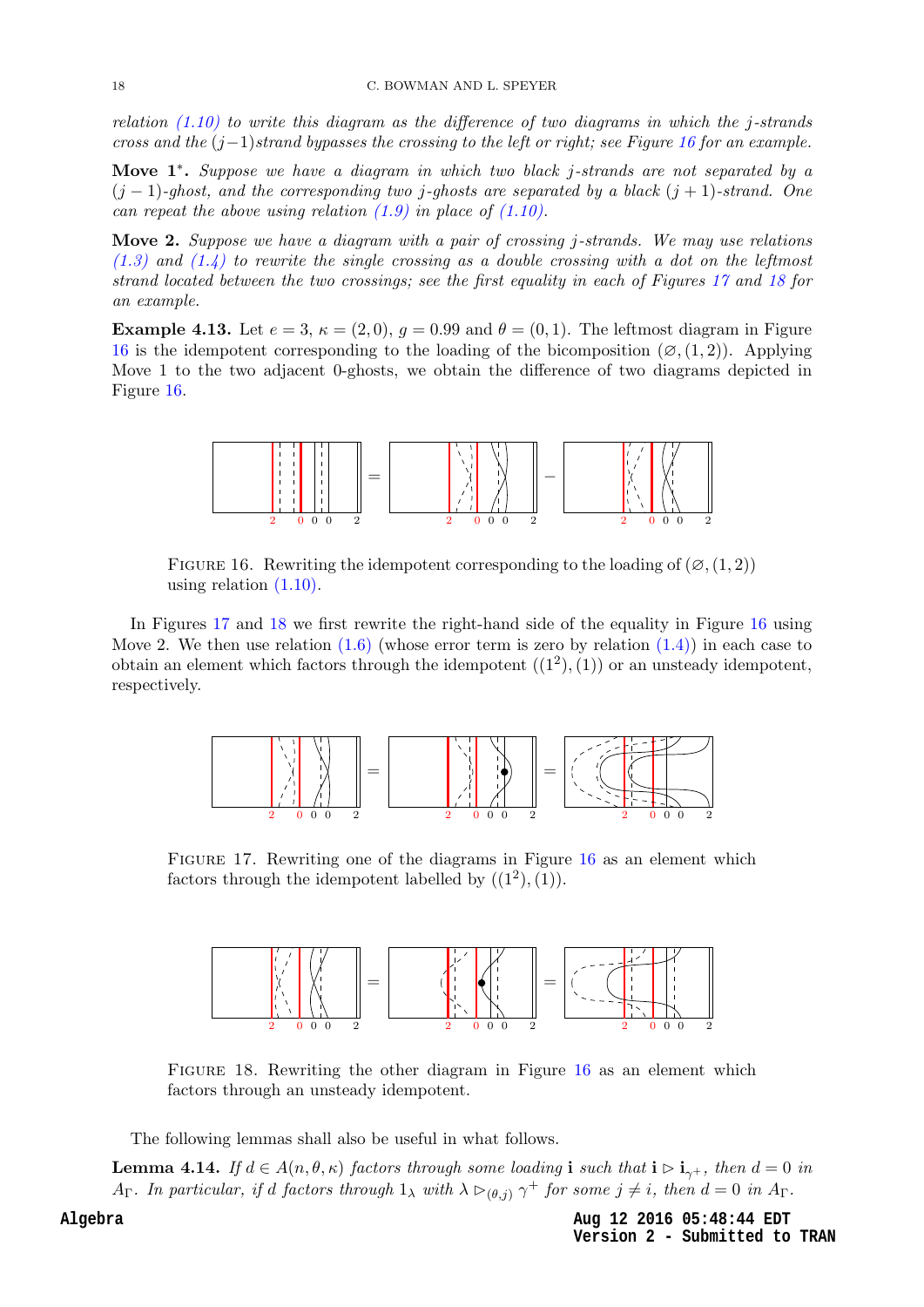*relation (1.10) to write this diagram as the difference of two diagrams in which the $j$-strands cross and the $(j-1)$strand bypasses the crossing to the left or right; see Figure 16 for an example.*

**Move 1*.** *Suppose we have a diagram in which two black $j$-strands are not separated by a $(j-1)$-ghost, and the corresponding two $j$-ghosts are separated by a black $(j+1)$-strand. One can repeat the above using relation (1.9) in place of (1.10).*

**Move 2.** *Suppose we have a diagram with a pair of crossing $j$-strands. We may use relations (1.3) and (1.4) to rewrite the single crossing as a double crossing with a dot on the leftmost strand located between the two crossings; see the first equality in each of Figures 17 and 18 for an example.*

**Example 4.13.** Let $e = 3$, $\kappa = (2, 0)$, $g = 0.99$ and $\theta = (0, 1)$. The leftmost diagram in Figure 16 is the idempotent corresponding to the loading of the bicomposition $(\varnothing, (1, 2))$. Applying Move 1 to the two adjacent 0-ghosts, we obtain the difference of two diagrams depicted in Figure 16.

FIGURE 16. Rewriting the idempotent corresponding to the loading of $(\varnothing, (1, 2))$ using relation (1.10).

In Figures 17 and 18 we first rewrite the right-hand side of the equality in Figure 16 using Move 2. We then use relation (1.6) (whose error term is zero by relation (1.4)) in each case to obtain an element which factors through the idempotent $((1^2), (1))$ or an unsteady idempotent, respectively.

FIGURE 17. Rewriting one of the diagrams in Figure 16 as an element which factors through the idempotent labelled by $((1^2), (1))$.

FIGURE 18. Rewriting the other diagram in Figure 16 as an element which factors through an unsteady idempotent.

The following lemmas shall also be useful in what follows.

**Lemma 4.14.** *If $d \in A(n, \theta, \kappa)$ factors through some loading $\mathbf{i}$ such that $\mathbf{i} \rhd \mathbf{i}_{\gamma^+}$, then $d = 0$ in $A_\Gamma$. In particular, if $d$ factors through $1_\lambda$ with $\lambda \rhd_{(\theta,j)} \gamma^+$ for some $j \neq i$, then $d = 0$ in $A_\Gamma$.*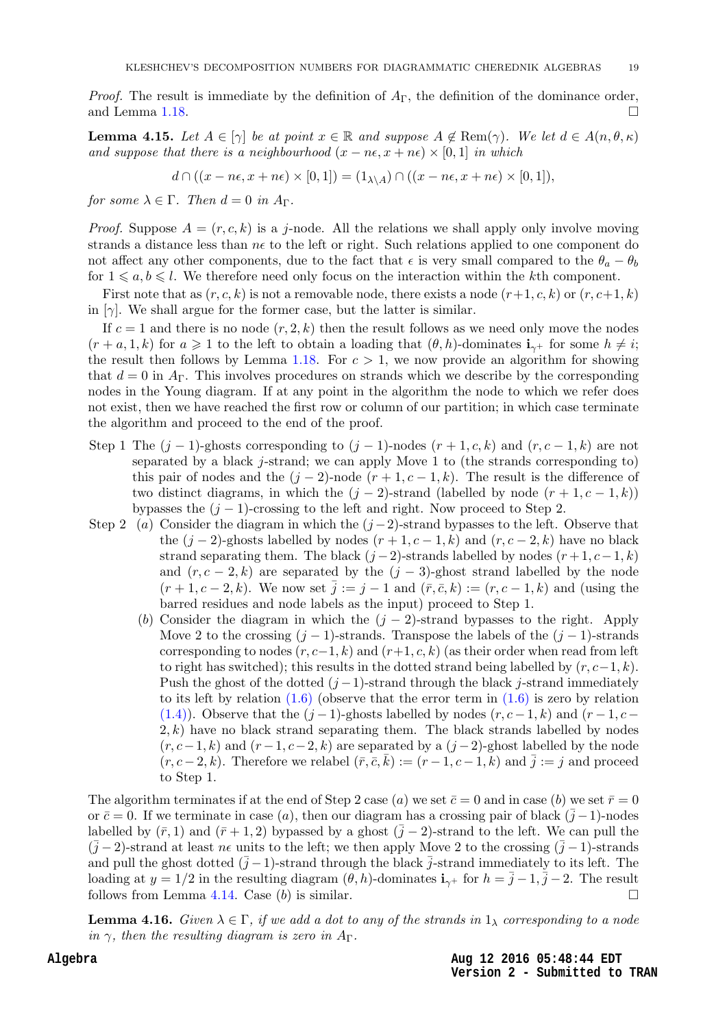*Proof.* The result is immediate by the definition of $A_\Gamma$, the definition of the dominance order, and Lemma 1.18. $\square$

**Lemma 4.15.** *Let $A \in [\gamma]$ be at point $x \in \mathbb{R}$ and suppose $A \notin \mathrm{Rem}(\gamma)$. We let $d \in A(n,\theta,\kappa)$ and suppose that there is a neighbourhood $(x - n\epsilon, x + n\epsilon) \times [0,1]$ in which*

$$d \cap ((x - n\epsilon, x + n\epsilon) \times [0,1]) = (1_{\lambda \setminus A}) \cap ((x - n\epsilon, x + n\epsilon) \times [0,1]),$$

*for some $\lambda \in \Gamma$. Then $d = 0$ in $A_\Gamma$.*

*Proof.* Suppose $A = (r,c,k)$ is a $j$-node. All the relations we shall apply only involve moving strands a distance less than $n\epsilon$ to the left or right. Such relations applied to one component do not affect any other components, due to the fact that $\epsilon$ is very small compared to the $\theta_a - \theta_b$ for $1 \leqslant a, b \leqslant l$. We therefore need only focus on the interaction within the $k$th component.

First note that as $(r,c,k)$ is not a removable node, there exists a node $(r+1,c,k)$ or $(r,c+1,k)$ in $[\gamma]$. We shall argue for the former case, but the latter is similar.

If $c = 1$ and there is no node $(r,2,k)$ then the result follows as we need only move the nodes $(r+a,1,k)$ for $a \geqslant 1$ to the left to obtain a loading that $(\theta,h)$-dominates $\mathbf{i}_{\gamma^+}$ for some $h \neq i$; the result then follows by Lemma 1.18. For $c > 1$, we now provide an algorithm for showing that $d = 0$ in $A_\Gamma$. This involves procedures on strands which we describe by the corresponding nodes in the Young diagram. If at any point in the algorithm the node to which we refer does not exist, then we have reached the first row or column of our partition; in which case terminate the algorithm and proceed to the end of the proof.

- Step 1 The $(j-1)$-ghosts corresponding to $(j-1)$-nodes $(r+1,c,k)$ and $(r,c-1,k)$ are not separated by a black $j$-strand; we can apply Move 1 to (the strands corresponding to) this pair of nodes and the $(j-2)$-node $(r+1,c-1,k)$. The result is the difference of two distinct diagrams, in which the $(j-2)$-strand (labelled by node $(r+1,c-1,k)$) bypasses the $(j-1)$-crossing to the left and right. Now proceed to Step 2.
- Step 2 $(a)$ Consider the diagram in which the $(j-2)$-strand bypasses to the left. Observe that the $(j-2)$-ghosts labelled by nodes $(r+1,c-1,k)$ and $(r,c-2,k)$ have no black strand separating them. The black $(j-2)$-strands labelled by nodes $(r+1,c-1,k)$ and $(r,c-2,k)$ are separated by the $(j-3)$-ghost strand labelled by the node $(r+1,c-2,k)$. We now set $\bar{j} := j-1$ and $(\bar{r},\bar{c},k) := (r,c-1,k)$ and (using the barred residues and node labels as the input) proceed to Step 1.
  
  $(b)$ Consider the diagram in which the $(j-2)$-strand bypasses to the right. Apply Move 2 to the crossing $(j-1)$-strands. Transpose the labels of the $(j-1)$-strands corresponding to nodes $(r,c-1,k)$ and $(r+1,c,k)$ (as their order when read from left to right has switched); this results in the dotted strand being labelled by $(r,c-1,k)$. Push the ghost of the dotted $(j-1)$-strand through the black $j$-strand immediately to its left by relation (1.6) (observe that the error term in (1.6) is zero by relation (1.4)). Observe that the $(j-1)$-ghosts labelled by nodes $(r,c-1,k)$ and $(r-1,c-2,k)$ have no black strand separating them. The black strands labelled by nodes $(r,c-1,k)$ and $(r-1,c-2,k)$ are separated by a $(j-2)$-ghost labelled by the node $(r,c-2,k)$. Therefore we relabel $(\bar{r},\bar{c},\bar{k}) := (r-1,c-1,k)$ and $\bar{j} := j$ and proceed to Step 1.

The algorithm terminates if at the end of Step 2 case $(a)$ we set $\bar{c} = 0$ and in case $(b)$ we set $\bar{r} = 0$ or $\bar{c} = 0$. If we terminate in case $(a)$, then our diagram has a crossing pair of black $(\bar{j}-1)$-nodes labelled by $(\bar{r},1)$ and $(\bar{r}+1,2)$ bypassed by a ghost $(\bar{j}-2)$-strand to the left. We can pull the $(\bar{j}-2)$-strand at least $n\epsilon$ units to the left; we then apply Move 2 to the crossing $(\bar{j}-1)$-strands and pull the ghost dotted $(\bar{j}-1)$-strand through the black $\bar{j}$-strand immediately to its left. The loading at $y = 1/2$ in the resulting diagram $(\theta,h)$-dominates $\mathbf{i}_{\gamma^+}$ for $h = \bar{j}-1, \bar{j}-2$. The result follows from Lemma 4.14. Case $(b)$ is similar. $\square$

**Lemma 4.16.** *Given $\lambda \in \Gamma$, if we add a dot to any of the strands in $1_\lambda$ corresponding to a node in $\gamma$, then the resulting diagram is zero in $A_\Gamma$.*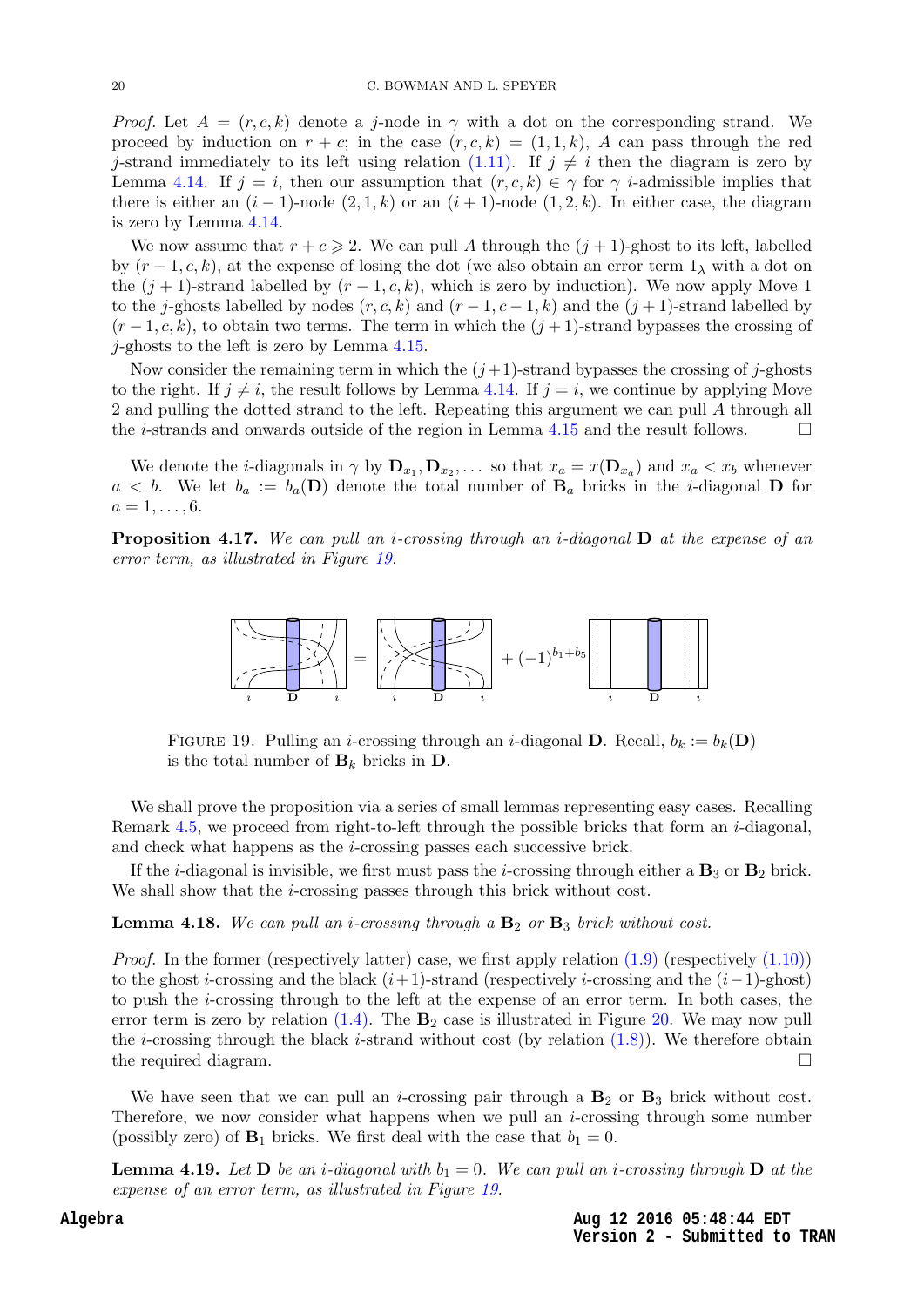*Proof.* Let $A = (r, c, k)$ denote a $j$-node in $\gamma$ with a dot on the corresponding strand. We proceed by induction on $r + c$; in the case $(r, c, k) = (1, 1, k)$, $A$ can pass through the red $j$-strand immediately to its left using relation (1.11). If $j \neq i$ then the diagram is zero by Lemma 4.14. If $j = i$, then our assumption that $(r, c, k) \in \gamma$ for $\gamma$ $i$-admissible implies that there is either an $(i-1)$-node $(2, 1, k)$ or an $(i+1)$-node $(1, 2, k)$. In either case, the diagram is zero by Lemma 4.14.

We now assume that $r + c \geqslant 2$. We can pull $A$ through the $(j+1)$-ghost to its left, labelled by $(r-1, c, k)$, at the expense of losing the dot (we also obtain an error term $1_\lambda$ with a dot on the $(j+1)$-strand labelled by $(r-1, c, k)$, which is zero by induction). We now apply Move 1 to the $j$-ghosts labelled by nodes $(r, c, k)$ and $(r-1, c-1, k)$ and the $(j+1)$-strand labelled by $(r-1, c, k)$, to obtain two terms. The term in which the $(j+1)$-strand bypasses the crossing of $j$-ghosts to the left is zero by Lemma 4.15.

Now consider the remaining term in which the $(j+1)$-strand bypasses the crossing of $j$-ghosts to the right. If $j \neq i$, the result follows by Lemma 4.14. If $j = i$, we continue by applying Move 2 and pulling the dotted strand to the left. Repeating this argument we can pull $A$ through all the $i$-strands and onwards outside of the region in Lemma 4.15 and the result follows. $\square$

We denote the $i$-diagonals in $\gamma$ by $\mathbf{D}_{x_1}, \mathbf{D}_{x_2}, \dots$ so that $x_a = x(\mathbf{D}_{x_a})$ and $x_a < x_b$ whenever $a < b$. We let $b_a := b_a(\mathbf{D})$ denote the total number of $\mathbf{B}_a$ bricks in the $i$-diagonal $\mathbf{D}$ for $a = 1, \dots, 6$.

**Proposition 4.17.** *We can pull an $i$-crossing through an $i$-diagonal $\mathbf{D}$ at the expense of an error term, as illustrated in Figure 19.*

$$= \quad + (-1)^{b_1+b_5}$$

FIGURE 19. Pulling an $i$-crossing through an $i$-diagonal $\mathbf{D}$. Recall, $b_k := b_k(\mathbf{D})$ is the total number of $\mathbf{B}_k$ bricks in $\mathbf{D}$.

We shall prove the proposition via a series of small lemmas representing easy cases. Recalling Remark 4.5, we proceed from right-to-left through the possible bricks that form an $i$-diagonal, and check what happens as the $i$-crossing passes each successive brick.

If the $i$-diagonal is invisible, we first must pass the $i$-crossing through either a $\mathbf{B}_3$ or $\mathbf{B}_2$ brick. We shall show that the $i$-crossing passes through this brick without cost.

**Lemma 4.18.** *We can pull an $i$-crossing through a $\mathbf{B}_2$ or $\mathbf{B}_3$ brick without cost.*

*Proof.* In the former (respectively latter) case, we first apply relation (1.9) (respectively (1.10)) to the ghost $i$-crossing and the black $(i+1)$-strand (respectively $i$-crossing and the $(i-1)$-ghost) to push the $i$-crossing through to the left at the expense of an error term. In both cases, the error term is zero by relation (1.4). The $\mathbf{B}_2$ case is illustrated in Figure 20. We may now pull the $i$-crossing through the black $i$-strand without cost (by relation (1.8)). We therefore obtain the required diagram. $\square$

We have seen that we can pull an $i$-crossing pair through a $\mathbf{B}_2$ or $\mathbf{B}_3$ brick without cost. Therefore, we now consider what happens when we pull an $i$-crossing through some number (possibly zero) of $\mathbf{B}_1$ bricks. We first deal with the case that $b_1 = 0$.

**Lemma 4.19.** *Let $\mathbf{D}$ be an $i$-diagonal with $b_1 = 0$. We can pull an $i$-crossing through $\mathbf{D}$ at the expense of an error term, as illustrated in Figure 19.*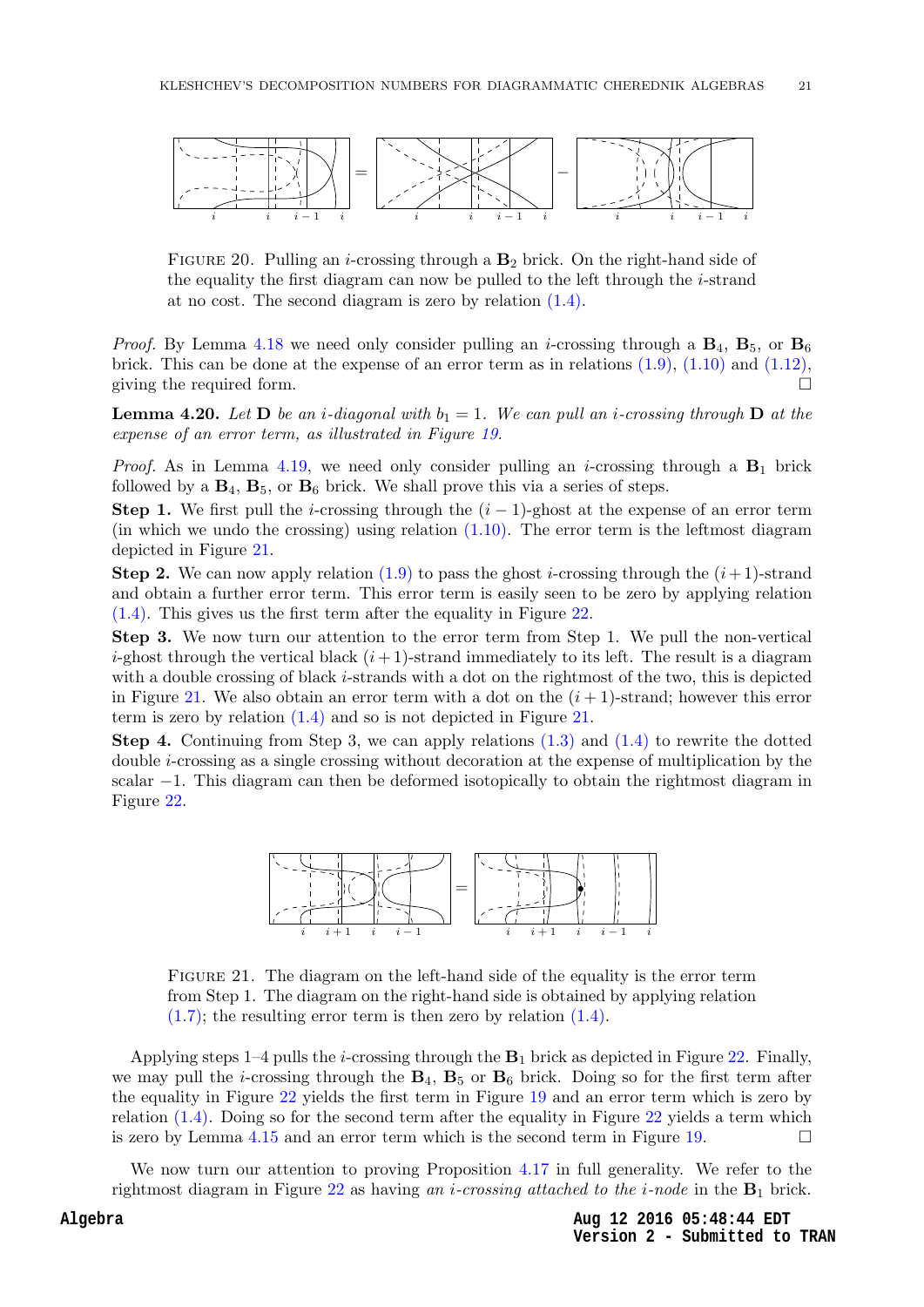FIGURE 20. Pulling an $i$-crossing through a $\mathbf{B}_2$ brick. On the right-hand side of the equality the first diagram can now be pulled to the left through the $i$-strand at no cost. The second diagram is zero by relation (1.4).

*Proof.* By Lemma 4.18 we need only consider pulling an $i$-crossing through a $\mathbf{B}_4$, $\mathbf{B}_5$, or $\mathbf{B}_6$ brick. This can be done at the expense of an error term as in relations (1.9), (1.10) and (1.12), giving the required form. □

**Lemma 4.20.** *Let $\mathbf{D}$ be an $i$-diagonal with $b_1 = 1$. We can pull an $i$-crossing through $\mathbf{D}$ at the expense of an error term, as illustrated in Figure 19.*

*Proof.* As in Lemma 4.19, we need only consider pulling an $i$-crossing through a $\mathbf{B}_1$ brick followed by a $\mathbf{B}_4$, $\mathbf{B}_5$, or $\mathbf{B}_6$ brick. We shall prove this via a series of steps.

**Step 1.** We first pull the $i$-crossing through the $(i-1)$-ghost at the expense of an error term (in which we undo the crossing) using relation (1.10). The error term is the leftmost diagram depicted in Figure 21.

**Step 2.** We can now apply relation (1.9) to pass the ghost $i$-crossing through the $(i+1)$-strand and obtain a further error term. This error term is easily seen to be zero by applying relation (1.4). This gives us the first term after the equality in Figure 22.

**Step 3.** We now turn our attention to the error term from Step 1. We pull the non-vertical $i$-ghost through the vertical black $(i+1)$-strand immediately to its left. The result is a diagram with a double crossing of black $i$-strands with a dot on the rightmost of the two, this is depicted in Figure 21. We also obtain an error term with a dot on the $(i+1)$-strand; however this error term is zero by relation (1.4) and so is not depicted in Figure 21.

**Step 4.** Continuing from Step 3, we can apply relations (1.3) and (1.4) to rewrite the dotted double $i$-crossing as a single crossing without decoration at the expense of multiplication by the scalar $-1$. This diagram can then be deformed isotopically to obtain the rightmost diagram in Figure 22.

FIGURE 21. The diagram on the left-hand side of the equality is the error term from Step 1. The diagram on the right-hand side is obtained by applying relation (1.7); the resulting error term is then zero by relation (1.4).

Applying steps 1–4 pulls the $i$-crossing through the $\mathbf{B}_1$ brick as depicted in Figure 22. Finally, we may pull the $i$-crossing through the $\mathbf{B}_4$, $\mathbf{B}_5$ or $\mathbf{B}_6$ brick. Doing so for the first term after the equality in Figure 22 yields the first term in Figure 19 and an error term which is zero by relation (1.4). Doing so for the second term after the equality in Figure 22 yields a term which is zero by Lemma 4.15 and an error term which is the second term in Figure 19. □

We now turn our attention to proving Proposition 4.17 in full generality. We refer to the rightmost diagram in Figure 22 as having *an $i$-crossing attached to the $i$-node* in the $\mathbf{B}_1$ brick.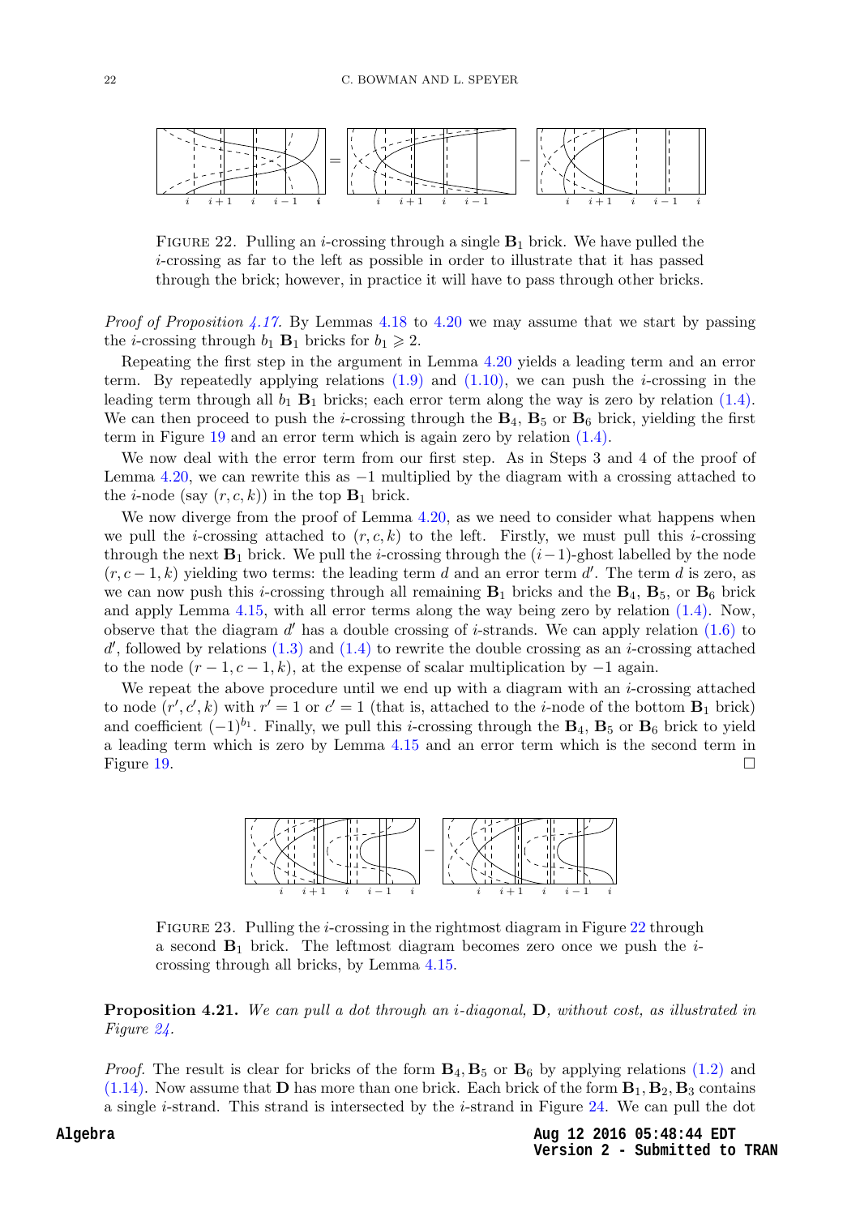FIGURE 22. Pulling an $i$-crossing through a single $\mathbf{B}_1$ brick. We have pulled the $i$-crossing as far to the left as possible in order to illustrate that it has passed through the brick; however, in practice it will have to pass through other bricks.

*Proof of Proposition 4.17.* By Lemmas 4.18 to 4.20 we may assume that we start by passing the $i$-crossing through $b_1$ $\mathbf{B}_1$ bricks for $b_1 \geqslant 2$.

Repeating the first step in the argument in Lemma 4.20 yields a leading term and an error term. By repeatedly applying relations (1.9) and (1.10), we can push the $i$-crossing in the leading term through all $b_1$ $\mathbf{B}_1$ bricks; each error term along the way is zero by relation (1.4). We can then proceed to push the $i$-crossing through the $\mathbf{B}_4$, $\mathbf{B}_5$ or $\mathbf{B}_6$ brick, yielding the first term in Figure 19 and an error term which is again zero by relation (1.4).

We now deal with the error term from our first step. As in Steps 3 and 4 of the proof of Lemma 4.20, we can rewrite this as $-1$ multiplied by the diagram with a crossing attached to the $i$-node (say $(r, c, k)$) in the top $\mathbf{B}_1$ brick.

We now diverge from the proof of Lemma 4.20, as we need to consider what happens when we pull the $i$-crossing attached to $(r, c, k)$ to the left. Firstly, we must pull this $i$-crossing through the next $\mathbf{B}_1$ brick. We pull the $i$-crossing through the $(i-1)$-ghost labelled by the node $(r, c-1, k)$ yielding two terms: the leading term $d$ and an error term $d'$. The term $d$ is zero, as we can now push this $i$-crossing through all remaining $\mathbf{B}_1$ bricks and the $\mathbf{B}_4$, $\mathbf{B}_5$, or $\mathbf{B}_6$ brick and apply Lemma 4.15, with all error terms along the way being zero by relation (1.4). Now, observe that the diagram $d'$ has a double crossing of $i$-strands. We can apply relation (1.6) to $d'$, followed by relations (1.3) and (1.4) to rewrite the double crossing as an $i$-crossing attached to the node $(r-1, c-1, k)$, at the expense of scalar multiplication by $-1$ again.

We repeat the above procedure until we end up with a diagram with an $i$-crossing attached to node $(r', c', k)$ with $r' = 1$ or $c' = 1$ (that is, attached to the $i$-node of the bottom $\mathbf{B}_1$ brick) and coefficient $(-1)^{b_1}$. Finally, we pull this $i$-crossing through the $\mathbf{B}_4$, $\mathbf{B}_5$ or $\mathbf{B}_6$ brick to yield a leading term which is zero by Lemma 4.15 and an error term which is the second term in Figure 19. $\square$

FIGURE 23. Pulling the $i$-crossing in the rightmost diagram in Figure 22 through a second $\mathbf{B}_1$ brick. The leftmost diagram becomes zero once we push the $i$-crossing through all bricks, by Lemma 4.15.

**Proposition 4.21.** *We can pull a dot through an $i$-diagonal, $\mathbf{D}$, without cost, as illustrated in Figure 24.*

*Proof.* The result is clear for bricks of the form $\mathbf{B}_4, \mathbf{B}_5$ or $\mathbf{B}_6$ by applying relations (1.2) and (1.14). Now assume that $\mathbf{D}$ has more than one brick. Each brick of the form $\mathbf{B}_1, \mathbf{B}_2, \mathbf{B}_3$ contains a single $i$-strand. This strand is intersected by the $i$-strand in Figure 24. We can pull the dot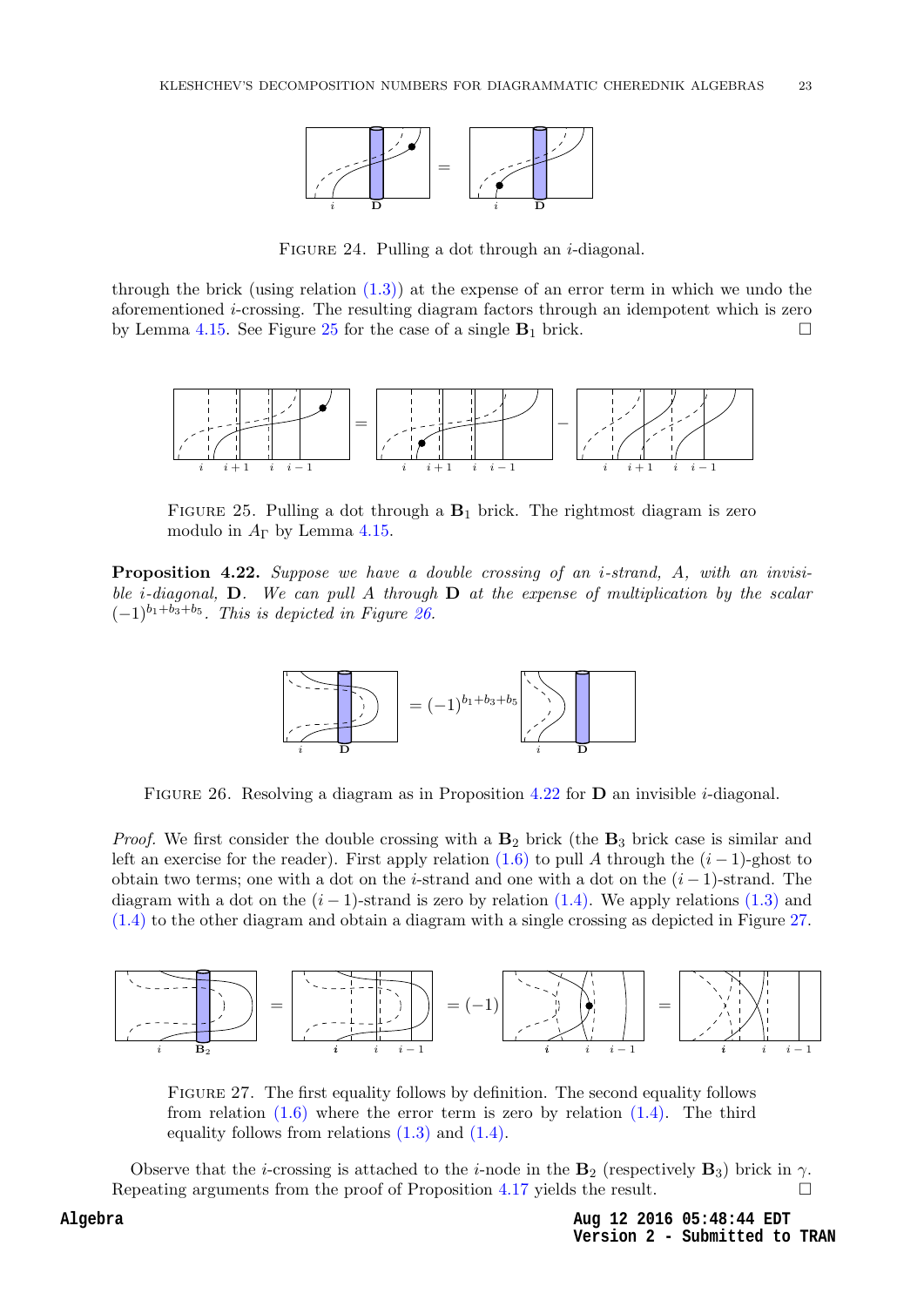FIGURE 24. Pulling a dot through an $i$-diagonal.

through the brick (using relation (1.3)) at the expense of an error term in which we undo the aforementioned $i$-crossing. The resulting diagram factors through an idempotent which is zero by Lemma 4.15. See Figure 25 for the case of a single $\mathbf{B}_1$ brick. □

FIGURE 25. Pulling a dot through a $\mathbf{B}_1$ brick. The rightmost diagram is zero modulo in $A_\Gamma$ by Lemma 4.15.

**Proposition 4.22.** *Suppose we have a double crossing of an $i$-strand, $A$, with an invisible $i$-diagonal, $\mathbf{D}$. We can pull $A$ through $\mathbf{D}$ at the expense of multiplication by the scalar $(-1)^{b_1+b_3+b_5}$. This is depicted in Figure 26.*

FIGURE 26. Resolving a diagram as in Proposition 4.22 for $\mathbf{D}$ an invisible $i$-diagonal.

*Proof.* We first consider the double crossing with a $\mathbf{B}_2$ brick (the $\mathbf{B}_3$ brick case is similar and left an exercise for the reader). First apply relation (1.6) to pull $A$ through the $(i-1)$-ghost to obtain two terms; one with a dot on the $i$-strand and one with a dot on the $(i-1)$-strand. The diagram with a dot on the $(i-1)$-strand is zero by relation (1.4). We apply relations (1.3) and (1.4) to the other diagram and obtain a diagram with a single crossing as depicted in Figure 27.

FIGURE 27. The first equality follows by definition. The second equality follows from relation (1.6) where the error term is zero by relation (1.4). The third equality follows from relations (1.3) and (1.4).

Observe that the $i$-crossing is attached to the $i$-node in the $\mathbf{B}_2$ (respectively $\mathbf{B}_3$) brick in $\gamma$. Repeating arguments from the proof of Proposition 4.17 yields the result. □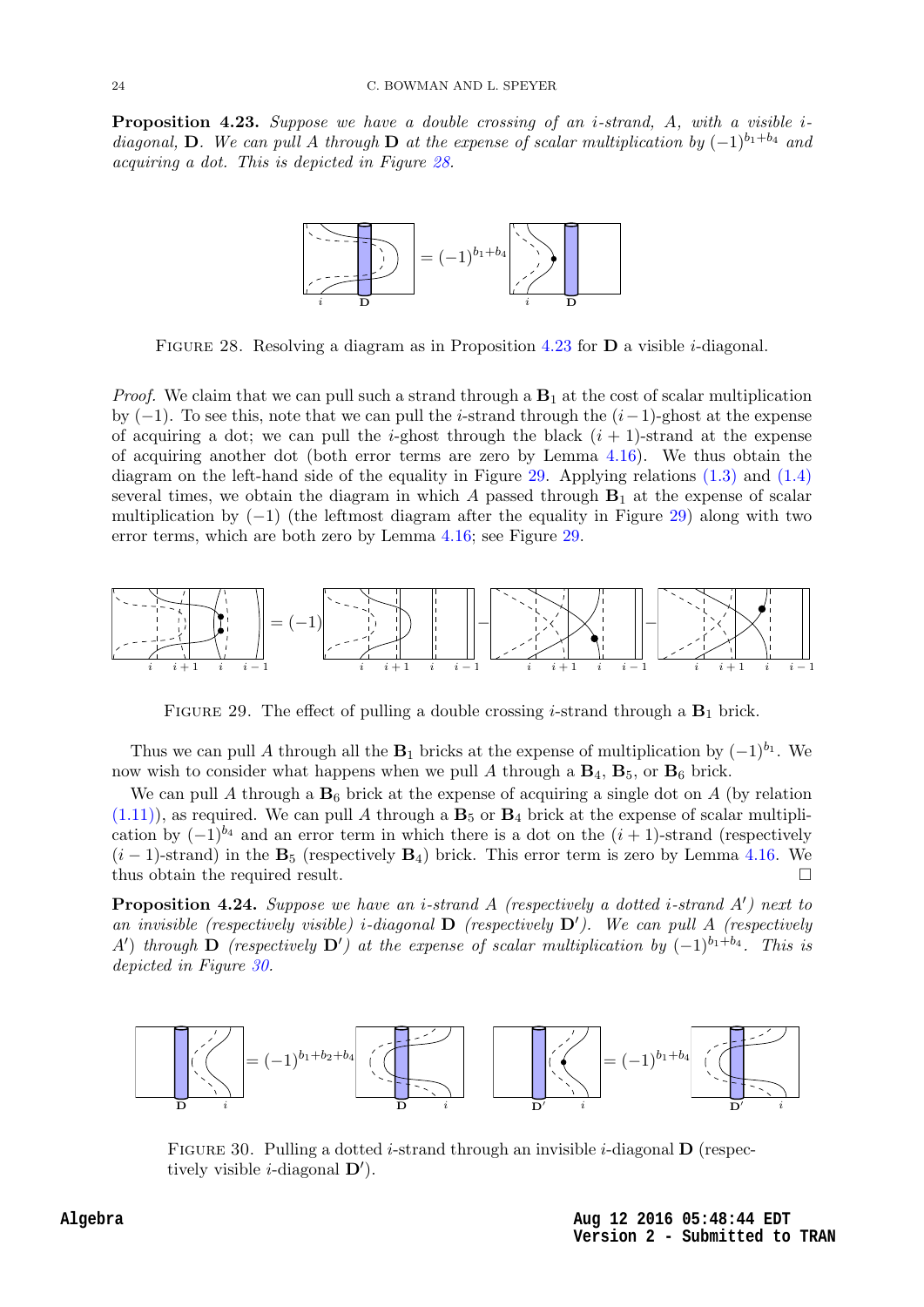**Proposition 4.23.** *Suppose we have a double crossing of an $i$-strand, $A$, with a visible $i$-diagonal, $\mathbf{D}$. We can pull $A$ through $\mathbf{D}$ at the expense of scalar multiplication by $(-1)^{b_1+b_4}$ and acquiring a dot. This is depicted in Figure 28.*

$$= (-1)^{b_1+b_4}$$

Figure 28. Resolving a diagram as in Proposition 4.23 for $\mathbf{D}$ a visible $i$-diagonal.

*Proof.* We claim that we can pull such a strand through a $\mathbf{B}_1$ at the cost of scalar multiplication by $(-1)$. To see this, note that we can pull the $i$-strand through the $(i-1)$-ghost at the expense of acquiring a dot; we can pull the $i$-ghost through the black $(i+1)$-strand at the expense of acquiring another dot (both error terms are zero by Lemma 4.16). We thus obtain the diagram on the left-hand side of the equality in Figure 29. Applying relations (1.3) and (1.4) several times, we obtain the diagram in which $A$ passed through $\mathbf{B}_1$ at the expense of scalar multiplication by $(-1)$ (the leftmost diagram after the equality in Figure 29) along with two error terms, which are both zero by Lemma 4.16; see Figure 29.

$$= (-1) \quad - \quad -$$

Figure 29. The effect of pulling a double crossing $i$-strand through a $\mathbf{B}_1$ brick.

Thus we can pull $A$ through all the $\mathbf{B}_1$ bricks at the expense of multiplication by $(-1)^{b_1}$. We now wish to consider what happens when we pull $A$ through a $\mathbf{B}_4$, $\mathbf{B}_5$, or $\mathbf{B}_6$ brick.

We can pull $A$ through a $\mathbf{B}_6$ brick at the expense of acquiring a single dot on $A$ (by relation (1.11)), as required. We can pull $A$ through a $\mathbf{B}_5$ or $\mathbf{B}_4$ brick at the expense of scalar multiplication by $(-1)^{b_4}$ and an error term in which there is a dot on the $(i+1)$-strand (respectively $(i-1)$-strand) in the $\mathbf{B}_5$ (respectively $\mathbf{B}_4$) brick. This error term is zero by Lemma 4.16. We thus obtain the required result. $\square$

**Proposition 4.24.** *Suppose we have an $i$-strand $A$ (respectively a dotted $i$-strand $A'$) next to an invisible (respectively visible) $i$-diagonal $\mathbf{D}$ (respectively $\mathbf{D}'$). We can pull $A$ (respectively $A'$) through $\mathbf{D}$ (respectively $\mathbf{D}'$) at the expense of scalar multiplication by $(-1)^{b_1+b_4}$. This is depicted in Figure 30.*

$$= (-1)^{b_1+b_2+b_4} \qquad\qquad = (-1)^{b_1+b_4}$$

Figure 30. Pulling a dotted $i$-strand through an invisible $i$-diagonal $\mathbf{D}$ (respectively visible $i$-diagonal $\mathbf{D}'$).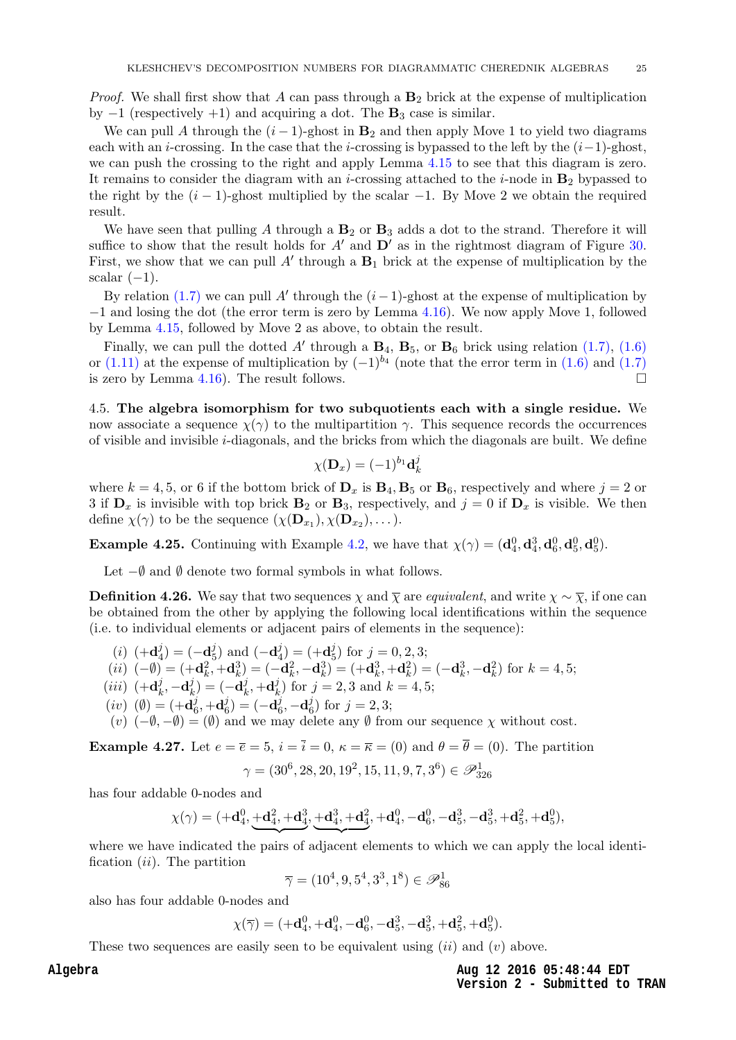*Proof.* We shall first show that $A$ can pass through a $\mathbf{B}_2$ brick at the expense of multiplication by $-1$ (respectively $+1$) and acquiring a dot. The $\mathbf{B}_3$ case is similar.

We can pull $A$ through the $(i-1)$-ghost in $\mathbf{B}_2$ and then apply Move 1 to yield two diagrams each with an $i$-crossing. In the case that the $i$-crossing is bypassed to the left by the $(i-1)$-ghost, we can push the crossing to the right and apply Lemma 4.15 to see that this diagram is zero. It remains to consider the diagram with an $i$-crossing attached to the $i$-node in $\mathbf{B}_2$ bypassed to the right by the $(i-1)$-ghost multiplied by the scalar $-1$. By Move 2 we obtain the required result.

We have seen that pulling $A$ through a $\mathbf{B}_2$ or $\mathbf{B}_3$ adds a dot to the strand. Therefore it will suffice to show that the result holds for $A'$ and $\mathbf{D}'$ as in the rightmost diagram of Figure 30. First, we show that we can pull $A'$ through a $\mathbf{B}_1$ brick at the expense of multiplication by the scalar $(-1)$.

By relation (1.7) we can pull $A'$ through the $(i-1)$-ghost at the expense of multiplication by $-1$ and losing the dot (the error term is zero by Lemma 4.16). We now apply Move 1, followed by Lemma 4.15, followed by Move 2 as above, to obtain the result.

Finally, we can pull the dotted $A'$ through a $\mathbf{B}_4$, $\mathbf{B}_5$, or $\mathbf{B}_6$ brick using relation (1.7), (1.6) or (1.11) at the expense of multiplication by $(-1)^{b_4}$ (note that the error term in (1.6) and (1.7) is zero by Lemma 4.16). The result follows. □

4.5. **The algebra isomorphism for two subquotients each with a single residue.** We now associate a sequence $\chi(\gamma)$ to the multipartition $\gamma$. This sequence records the occurrences of visible and invisible $i$-diagonals, and the bricks from which the diagonals are built. We define

$$\chi(\mathbf{D}_x) = (-1)^{b_1}\mathbf{d}_k^j$$

where $k = 4, 5$, or $6$ if the bottom brick of $\mathbf{D}_x$ is $\mathbf{B}_4, \mathbf{B}_5$ or $\mathbf{B}_6$, respectively and where $j = 2$ or $3$ if $\mathbf{D}_x$ is invisible with top brick $\mathbf{B}_2$ or $\mathbf{B}_3$, respectively, and $j = 0$ if $\mathbf{D}_x$ is visible. We then define $\chi(\gamma)$ to be the sequence $(\chi(\mathbf{D}_{x_1}), \chi(\mathbf{D}_{x_2}), \dots)$.

**Example 4.25.** Continuing with Example 4.2, we have that $\chi(\gamma) = (\mathbf{d}_4^0, \mathbf{d}_4^3, \mathbf{d}_6^0, \mathbf{d}_5^0, \mathbf{d}_5^0)$.

Let $-\emptyset$ and $\emptyset$ denote two formal symbols in what follows.

**Definition 4.26.** We say that two sequences $\chi$ and $\overline{\chi}$ are *equivalent*, and write $\chi \sim \overline{\chi}$, if one can be obtained from the other by applying the following local identifications within the sequence (i.e. to individual elements or adjacent pairs of elements in the sequence):

(i) $(+\mathbf{d}_4^j) = (-\mathbf{d}_5^j)$ and $(-\mathbf{d}_4^j) = (+\mathbf{d}_5^j)$ for $j = 0, 2, 3$;
(ii) $(-\emptyset) = (+\mathbf{d}_k^2, +\mathbf{d}_k^3) = (-\mathbf{d}_k^2, -\mathbf{d}_k^3) = (+\mathbf{d}_k^3, +\mathbf{d}_k^2) = (-\mathbf{d}_k^3, -\mathbf{d}_k^2)$ for $k = 4, 5$;
(iii) $(+\mathbf{d}_k^j, -\mathbf{d}_k^j) = (-\mathbf{d}_k^j, +\mathbf{d}_k^j)$ for $j = 2, 3$ and $k = 4, 5$;
(iv) $(\emptyset) = (+\mathbf{d}_6^j, +\mathbf{d}_6^j) = (-\mathbf{d}_6^j, -\mathbf{d}_6^j)$ for $j = 2, 3$;
(v) $(-\emptyset, -\emptyset) = (\emptyset)$ and we may delete any $\emptyset$ from our sequence $\chi$ without cost.

**Example 4.27.** Let $e = \overline{e} = 5$, $i = \overline{i} = 0$, $\kappa = \overline{\kappa} = (0)$ and $\theta = \overline{\theta} = (0)$. The partition

$$\gamma = (30^6, 28, 20, 19^2, 15, 11, 9, 7, 3^6) \in \mathscr{P}_{326}^1$$

has four addable 0-nodes and

$$\chi(\gamma) = (+\mathbf{d}_4^0, \underbrace{+\mathbf{d}_4^2, +\mathbf{d}_4^3}, \underbrace{+\mathbf{d}_4^3, +\mathbf{d}_4^2}, +\mathbf{d}_4^0, -\mathbf{d}_6^0, -\mathbf{d}_5^3, -\mathbf{d}_5^3, +\mathbf{d}_5^2, +\mathbf{d}_5^0),$$

where we have indicated the pairs of adjacent elements to which we can apply the local identification (ii). The partition

$$\overline{\gamma} = (10^4, 9, 5^4, 3^3, 1^8) \in \mathscr{P}_{86}^1$$

also has four addable 0-nodes and

$$\chi(\overline{\gamma}) = (+\mathbf{d}_4^0, +\mathbf{d}_4^0, -\mathbf{d}_6^0, -\mathbf{d}_5^3, -\mathbf{d}_5^3, +\mathbf{d}_5^2, +\mathbf{d}_5^0).$$

These two sequences are easily seen to be equivalent using (ii) and (v) above.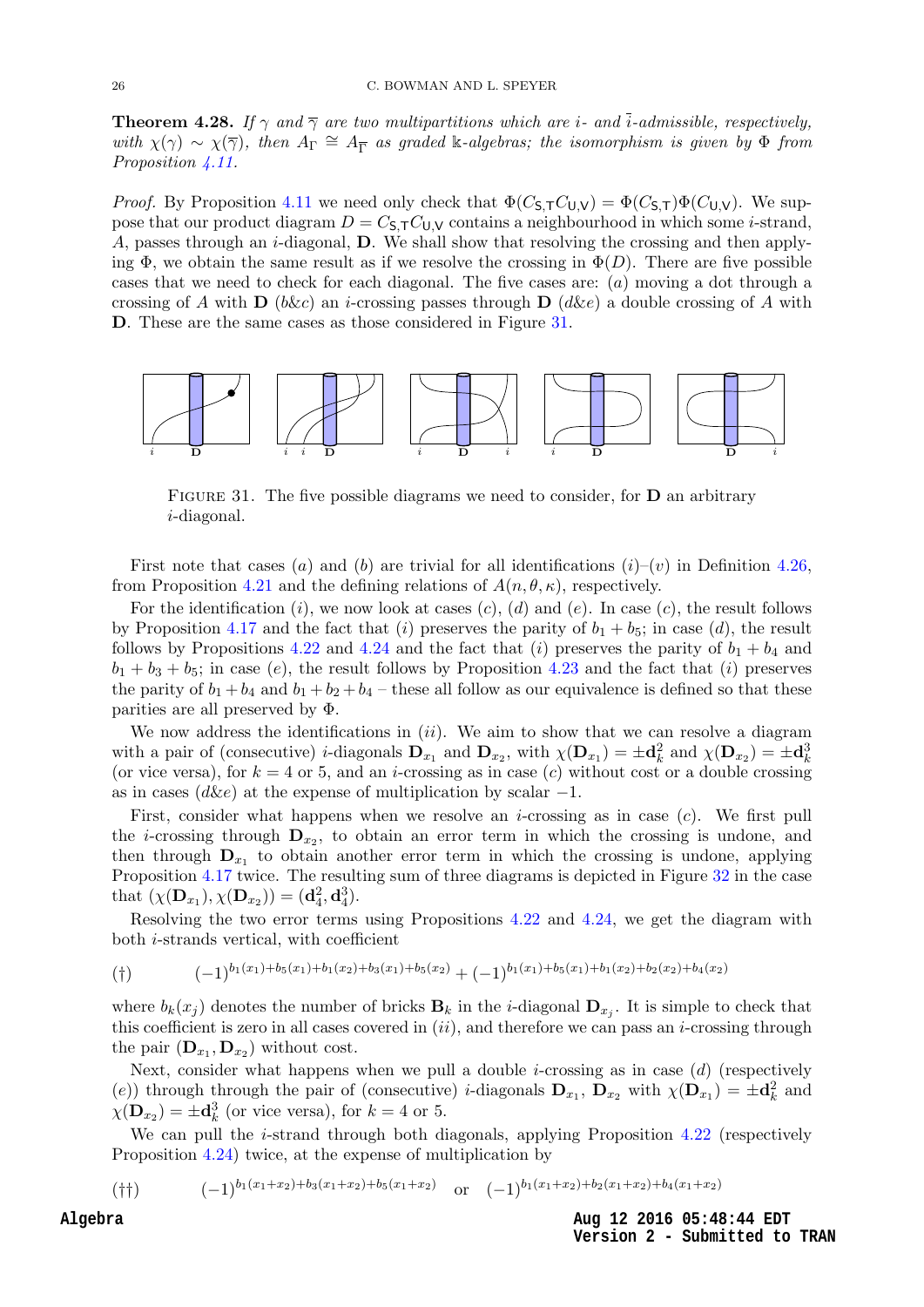**Theorem 4.28.** *If $\gamma$ and $\overline{\gamma}$ are two multipartitions which are $i$- and $\bar{i}$-admissible, respectively, with $\chi(\gamma) \sim \chi(\overline{\gamma})$, then $A_\Gamma \cong A_{\overline{\Gamma}}$ as graded $\Bbbk$-algebras; the isomorphism is given by $\Phi$ from Proposition 4.11.*

*Proof.* By Proposition 4.11 we need only check that $\Phi(C_{\mathsf{S},\mathsf{T}}C_{\mathsf{U},\mathsf{V}}) = \Phi(C_{\mathsf{S},\mathsf{T}})\Phi(C_{\mathsf{U},\mathsf{V}})$. We suppose that our product diagram $D = C_{\mathsf{S},\mathsf{T}}C_{\mathsf{U},\mathsf{V}}$ contains a neighbourhood in which some $i$-strand, $A$, passes through an $i$-diagonal, $\mathbf{D}$. We shall show that resolving the crossing and then applying $\Phi$, we obtain the same result as if we resolve the crossing in $\Phi(D)$. There are five possible cases that we need to check for each diagonal. The five cases are: $(a)$ moving a dot through a crossing of $A$ with $\mathbf{D}$ $(b\&c)$ an $i$-crossing passes through $\mathbf{D}$ $(d\&e)$ a double crossing of $A$ with $\mathbf{D}$. These are the same cases as those considered in Figure 31.

Figure 31. The five possible diagrams we need to consider, for $\mathbf{D}$ an arbitrary $i$-diagonal.

First note that cases $(a)$ and $(b)$ are trivial for all identifications $(i)$–$(v)$ in Definition 4.26, from Proposition 4.21 and the defining relations of $A(n,\theta,\kappa)$, respectively.

For the identification $(i)$, we now look at cases $(c)$, $(d)$ and $(e)$. In case $(c)$, the result follows by Proposition 4.17 and the fact that $(i)$ preserves the parity of $b_1 + b_5$; in case $(d)$, the result follows by Propositions 4.22 and 4.24 and the fact that $(i)$ preserves the parity of $b_1 + b_4$ and $b_1 + b_3 + b_5$; in case $(e)$, the result follows by Proposition 4.23 and the fact that $(i)$ preserves the parity of $b_1 + b_4$ and $b_1 + b_2 + b_4$ – these all follow as our equivalence is defined so that these parities are all preserved by $\Phi$.

We now address the identifications in $(ii)$. We aim to show that we can resolve a diagram with a pair of (consecutive) $i$-diagonals $\mathbf{D}_{x_1}$ and $\mathbf{D}_{x_2}$, with $\chi(\mathbf{D}_{x_1}) = \pm\mathbf{d}_k^2$ and $\chi(\mathbf{D}_{x_2}) = \pm\mathbf{d}_k^3$ (or vice versa), for $k = 4$ or 5, and an $i$-crossing as in case $(c)$ without cost or a double crossing as in cases $(d\&e)$ at the expense of multiplication by scalar $-1$.

First, consider what happens when we resolve an $i$-crossing as in case $(c)$. We first pull the $i$-crossing through $\mathbf{D}_{x_2}$, to obtain an error term in which the crossing is undone, and then through $\mathbf{D}_{x_1}$ to obtain another error term in which the crossing is undone, applying Proposition 4.17 twice. The resulting sum of three diagrams is depicted in Figure 32 in the case that $(\chi(\mathbf{D}_{x_1}), \chi(\mathbf{D}_{x_2})) = (\mathbf{d}_4^2, \mathbf{d}_4^3)$.

Resolving the two error terms using Propositions 4.22 and 4.24, we get the diagram with both $i$-strands vertical, with coefficient

$$(\dagger) \qquad (-1)^{b_1(x_1)+b_5(x_1)+b_1(x_2)+b_3(x_1)+b_5(x_2)} + (-1)^{b_1(x_1)+b_5(x_1)+b_1(x_2)+b_2(x_2)+b_4(x_2)}$$

where $b_k(x_j)$ denotes the number of bricks $\mathbf{B}_k$ in the $i$-diagonal $\mathbf{D}_{x_j}$. It is simple to check that this coefficient is zero in all cases covered in $(ii)$, and therefore we can pass an $i$-crossing through the pair $(\mathbf{D}_{x_1}, \mathbf{D}_{x_2})$ without cost.

Next, consider what happens when we pull a double $i$-crossing as in case $(d)$ (respectively $(e)$) through through the pair of (consecutive) $i$-diagonals $\mathbf{D}_{x_1}$, $\mathbf{D}_{x_2}$ with $\chi(\mathbf{D}_{x_1}) = \pm\mathbf{d}_k^2$ and $\chi(\mathbf{D}_{x_2}) = \pm\mathbf{d}_k^3$ (or vice versa), for $k = 4$ or 5.

We can pull the $i$-strand through both diagonals, applying Proposition 4.22 (respectively Proposition 4.24) twice, at the expense of multiplication by

$$(\dagger\dagger) \qquad (-1)^{b_1(x_1+x_2)+b_3(x_1+x_2)+b_5(x_1+x_2)} \quad \text{or} \quad (-1)^{b_1(x_1+x_2)+b_2(x_1+x_2)+b_4(x_1+x_2)}$$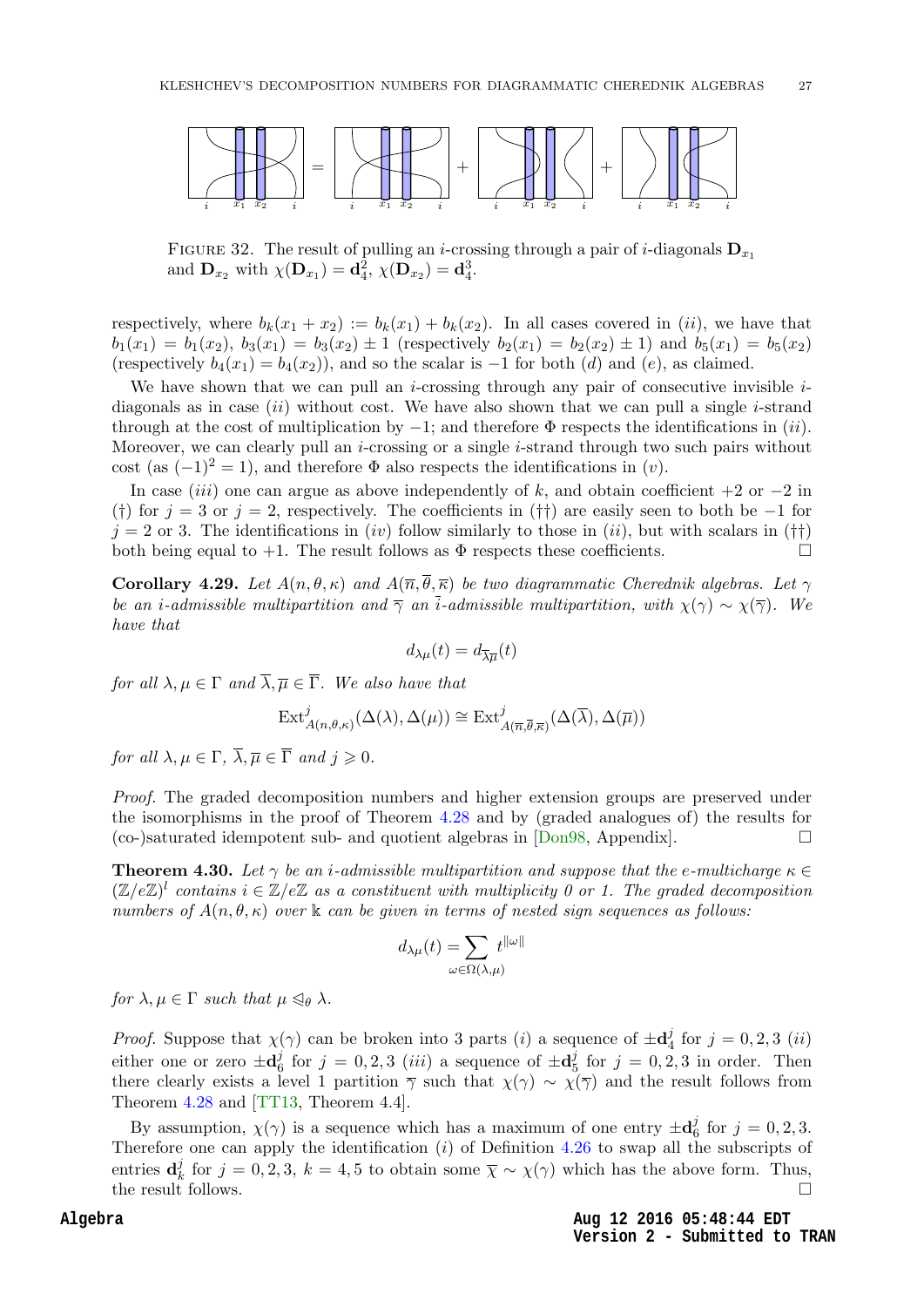FIGURE 32. The result of pulling an $i$-crossing through a pair of $i$-diagonals $\mathbf{D}_{x_1}$ and $\mathbf{D}_{x_2}$ with $\chi(\mathbf{D}_{x_1}) = \mathbf{d}_4^2$, $\chi(\mathbf{D}_{x_2}) = \mathbf{d}_4^3$.

respectively, where $b_k(x_1 + x_2) := b_k(x_1) + b_k(x_2)$. In all cases covered in $(ii)$, we have that $b_1(x_1) = b_1(x_2)$, $b_3(x_1) = b_3(x_2) \pm 1$ (respectively $b_2(x_1) = b_2(x_2) \pm 1$) and $b_5(x_1) = b_5(x_2)$ (respectively $b_4(x_1) = b_4(x_2)$), and so the scalar is $-1$ for both $(d)$ and $(e)$, as claimed.

We have shown that we can pull an $i$-crossing through any pair of consecutive invisible $i$-diagonals as in case $(ii)$ without cost. We have also shown that we can pull a single $i$-strand through at the cost of multiplication by $-1$; and therefore $\Phi$ respects the identifications in $(ii)$. Moreover, we can clearly pull an $i$-crossing or a single $i$-strand through two such pairs without cost (as $(-1)^2 = 1$), and therefore $\Phi$ also respects the identifications in $(v)$.

In case $(iii)$ one can argue as above independently of $k$, and obtain coefficient $+2$ or $-2$ in (†) for $j = 3$ or $j = 2$, respectively. The coefficients in (††) are easily seen to both be $-1$ for $j = 2$ or 3. The identifications in $(iv)$ follow similarly to those in $(ii)$, but with scalars in (††) both being equal to $+1$. The result follows as $\Phi$ respects these coefficients. □

**Corollary 4.29.** *Let $A(n, \theta, \kappa)$ and $A(\overline{n}, \overline{\theta}, \overline{\kappa})$ be two diagrammatic Cherednik algebras. Let $\gamma$ be an $i$-admissible multipartition and $\overline{\gamma}$ an $\overline{i}$-admissible multipartition, with $\chi(\gamma) \sim \chi(\overline{\gamma})$. We have that*

$$d_{\lambda\mu}(t) = d_{\overline{\lambda}\overline{\mu}}(t)$$

*for all $\lambda, \mu \in \Gamma$ and $\overline{\lambda}, \overline{\mu} \in \overline{\Gamma}$. We also have that*

$$\mathrm{Ext}^j_{A(n,\theta,\kappa)}(\Delta(\lambda), \Delta(\mu)) \cong \mathrm{Ext}^j_{A(\overline{n},\overline{\theta},\overline{\kappa})}(\Delta(\overline{\lambda}), \Delta(\overline{\mu}))$$

*for all $\lambda, \mu \in \Gamma$, $\overline{\lambda}, \overline{\mu} \in \overline{\Gamma}$ and $j \geqslant 0$.*

*Proof.* The graded decomposition numbers and higher extension groups are preserved under the isomorphisms in the proof of Theorem 4.28 and by (graded analogues of) the results for (co-)saturated idempotent sub- and quotient algebras in [Don98, Appendix]. □

**Theorem 4.30.** *Let $\gamma$ be an $i$-admissible multipartition and suppose that the $e$-multicharge $\kappa \in (\mathbb{Z}/e\mathbb{Z})^l$ contains $i \in \mathbb{Z}/e\mathbb{Z}$ as a constituent with multiplicity 0 or 1. The graded decomposition numbers of $A(n, \theta, \kappa)$ over $\Bbbk$ can be given in terms of nested sign sequences as follows:*

$$d_{\lambda\mu}(t) = \sum_{\omega \in \Omega(\lambda,\mu)} t^{\|\omega\|}$$

*for $\lambda, \mu \in \Gamma$ such that $\mu \trianglelefteq_\theta \lambda$.*

*Proof.* Suppose that $\chi(\gamma)$ can be broken into 3 parts $(i)$ a sequence of $\pm\mathbf{d}_4^j$ for $j = 0, 2, 3$ $(ii)$ either one or zero $\pm\mathbf{d}_6^j$ for $j = 0, 2, 3$ $(iii)$ a sequence of $\pm\mathbf{d}_5^j$ for $j = 0, 2, 3$ in order. Then there clearly exists a level 1 partition $\overline{\gamma}$ such that $\chi(\gamma) \sim \chi(\overline{\gamma})$ and the result follows from Theorem 4.28 and [TT13, Theorem 4.4].

By assumption, $\chi(\gamma)$ is a sequence which has a maximum of one entry $\pm\mathbf{d}_6^j$ for $j = 0, 2, 3$. Therefore one can apply the identification $(i)$ of Definition 4.26 to swap all the subscripts of entries $\mathbf{d}_k^j$ for $j = 0, 2, 3$, $k = 4, 5$ to obtain some $\overline{\chi} \sim \chi(\gamma)$ which has the above form. Thus, the result follows. □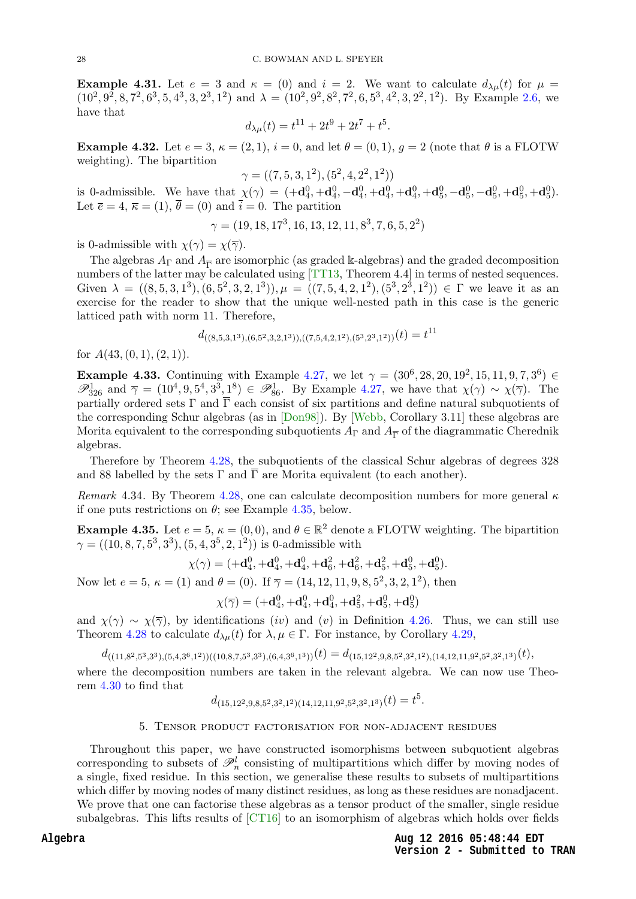**Example 4.31.** Let $e = 3$ and $\kappa = (0)$ and $i = 2$. We want to calculate $d_{\lambda\mu}(t)$ for $\mu = (10^2, 9^2, 8, 7^2, 6^3, 5, 4^3, 3, 2^3, 1^2)$ and $\lambda = (10^2, 9^2, 8^2, 7^2, 6, 5^3, 4^2, 3, 2^2, 1^2)$. By Example 2.6, we have that

$$d_{\lambda\mu}(t) = t^{11} + 2t^9 + 2t^7 + t^5.$$

**Example 4.32.** Let $e = 3$, $\kappa = (2, 1)$, $i = 0$, and let $\theta = (0, 1)$, $g = 2$ (note that $\theta$ is a FLOTW weighting). The bipartition

$$\gamma = ((7, 5, 3, 1^2), (5^2, 4, 2^2, 1^2))$$

is 0-admissible. We have that $\chi(\gamma) = (+\mathbf{d}_4^0, +\mathbf{d}_4^0, -\mathbf{d}_4^0, +\mathbf{d}_4^0, +\mathbf{d}_4^0, +\mathbf{d}_5^0, -\mathbf{d}_5^0, -\mathbf{d}_5^0, +\mathbf{d}_5^0, +\mathbf{d}_5^0)$. Let $\overline{e} = 4$, $\overline{\kappa} = (1)$, $\overline{\theta} = (0)$ and $\overline{i} = 0$. The partition

$$\gamma = (19, 18, 17^3, 16, 13, 12, 11, 8^3, 7, 6, 5, 2^2)$$

is 0-admissible with $\chi(\gamma) = \chi(\overline{\gamma})$.

The algebras $A_\Gamma$ and $A_{\overline{\Gamma}}$ are isomorphic (as graded $\Bbbk$-algebras) and the graded decomposition numbers of the latter may be calculated using [TT13, Theorem 4.4] in terms of nested sequences. Given $\lambda = ((8, 5, 3, 1^3), (6, 5^2, 3, 2, 1^3)), \mu = ((7, 5, 4, 2, 1^2), (5^3, 2^3, 1^2)) \in \Gamma$ we leave it as an exercise for the reader to show that the unique well-nested path in this case is the generic latticed path with norm 11. Therefore,

$$d_{((8,5,3,1^3),(6,5^2,3,2,1^3)),((7,5,4,2,1^2),(5^3,2^3,1^2))}(t) = t^{11}$$

for $A(43, (0, 1), (2, 1))$.

**Example 4.33.** Continuing with Example 4.27, we let $\gamma = (30^6, 28, 20, 19^2, 15, 11, 9, 7, 3^6) \in \mathscr{P}_{326}^1$ and $\overline{\gamma} = (10^4, 9, 5^4, 3^3, 1^8) \in \mathscr{P}_{86}^1$. By Example 4.27, we have that $\chi(\gamma) \sim \chi(\overline{\gamma})$. The partially ordered sets $\Gamma$ and $\overline{\Gamma}$ each consist of six partitions and define natural subquotients of the corresponding Schur algebras (as in [Don98]). By [Webb, Corollary 3.11] these algebras are Morita equivalent to the corresponding subquotients $A_\Gamma$ and $A_{\overline{\Gamma}}$ of the diagrammatic Cherednik algebras.

Therefore by Theorem 4.28, the subquotients of the classical Schur algebras of degrees 328 and 88 labelled by the sets $\Gamma$ and $\overline{\Gamma}$ are Morita equivalent (to each another).

*Remark* 4.34. By Theorem 4.28, one can calculate decomposition numbers for more general $\kappa$ if one puts restrictions on $\theta$; see Example 4.35, below.

**Example 4.35.** Let $e = 5$, $\kappa = (0, 0)$, and $\theta \in \mathbb{R}^2$ denote a FLOTW weighting. The bipartition $\gamma = ((10, 8, 7, 5^3, 3^3), (5, 4, 3^5, 2, 1^2))$ is 0-admissible with

$$\chi(\gamma) = (+\mathbf{d}_4^0, +\mathbf{d}_4^0, +\mathbf{d}_4^0, +\mathbf{d}_6^2, +\mathbf{d}_6^2, +\mathbf{d}_5^2, +\mathbf{d}_5^0, +\mathbf{d}_5^0).$$

Now let $e = 5$, $\kappa = (1)$ and $\theta = (0)$. If $\overline{\gamma} = (14, 12, 11, 9, 8, 5^2, 3, 2, 1^2)$, then

$$\chi(\overline{\gamma}) = (+\mathbf{d}_4^0, +\mathbf{d}_4^0, +\mathbf{d}_4^0, +\mathbf{d}_5^2, +\mathbf{d}_5^0, +\mathbf{d}_5^0)$$

and $\chi(\gamma) \sim \chi(\overline{\gamma})$, by identifications $(iv)$ and $(v)$ in Definition 4.26. Thus, we can still use Theorem 4.28 to calculate $d_{\lambda\mu}(t)$ for $\lambda, \mu \in \Gamma$. For instance, by Corollary 4.29,

$$d_{((11,8^2,5^3,3^3),(5,4,3^6,1^2))((10,8,7,5^3,3^3),(6,4,3^6,1^3))}(t) = d_{(15,12^2,9,8,5^2,3^2,1^2),(14,12,11,9^2,5^2,3^2,1^3)}(t),$$

where the decomposition numbers are taken in the relevant algebra. We can now use Theorem 4.30 to find that

$$d_{(15,12^2,9,8,5^2,3^2,1^2)(14,12,11,9^2,5^2,3^2,1^3)}(t) = t^5.$$

## 5. Tensor product factorisation for non-adjacent residues

Throughout this paper, we have constructed isomorphisms between subquotient algebras corresponding to subsets of $\mathscr{P}_n^l$ consisting of multipartitions which differ by moving nodes of a single, fixed residue. In this section, we generalise these results to subsets of multipartitions which differ by moving nodes of many distinct residues, as long as these residues are nonadjacent. We prove that one can factorise these algebras as a tensor product of the smaller, single residue subalgebras. This lifts results of [CT16] to an isomorphism of algebras which holds over fields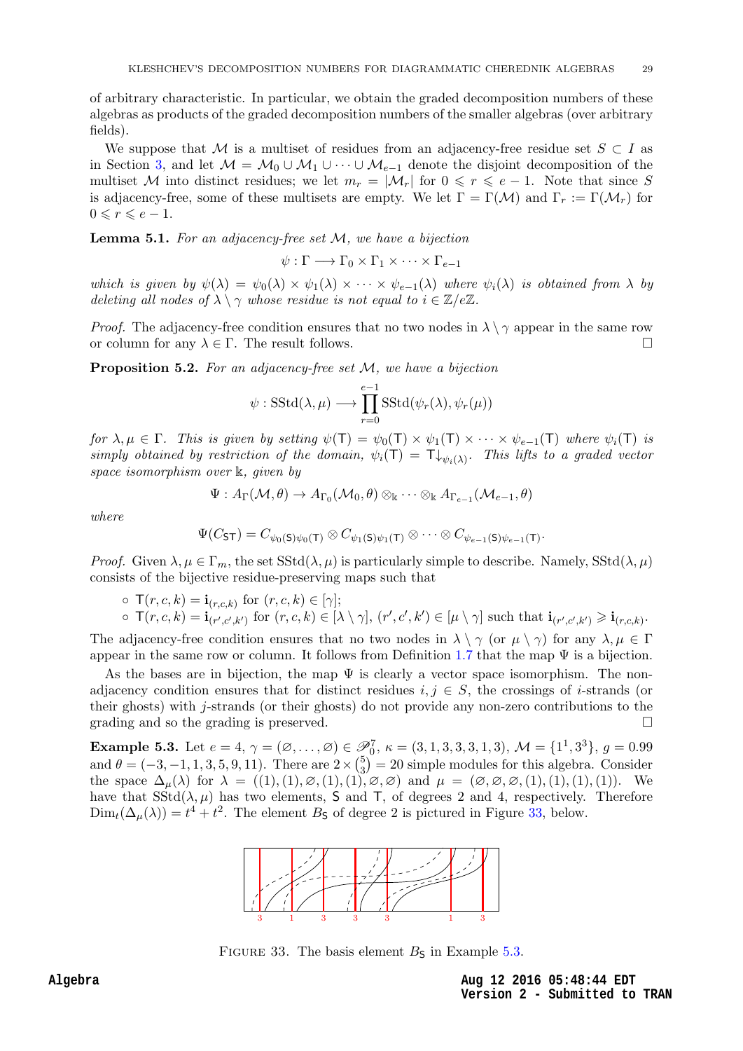of arbitrary characteristic. In particular, we obtain the graded decomposition numbers of these algebras as products of the graded decomposition numbers of the smaller algebras (over arbitrary fields).

We suppose that $\mathcal{M}$ is a multiset of residues from an adjacency-free residue set $S \subset I$ as in Section 3, and let $\mathcal{M} = \mathcal{M}_0 \cup \mathcal{M}_1 \cup \cdots \cup \mathcal{M}_{e-1}$ denote the disjoint decomposition of the multiset $\mathcal{M}$ into distinct residues; we let $m_r = |\mathcal{M}_r|$ for $0 \leqslant r \leqslant e-1$. Note that since $S$ is adjacency-free, some of these multisets are empty. We let $\Gamma = \Gamma(\mathcal{M})$ and $\Gamma_r := \Gamma(\mathcal{M}_r)$ for $0 \leqslant r \leqslant e-1$.

**Lemma 5.1.** *For an adjacency-free set $\mathcal{M}$, we have a bijection*

$$\psi : \Gamma \longrightarrow \Gamma_0 \times \Gamma_1 \times \cdots \times \Gamma_{e-1}$$

*which is given by $\psi(\lambda) = \psi_0(\lambda) \times \psi_1(\lambda) \times \cdots \times \psi_{e-1}(\lambda)$ where $\psi_i(\lambda)$ is obtained from $\lambda$ by deleting all nodes of $\lambda \setminus \gamma$ whose residue is not equal to $i \in \mathbb{Z}/e\mathbb{Z}$.*

*Proof.* The adjacency-free condition ensures that no two nodes in $\lambda \setminus \gamma$ appear in the same row or column for any $\lambda \in \Gamma$. The result follows. ☐

**Proposition 5.2.** *For an adjacency-free set $\mathcal{M}$, we have a bijection*

$$\psi : \mathrm{SStd}(\lambda, \mu) \longrightarrow \prod_{r=0}^{e-1} \mathrm{SStd}(\psi_r(\lambda), \psi_r(\mu))$$

*for $\lambda, \mu \in \Gamma$. This is given by setting $\psi(\mathsf{T}) = \psi_0(\mathsf{T}) \times \psi_1(\mathsf{T}) \times \cdots \times \psi_{e-1}(\mathsf{T})$ where $\psi_i(\mathsf{T})$ is simply obtained by restriction of the domain, $\psi_i(\mathsf{T}) = \mathsf{T}\downarrow_{\psi_i(\lambda)}$. This lifts to a graded vector space isomorphism over $\Bbbk$, given by*

$$\Psi : A_\Gamma(\mathcal{M}, \theta) \to A_{\Gamma_0}(\mathcal{M}_0, \theta) \otimes_\Bbbk \cdots \otimes_\Bbbk A_{\Gamma_{e-1}}(\mathcal{M}_{e-1}, \theta)$$

*where*

$$\Psi(C_{\mathsf{ST}}) = C_{\psi_0(\mathsf{S})\psi_0(\mathsf{T})} \otimes C_{\psi_1(\mathsf{S})\psi_1(\mathsf{T})} \otimes \cdots \otimes C_{\psi_{e-1}(\mathsf{S})\psi_{e-1}(\mathsf{T})}.$$

*Proof.* Given $\lambda, \mu \in \Gamma_m$, the set $\mathrm{SStd}(\lambda, \mu)$ is particularly simple to describe. Namely, $\mathrm{SStd}(\lambda, \mu)$ consists of the bijective residue-preserving maps such that

- $\mathsf{T}(r, c, k) = \mathbf{i}_{(r,c,k)}$ for $(r, c, k) \in [\gamma]$;
- $\mathsf{T}(r, c, k) = \mathbf{i}_{(r',c',k')}$ for $(r, c, k) \in [\lambda \setminus \gamma]$, $(r', c', k') \in [\mu \setminus \gamma]$ such that $\mathbf{i}_{(r',c',k')} \geqslant \mathbf{i}_{(r,c,k)}$.

The adjacency-free condition ensures that no two nodes in $\lambda \setminus \gamma$ (or $\mu \setminus \gamma$) for any $\lambda, \mu \in \Gamma$ appear in the same row or column. It follows from Definition 1.7 that the map $\Psi$ is a bijection.

As the bases are in bijection, the map $\Psi$ is clearly a vector space isomorphism. The non-adjacency condition ensures that for distinct residues $i, j \in S$, the crossings of $i$-strands (or their ghosts) with $j$-strands (or their ghosts) do not provide any non-zero contributions to the grading and so the grading is preserved. ☐

**Example 5.3.** Let $e = 4$, $\gamma = (\varnothing, \ldots, \varnothing) \in \mathscr{P}_0^7$, $\kappa = (3, 1, 3, 3, 3, 1, 3)$, $\mathcal{M} = \{1^1, 3^3\}$, $g = 0.99$ and $\theta = (-3, -1, 1, 3, 5, 9, 11)$. There are $2 \times \binom{5}{3} = 20$ simple modules for this algebra. Consider the space $\Delta_\mu(\lambda)$ for $\lambda = ((1), (1), \varnothing, (1), (1), \varnothing, \varnothing)$ and $\mu = (\varnothing, \varnothing, \varnothing, (1), (1), (1), (1))$. We have that $\mathrm{SStd}(\lambda, \mu)$ has two elements, $\mathsf{S}$ and $\mathsf{T}$, of degrees 2 and 4, respectively. Therefore $\mathrm{Dim}_t(\Delta_\mu(\lambda)) = t^4 + t^2$. The element $B_\mathsf{S}$ of degree 2 is pictured in Figure 33, below.

FIGURE 33. The basis element $B_\mathsf{S}$ in Example 5.3.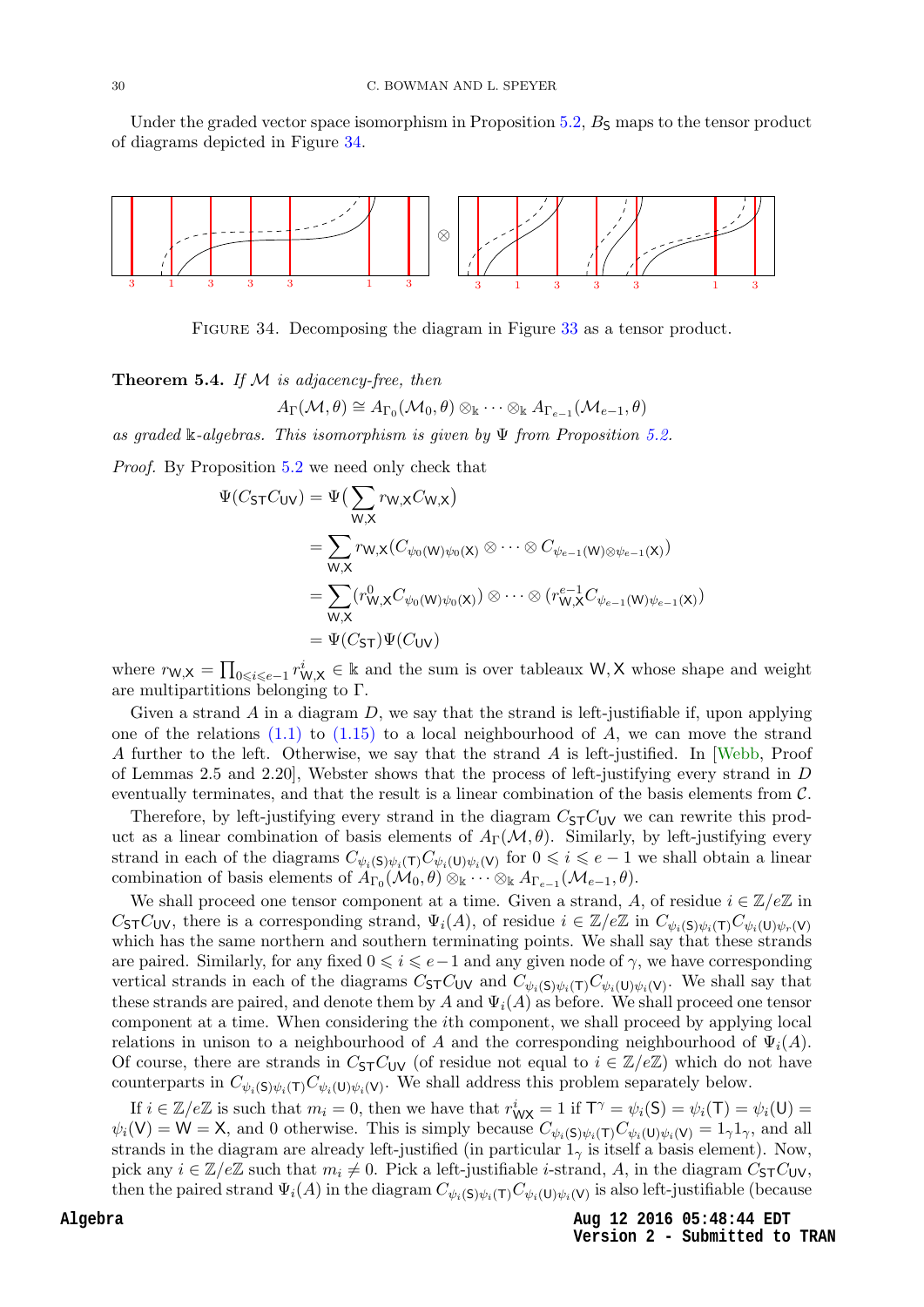Under the graded vector space isomorphism in Proposition 5.2, $B_{\mathsf{S}}$ maps to the tensor product of diagrams depicted in Figure 34.

FIGURE 34. Decomposing the diagram in Figure 33 as a tensor product.

**Theorem 5.4.** *If $\mathcal{M}$ is adjacency-free, then*

$$A_{\Gamma}(\mathcal{M},\theta) \cong A_{\Gamma_0}(\mathcal{M}_0,\theta) \otimes_{\Bbbk} \cdots \otimes_{\Bbbk} A_{\Gamma_{e-1}}(\mathcal{M}_{e-1},\theta)$$

*as graded $\Bbbk$-algebras. This isomorphism is given by $\Psi$ from Proposition 5.2.*

*Proof.* By Proposition 5.2 we need only check that

$$\begin{aligned}
\Psi(C_{\mathsf{ST}}C_{\mathsf{UV}}) &= \Psi\big(\sum_{\mathsf{W},\mathsf{X}} r_{\mathsf{W},\mathsf{X}} C_{\mathsf{W},\mathsf{X}}\big) \\
&= \sum_{\mathsf{W},\mathsf{X}} r_{\mathsf{W},\mathsf{X}} (C_{\psi_0(\mathsf{W})\psi_0(\mathsf{X})} \otimes \cdots \otimes C_{\psi_{e-1}(\mathsf{W})\otimes\psi_{e-1}(\mathsf{X})}) \\
&= \sum_{\mathsf{W},\mathsf{X}} (r^0_{\mathsf{W},\mathsf{X}} C_{\psi_0(\mathsf{W})\psi_0(\mathsf{X})}) \otimes \cdots \otimes (r^{e-1}_{\mathsf{W},\mathsf{X}} C_{\psi_{e-1}(\mathsf{W})\psi_{e-1}(\mathsf{X})}) \\
&= \Psi(C_{\mathsf{ST}})\Psi(C_{\mathsf{UV}})
\end{aligned}$$

where $r_{\mathsf{W},\mathsf{X}} = \prod_{0\leqslant i \leqslant e-1} r^i_{\mathsf{W},\mathsf{X}} \in \Bbbk$ and the sum is over tableaux $\mathsf{W},\mathsf{X}$ whose shape and weight are multipartitions belonging to $\Gamma$.

Given a strand $A$ in a diagram $D$, we say that the strand is left-justifiable if, upon applying one of the relations (1.1) to (1.15) to a local neighbourhood of $A$, we can move the strand $A$ further to the left. Otherwise, we say that the strand $A$ is left-justified. In [Webb, Proof of Lemmas 2.5 and 2.20], Webster shows that the process of left-justifying every strand in $D$ eventually terminates, and that the result is a linear combination of the basis elements from $\mathcal{C}$.

Therefore, by left-justifying every strand in the diagram $C_{\mathsf{ST}}C_{\mathsf{UV}}$ we can rewrite this product as a linear combination of basis elements of $A_{\Gamma}(\mathcal{M},\theta)$. Similarly, by left-justifying every strand in each of the diagrams $C_{\psi_i(\mathsf{S})\psi_i(\mathsf{T})}C_{\psi_i(\mathsf{U})\psi_i(\mathsf{V})}$ for $0 \leqslant i \leqslant e-1$ we shall obtain a linear combination of basis elements of $A_{\Gamma_0}(\mathcal{M}_0,\theta) \otimes_{\Bbbk} \cdots \otimes_{\Bbbk} A_{\Gamma_{e-1}}(\mathcal{M}_{e-1},\theta)$.

We shall proceed one tensor component at a time. Given a strand, $A$, of residue $i \in \mathbb{Z}/e\mathbb{Z}$ in $C_{\mathsf{ST}}C_{\mathsf{UV}}$, there is a corresponding strand, $\Psi_i(A)$, of residue $i \in \mathbb{Z}/e\mathbb{Z}$ in $C_{\psi_i(\mathsf{S})\psi_i(\mathsf{T})}C_{\psi_i(\mathsf{U})\psi_r(\mathsf{V})}$ which has the same northern and southern terminating points. We shall say that these strands are paired. Similarly, for any fixed $0 \leqslant i \leqslant e-1$ and any given node of $\gamma$, we have corresponding vertical strands in each of the diagrams $C_{\mathsf{ST}}C_{\mathsf{UV}}$ and $C_{\psi_i(\mathsf{S})\psi_i(\mathsf{T})}C_{\psi_i(\mathsf{U})\psi_i(\mathsf{V})}$. We shall say that these strands are paired, and denote them by $A$ and $\Psi_i(A)$ as before. We shall proceed one tensor component at a time. When considering the $i$th component, we shall proceed by applying local relations in unison to a neighbourhood of $A$ and the corresponding neighbourhood of $\Psi_i(A)$. Of course, there are strands in $C_{\mathsf{ST}}C_{\mathsf{UV}}$ (of residue not equal to $i \in \mathbb{Z}/e\mathbb{Z}$) which do not have counterparts in $C_{\psi_i(\mathsf{S})\psi_i(\mathsf{T})}C_{\psi_i(\mathsf{U})\psi_i(\mathsf{V})}$. We shall address this problem separately below.

If $i \in \mathbb{Z}/e\mathbb{Z}$ is such that $m_i = 0$, then we have that $r^i_{\mathsf{WX}} = 1$ if $\mathsf{T}^\gamma = \psi_i(\mathsf{S}) = \psi_i(\mathsf{T}) = \psi_i(\mathsf{U}) = \psi_i(\mathsf{V}) = \mathsf{W} = \mathsf{X}$, and 0 otherwise. This is simply because $C_{\psi_i(\mathsf{S})\psi_i(\mathsf{T})}C_{\psi_i(\mathsf{U})\psi_i(\mathsf{V})} = 1_\gamma 1_\gamma$, and all strands in the diagram are already left-justified (in particular $1_\gamma$ is itself a basis element). Now, pick any $i \in \mathbb{Z}/e\mathbb{Z}$ such that $m_i \neq 0$. Pick a left-justifiable $i$-strand, $A$, in the diagram $C_{\mathsf{ST}}C_{\mathsf{UV}}$, then the paired strand $\Psi_i(A)$ in the diagram $C_{\psi_i(\mathsf{S})\psi_i(\mathsf{T})}C_{\psi_i(\mathsf{U})\psi_i(\mathsf{V})}$ is also left-justifiable (because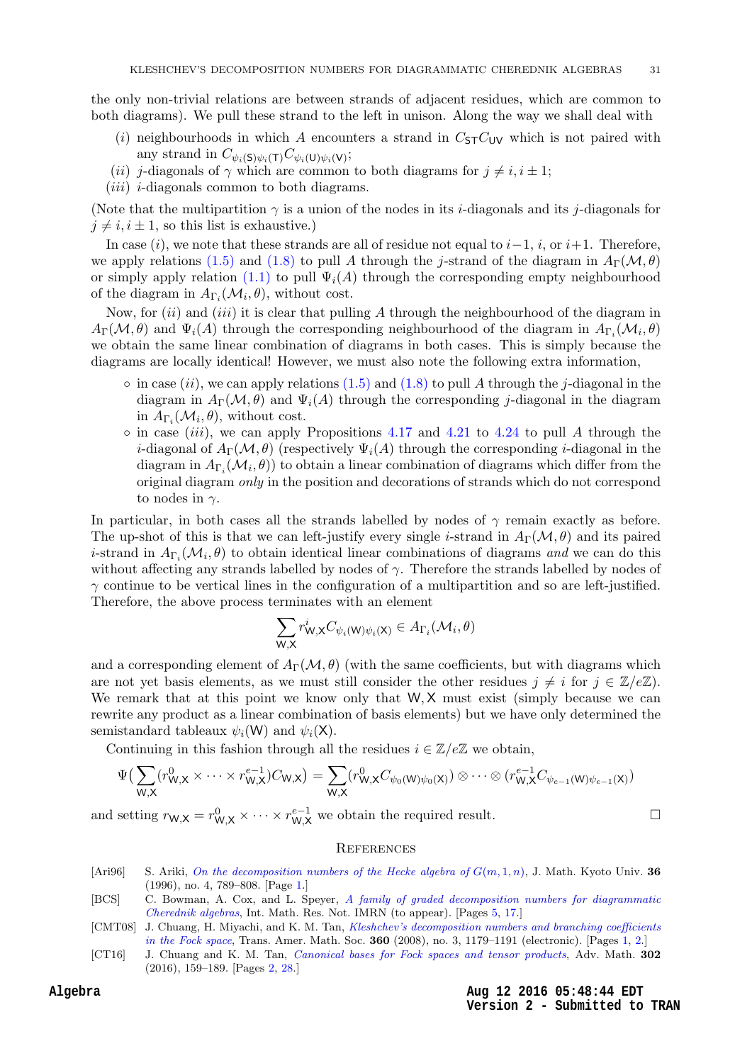the only non-trivial relations are between strands of adjacent residues, which are common to both diagrams). We pull these strand to the left in unison. Along the way we shall deal with

- $(i)$ neighbourhoods in which $A$ encounters a strand in $C_{\mathsf{ST}}C_{\mathsf{UV}}$ which is not paired with any strand in $C_{\psi_i(\mathsf{S})\psi_i(\mathsf{T})}C_{\psi_i(\mathsf{U})\psi_i(\mathsf{V})}$;
- $(ii)$ $j$-diagonals of $\gamma$ which are common to both diagrams for $j \neq i, i \pm 1$;
- $(iii)$ $i$-diagonals common to both diagrams.

(Note that the multipartition $\gamma$ is a union of the nodes in its $i$-diagonals and its $j$-diagonals for $j \neq i, i \pm 1$, so this list is exhaustive.)

In case $(i)$, we note that these strands are all of residue not equal to $i-1$, $i$, or $i+1$. Therefore, we apply relations (1.5) and (1.8) to pull $A$ through the $j$-strand of the diagram in $A_\Gamma(\mathcal{M}, \theta)$ or simply apply relation (1.1) to pull $\Psi_i(A)$ through the corresponding empty neighbourhood of the diagram in $A_{\Gamma_i}(\mathcal{M}_i, \theta)$, without cost.

Now, for $(ii)$ and $(iii)$ it is clear that pulling $A$ through the neighbourhood of the diagram in $A_\Gamma(\mathcal{M}, \theta)$ and $\Psi_i(A)$ through the corresponding neighbourhood of the diagram in $A_{\Gamma_i}(\mathcal{M}_i, \theta)$ we obtain the same linear combination of diagrams in both cases. This is simply because the diagrams are locally identical! However, we must also note the following extra information,

- in case $(ii)$, we can apply relations (1.5) and (1.8) to pull $A$ through the $j$-diagonal in the diagram in $A_\Gamma(\mathcal{M}, \theta)$ and $\Psi_i(A)$ through the corresponding $j$-diagonal in the diagram in $A_{\Gamma_i}(\mathcal{M}_i, \theta)$, without cost.
- in case $(iii)$, we can apply Propositions 4.17 and 4.21 to 4.24 to pull $A$ through the $i$-diagonal of $A_\Gamma(\mathcal{M}, \theta)$ (respectively $\Psi_i(A)$ through the corresponding $i$-diagonal in the diagram in $A_{\Gamma_i}(\mathcal{M}_i, \theta)$) to obtain a linear combination of diagrams which differ from the original diagram *only* in the position and decorations of strands which do not correspond to nodes in $\gamma$.

In particular, in both cases all the strands labelled by nodes of $\gamma$ remain exactly as before. The up-shot of this is that we can left-justify every single $i$-strand in $A_\Gamma(\mathcal{M}, \theta)$ and its paired $i$-strand in $A_{\Gamma_i}(\mathcal{M}_i, \theta)$ to obtain identical linear combinations of diagrams *and* we can do this without affecting any strands labelled by nodes of $\gamma$. Therefore the strands labelled by nodes of $\gamma$ continue to be vertical lines in the configuration of a multipartition and so are left-justified. Therefore, the above process terminates with an element

$$\sum_{\mathsf{W},\mathsf{X}} r^i_{\mathsf{W},\mathsf{X}} C_{\psi_i(\mathsf{W})\psi_i(\mathsf{X})} \in A_{\Gamma_i}(\mathcal{M}_i, \theta)$$

and a corresponding element of $A_\Gamma(\mathcal{M}, \theta)$ (with the same coefficients, but with diagrams which are not yet basis elements, as we must still consider the other residues $j \neq i$ for $j \in \mathbb{Z}/e\mathbb{Z}$). We remark that at this point we know only that $\mathsf{W}, \mathsf{X}$ must exist (simply because we can rewrite any product as a linear combination of basis elements) but we have only determined the semistandard tableaux $\psi_i(\mathsf{W})$ and $\psi_i(\mathsf{X})$.

Continuing in this fashion through all the residues $i \in \mathbb{Z}/e\mathbb{Z}$ we obtain,

$$\Psi\Big(\sum_{\mathsf{W},\mathsf{X}} (r^0_{\mathsf{W},\mathsf{X}} \times \cdots \times r^{e-1}_{\mathsf{W},\mathsf{X}}) C_{\mathsf{W},\mathsf{X}}\Big) = \sum_{\mathsf{W},\mathsf{X}} (r^0_{\mathsf{W},\mathsf{X}} C_{\psi_0(\mathsf{W})\psi_0(\mathsf{X})}) \otimes \cdots \otimes (r^{e-1}_{\mathsf{W},\mathsf{X}} C_{\psi_{e-1}(\mathsf{W})\psi_{e-1}(\mathsf{X})})$$

and setting $r_{\mathsf{W},\mathsf{X}} = r^0_{\mathsf{W},\mathsf{X}} \times \cdots \times r^{e-1}_{\mathsf{W},\mathsf{X}}$ we obtain the required result. $\square$

## References

- [Ari96] S. Ariki, *On the decomposition numbers of the Hecke algebra of $G(m, 1, n)$*, J. Math. Kyoto Univ. **36** (1996), no. 4, 789–808. [Page 1.]
- [BCS] C. Bowman, A. Cox, and L. Speyer, *A family of graded decomposition numbers for diagrammatic Cherednik algebras*, Int. Math. Res. Not. IMRN (to appear). [Pages 5, 17.]
- [CMT08] J. Chuang, H. Miyachi, and K. M. Tan, *Kleshchev's decomposition numbers and branching coefficients in the Fock space*, Trans. Amer. Math. Soc. **360** (2008), no. 3, 1179–1191 (electronic). [Pages 1, 2.]
- [CT16] J. Chuang and K. M. Tan, *Canonical bases for Fock spaces and tensor products*, Adv. Math. **302** (2016), 159–189. [Pages 2, 28.]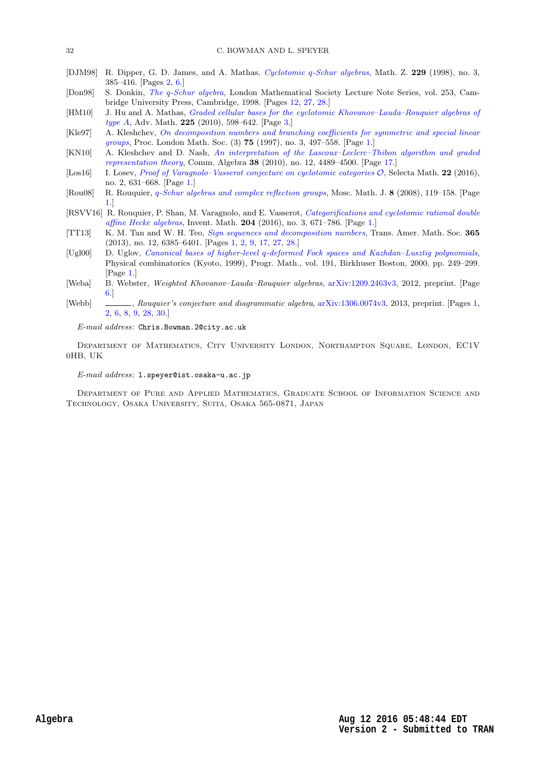[DJM98] R. Dipper, G. D. James, and A. Mathas, *Cyclotomic q-Schur algebras*, Math. Z. **229** (1998), no. 3, 385–416. [Pages 2, 6.]

[Don98] S. Donkin, *The q-Schur algebra*, London Mathematical Society Lecture Note Series, vol. 253, Cambridge University Press, Cambridge, 1998. [Pages 12, 27, 28.]

[HM10] J. Hu and A. Mathas, *Graded cellular bases for the cyclotomic Khovanov–Lauda–Rouquier algebras of type A*, Adv. Math. **225** (2010), 598–642. [Page 3.]

[Kle97] A. Kleshchev, *On decomposition numbers and branching coefficients for symmetric and special linear groups*, Proc. London Math. Soc. (3) **75** (1997), no. 3, 497–558. [Page 1.]

[KN10] A. Kleshchev and D. Nash, *An interpretation of the Lascoux–Leclerc–Thibon algorithm and graded representation theory*, Comm. Algebra **38** (2010), no. 12, 4489–4500. [Page 17.]

[Los16] I. Losev, *Proof of Varagnolo–Vasserot conjecture on cyclotomic categories $\mathcal{O}$*, Selecta Math. **22** (2016), no. 2, 631–668. [Page 1.]

[Rou08] R. Rouquier, *q-Schur algebras and complex reflection groups*, Mosc. Math. J. **8** (2008), 119–158. [Page 1.]

[RSVV16] R. Rouquier, P. Shan, M. Varagnolo, and E. Vasserot, *Categorifications and cyclotomic rational double affine Hecke algebras*, Invent. Math. **204** (2016), no. 3, 671–786. [Page 1.]

[TT13] K. M. Tan and W. H. Teo, *Sign sequences and decomposition numbers*, Trans. Amer. Math. Soc. **365** (2013), no. 12, 6385–6401. [Pages 1, 2, 9, 17, 27, 28.]

[Ugl00] D. Uglov, *Canonical bases of higher-level q-deformed Fock spaces and Kazhdan–Lusztig polynomials*, Physical combinatorics (Kyoto, 1999), Progr. Math., vol. 191, Birkhuser Boston, 2000, pp. 249–299. [Page 1.]

[Weba] B. Webster, *Weighted Khovanov–Lauda–Rouquier algebras*, arXiv:1209.2463v3, 2012, preprint. [Page 6.]

[Webb] ———, *Rouquier's conjecture and diagrammatic algebra*, arXiv:1306.0074v3, 2013, preprint. [Pages 1, 2, 6, 8, 9, 28, 30.]

*E-mail address*: Chris.Bowman.2@city.ac.uk

Department of Mathematics, City University London, Northampton Square, London, EC1V 0HB, UK

*E-mail address*: l.speyer@ist.osaka-u.ac.jp

Department of Pure and Applied Mathematics, Graduate School of Information Science and Technology, Osaka University, Suita, Osaka 565-0871, Japan